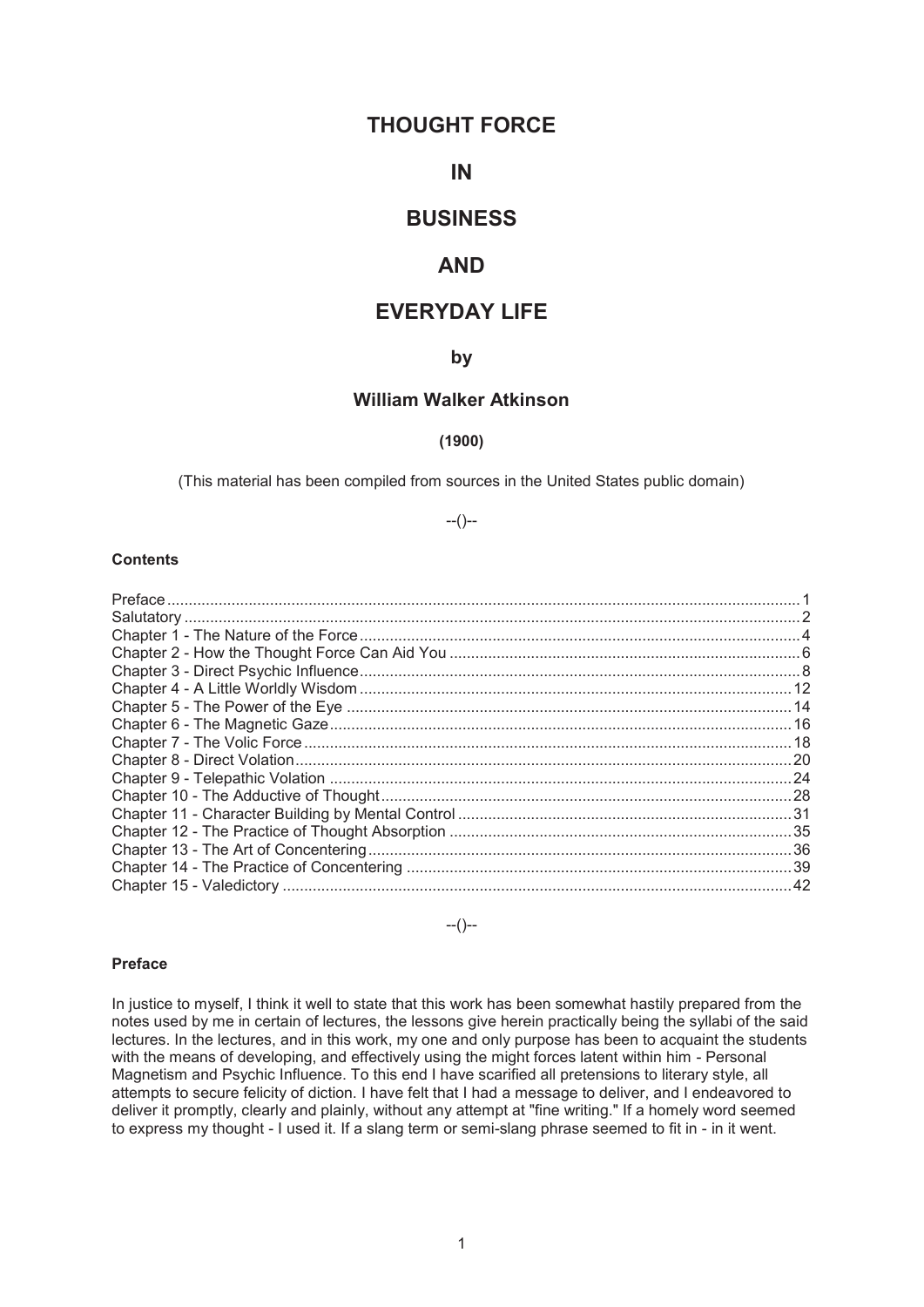# THOUGHT FORCE

# IN

# BUSINESS

# AND

# EVERYDAY LIFE

### by

### William Walker Atkinson

**(1900)**

(This material has been compiled from sources in the United States public domain)

--()--

**Contents**

Preface ..... 1
Salutatory ..... 2
Chapter 1 - The Nature of the Force ..... 4
Chapter 2 - How the Thought Force Can Aid You ..... 6
Chapter 3 - Direct Psychic Influence ..... 8
Chapter 4 - A Little Worldly Wisdom ..... 12
Chapter 5 - The Power of the Eye ..... 14
Chapter 6 - The Magnetic Gaze ..... 16
Chapter 7 - The Volic Force ..... 18
Chapter 8 - Direct Volation ..... 20
Chapter 9 - Telepathic Volation ..... 24
Chapter 10 - The Adductive of Thought ..... 28
Chapter 11 - Character Building by Mental Control ..... 31
Chapter 12 - The Practice of Thought Absorption ..... 35
Chapter 13 - The Art of Concentering ..... 36
Chapter 14 - The Practice of Concentering ..... 39
Chapter 15 - Valedictory ..... 42

--()--

**Preface**

In justice to myself, I think it well to state that this work has been somewhat hastily prepared from the notes used by me in certain of lectures, the lessons give herein practically being the syllabi of the said lectures. In the lectures, and in this work, my one and only purpose has been to acquaint the students with the means of developing, and effectively using the might forces latent within him - Personal Magnetism and Psychic Influence. To this end I have scarified all pretensions to literary style, all attempts to secure felicity of diction. I have felt that I had a message to deliver, and I endeavored to deliver it promptly, clearly and plainly, without any attempt at "fine writing." If a homely word seemed to express my thought - I used it. If a slang term or semi-slang phrase seemed to fit in - in it went.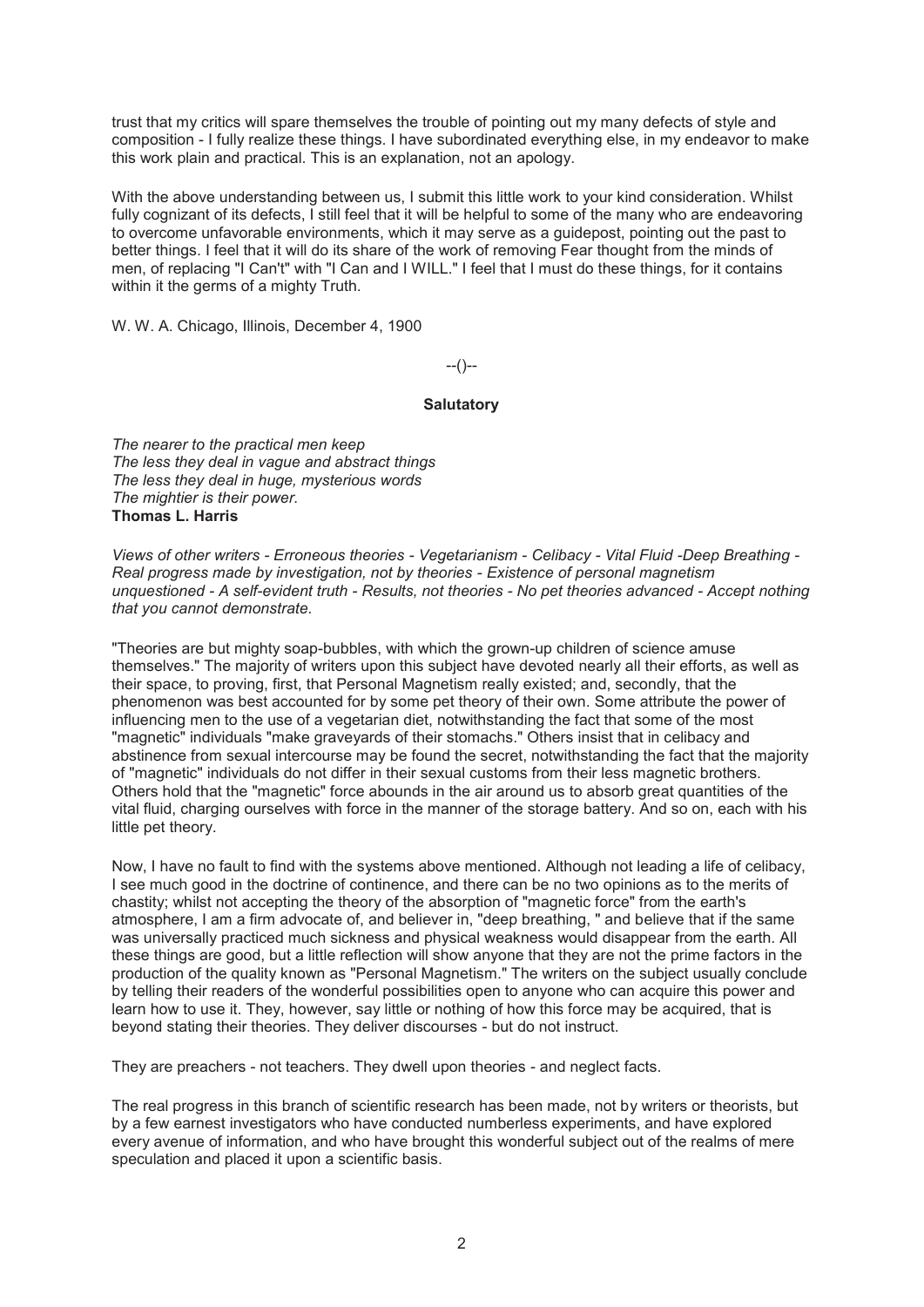trust that my critics will spare themselves the trouble of pointing out my many defects of style and composition - I fully realize these things. I have subordinated everything else, in my endeavor to make this work plain and practical. This is an explanation, not an apology.

With the above understanding between us, I submit this little work to your kind consideration. Whilst fully cognizant of its defects, I still feel that it will be helpful to some of the many who are endeavoring to overcome unfavorable environments, which it may serve as a guidepost, pointing out the past to better things. I feel that it will do its share of the work of removing Fear thought from the minds of men, of replacing "I Can't" with "I Can and I WILL." I feel that I must do these things, for it contains within it the germs of a mighty Truth.

W. W. A. Chicago, Illinois, December 4, 1900

--()--

## Salutatory

*The nearer to the practical men keep*
*The less they deal in vague and abstract things*
*The less they deal in huge, mysterious words*
*The mightier is their power.*
**Thomas L. Harris**

*Views of other writers - Erroneous theories - Vegetarianism - Celibacy - Vital Fluid -Deep Breathing - Real progress made by investigation, not by theories - Existence of personal magnetism unquestioned - A self-evident truth - Results, not theories - No pet theories advanced - Accept nothing that you cannot demonstrate.*

"Theories are but mighty soap-bubbles, with which the grown-up children of science amuse themselves." The majority of writers upon this subject have devoted nearly all their efforts, as well as their space, to proving, first, that Personal Magnetism really existed; and, secondly, that the phenomenon was best accounted for by some pet theory of their own. Some attribute the power of influencing men to the use of a vegetarian diet, notwithstanding the fact that some of the most "magnetic" individuals "make graveyards of their stomachs." Others insist that in celibacy and abstinence from sexual intercourse may be found the secret, notwithstanding the fact that the majority of "magnetic" individuals do not differ in their sexual customs from their less magnetic brothers. Others hold that the "magnetic" force abounds in the air around us to absorb great quantities of the vital fluid, charging ourselves with force in the manner of the storage battery. And so on, each with his little pet theory.

Now, I have no fault to find with the systems above mentioned. Although not leading a life of celibacy, I see much good in the doctrine of continence, and there can be no two opinions as to the merits of chastity; whilst not accepting the theory of the absorption of "magnetic force" from the earth's atmosphere, I am a firm advocate of, and believer in, "deep breathing, " and believe that if the same was universally practiced much sickness and physical weakness would disappear from the earth. All these things are good, but a little reflection will show anyone that they are not the prime factors in the production of the quality known as "Personal Magnetism." The writers on the subject usually conclude by telling their readers of the wonderful possibilities open to anyone who can acquire this power and learn how to use it. They, however, say little or nothing of how this force may be acquired, that is beyond stating their theories. They deliver discourses - but do not instruct.

They are preachers - not teachers. They dwell upon theories - and neglect facts.

The real progress in this branch of scientific research has been made, not by writers or theorists, but by a few earnest investigators who have conducted numberless experiments, and have explored every avenue of information, and who have brought this wonderful subject out of the realms of mere speculation and placed it upon a scientific basis.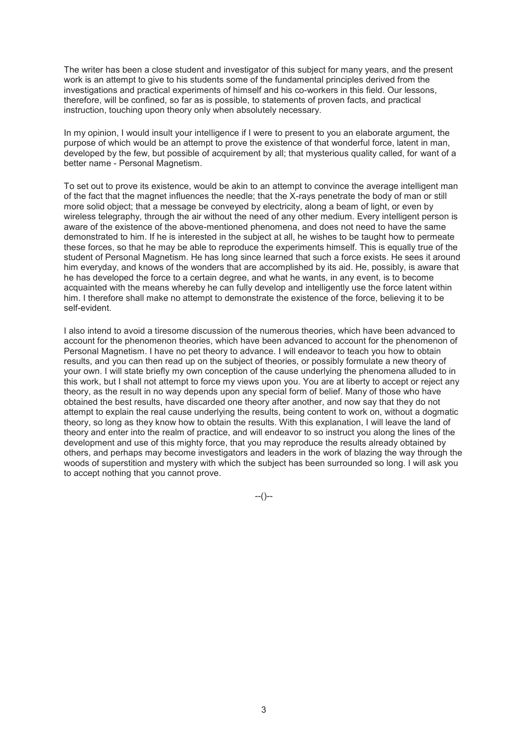The writer has been a close student and investigator of this subject for many years, and the present work is an attempt to give to his students some of the fundamental principles derived from the investigations and practical experiments of himself and his co-workers in this field. Our lessons, therefore, will be confined, so far as is possible, to statements of proven facts, and practical instruction, touching upon theory only when absolutely necessary.

In my opinion, I would insult your intelligence if I were to present to you an elaborate argument, the purpose of which would be an attempt to prove the existence of that wonderful force, latent in man, developed by the few, but possible of acquirement by all; that mysterious quality called, for want of a better name - Personal Magnetism.

To set out to prove its existence, would be akin to an attempt to convince the average intelligent man of the fact that the magnet influences the needle; that the X-rays penetrate the body of man or still more solid object; that a message be conveyed by electricity, along a beam of light, or even by wireless telegraphy, through the air without the need of any other medium. Every intelligent person is aware of the existence of the above-mentioned phenomena, and does not need to have the same demonstrated to him. If he is interested in the subject at all, he wishes to be taught how to permeate these forces, so that he may be able to reproduce the experiments himself. This is equally true of the student of Personal Magnetism. He has long since learned that such a force exists. He sees it around him everyday, and knows of the wonders that are accomplished by its aid. He, possibly, is aware that he has developed the force to a certain degree, and what he wants, in any event, is to become acquainted with the means whereby he can fully develop and intelligently use the force latent within him. I therefore shall make no attempt to demonstrate the existence of the force, believing it to be self-evident.

I also intend to avoid a tiresome discussion of the numerous theories, which have been advanced to account for the phenomenon theories, which have been advanced to account for the phenomenon of Personal Magnetism. I have no pet theory to advance. I will endeavor to teach you how to obtain results, and you can then read up on the subject of theories, or possibly formulate a new theory of your own. I will state briefly my own conception of the cause underlying the phenomena alluded to in this work, but I shall not attempt to force my views upon you. You are at liberty to accept or reject any theory, as the result in no way depends upon any special form of belief. Many of those who have obtained the best results, have discarded one theory after another, and now say that they do not attempt to explain the real cause underlying the results, being content to work on, without a dogmatic theory, so long as they know how to obtain the results. With this explanation, I will leave the land of theory and enter into the realm of practice, and will endeavor to so instruct you along the lines of the development and use of this mighty force, that you may reproduce the results already obtained by others, and perhaps may become investigators and leaders in the work of blazing the way through the woods of superstition and mystery with which the subject has been surrounded so long. I will ask you to accept nothing that you cannot prove.

--()--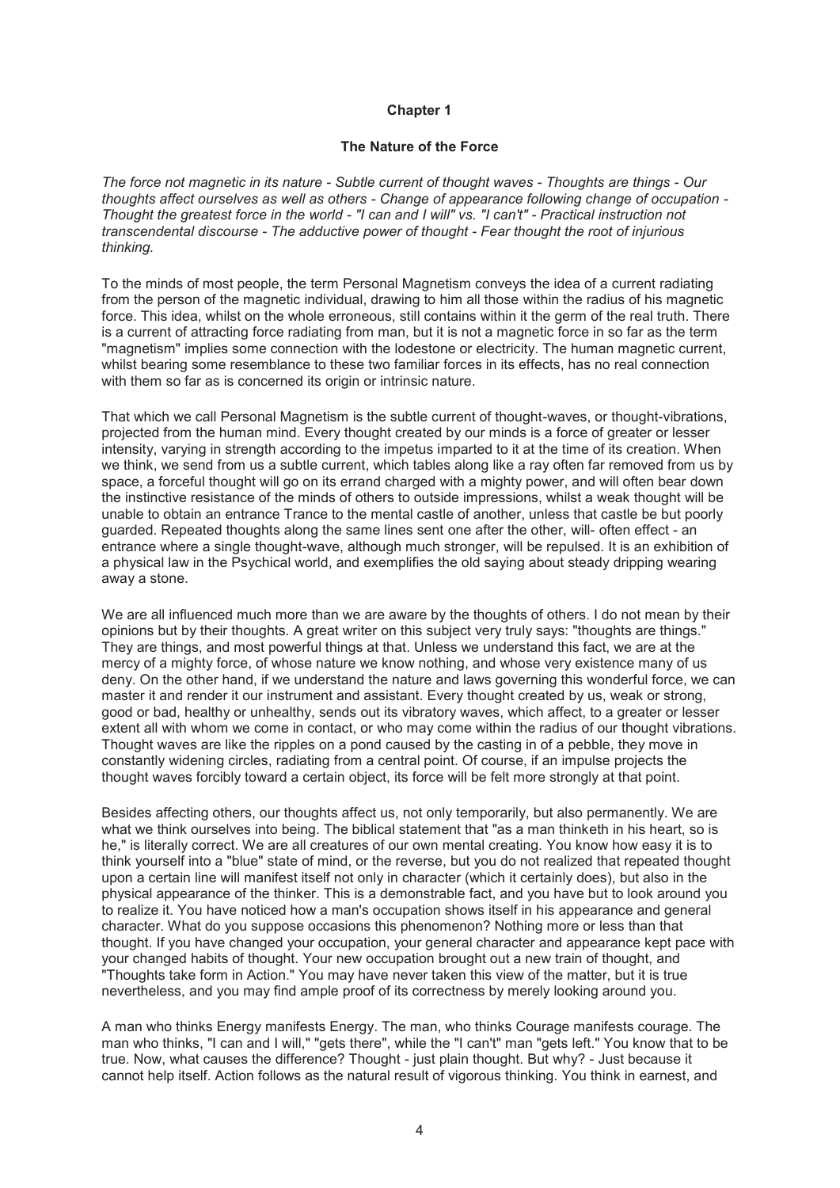# Chapter 1

## The Nature of the Force

*The force not magnetic in its nature - Subtle current of thought waves - Thoughts are things - Our thoughts affect ourselves as well as others - Change of appearance following change of occupation - Thought the greatest force in the world - "I can and I will" vs. "I can't" - Practical instruction not transcendental discourse - The adductive power of thought - Fear thought the root of injurious thinking.*

To the minds of most people, the term Personal Magnetism conveys the idea of a current radiating from the person of the magnetic individual, drawing to him all those within the radius of his magnetic force. This idea, whilst on the whole erroneous, still contains within it the germ of the real truth. There is a current of attracting force radiating from man, but it is not a magnetic force in so far as the term "magnetism" implies some connection with the lodestone or electricity. The human magnetic current, whilst bearing some resemblance to these two familiar forces in its effects, has no real connection with them so far as is concerned its origin or intrinsic nature.

That which we call Personal Magnetism is the subtle current of thought-waves, or thought-vibrations, projected from the human mind. Every thought created by our minds is a force of greater or lesser intensity, varying in strength according to the impetus imparted to it at the time of its creation. When we think, we send from us a subtle current, which tables along like a ray often far removed from us by space, a forceful thought will go on its errand charged with a mighty power, and will often bear down the instinctive resistance of the minds of others to outside impressions, whilst a weak thought will be unable to obtain an entrance Trance to the mental castle of another, unless that castle be but poorly guarded. Repeated thoughts along the same lines sent one after the other, will- often effect - an entrance where a single thought-wave, although much stronger, will be repulsed. It is an exhibition of a physical law in the Psychical world, and exemplifies the old saying about steady dripping wearing away a stone.

We are all influenced much more than we are aware by the thoughts of others. I do not mean by their opinions but by their thoughts. A great writer on this subject very truly says: "thoughts are things." They are things, and most powerful things at that. Unless we understand this fact, we are at the mercy of a mighty force, of whose nature we know nothing, and whose very existence many of us deny. On the other hand, if we understand the nature and laws governing this wonderful force, we can master it and render it our instrument and assistant. Every thought created by us, weak or strong, good or bad, healthy or unhealthy, sends out its vibratory waves, which affect, to a greater or lesser extent all with whom we come in contact, or who may come within the radius of our thought vibrations. Thought waves are like the ripples on a pond caused by the casting in of a pebble, they move in constantly widening circles, radiating from a central point. Of course, if an impulse projects the thought waves forcibly toward a certain object, its force will be felt more strongly at that point.

Besides affecting others, our thoughts affect us, not only temporarily, but also permanently. We are what we think ourselves into being. The biblical statement that "as a man thinketh in his heart, so is he," is literally correct. We are all creatures of our own mental creating. You know how easy it is to think yourself into a "blue" state of mind, or the reverse, but you do not realized that repeated thought upon a certain line will manifest itself not only in character (which it certainly does), but also in the physical appearance of the thinker. This is a demonstrable fact, and you have but to look around you to realize it. You have noticed how a man's occupation shows itself in his appearance and general character. What do you suppose occasions this phenomenon? Nothing more or less than that thought. If you have changed your occupation, your general character and appearance kept pace with your changed habits of thought. Your new occupation brought out a new train of thought, and "Thoughts take form in Action." You may have never taken this view of the matter, but it is true nevertheless, and you may find ample proof of its correctness by merely looking around you.

A man who thinks Energy manifests Energy. The man, who thinks Courage manifests courage. The man who thinks, "I can and I will," "gets there", while the "I can't" man "gets left." You know that to be true. Now, what causes the difference? Thought - just plain thought. But why? - Just because it cannot help itself. Action follows as the natural result of vigorous thinking. You think in earnest, and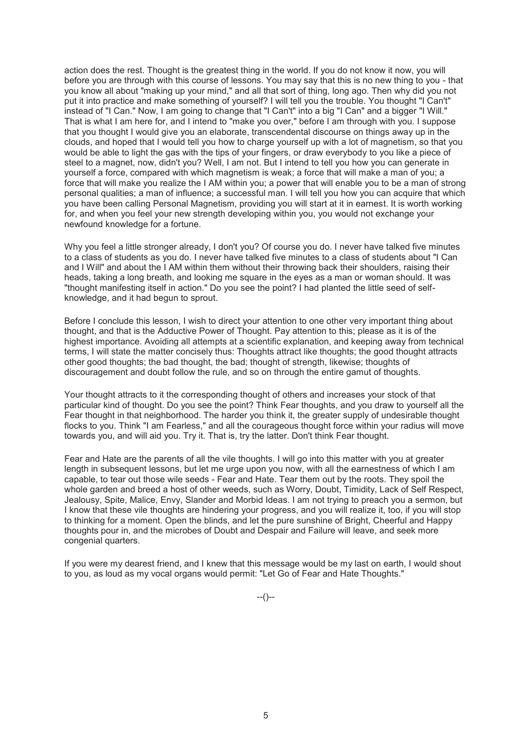action does the rest. Thought is the greatest thing in the world. If you do not know it now, you will before you are through with this course of lessons. You may say that this is no new thing to you - that you know all about "making up your mind," and all that sort of thing, long ago. Then why did you not put it into practice and make something of yourself? I will tell you the trouble. You thought "I Can't" instead of "I Can." Now, I am going to change that "I Can't" into a big "I Can" and a bigger "I Will." That is what I am here for, and I intend to "make you over," before I am through with you. I suppose that you thought I would give you an elaborate, transcendental discourse on things away up in the clouds, and hoped that I would tell you how to charge yourself up with a lot of magnetism, so that you would be able to light the gas with the tips of your fingers, or draw everybody to you like a piece of steel to a magnet, now, didn't you? Well, I am not. But I intend to tell you how you can generate in yourself a force, compared with which magnetism is weak; a force that will make a man of you; a force that will make you realize the I AM within you; a power that will enable you to be a man of strong personal qualities; a man of influence; a successful man. I will tell you how you can acquire that which you have been calling Personal Magnetism, providing you will start at it in earnest. It is worth working for, and when you feel your new strength developing within you, you would not exchange your newfound knowledge for a fortune.

Why you feel a little stronger already, I don't you? Of course you do. I never have talked five minutes to a class of students as you do. I never have talked five minutes to a class of students about "I Can and I Will" and about the I AM within them without their throwing back their shoulders, raising their heads, taking a long breath, and looking me square in the eyes as a man or woman should. It was "thought manifesting itself in action." Do you see the point? I had planted the little seed of self-knowledge, and it had begun to sprout.

Before I conclude this lesson, I wish to direct your attention to one other very important thing about thought, and that is the Adductive Power of Thought. Pay attention to this; please as it is of the highest importance. Avoiding all attempts at a scientific explanation, and keeping away from technical terms, I will state the matter concisely thus: Thoughts attract like thoughts; the good thought attracts other good thoughts; the bad thought, the bad; thought of strength, likewise; thoughts of discouragement and doubt follow the rule, and so on through the entire gamut of thoughts.

Your thought attracts to it the corresponding thought of others and increases your stock of that particular kind of thought. Do you see the point? Think Fear thoughts, and you draw to yourself all the Fear thought in that neighborhood. The harder you think it, the greater supply of undesirable thought flocks to you. Think "I am Fearless," and all the courageous thought force within your radius will move towards you, and will aid you. Try it. That is, try the latter. Don't think Fear thought.

Fear and Hate are the parents of all the vile thoughts. I will go into this matter with you at greater length in subsequent lessons, but let me urge upon you now, with all the earnestness of which I am capable, to tear out those wile seeds - Fear and Hate. Tear them out by the roots. They spoil the whole garden and breed a host of other weeds, such as Worry, Doubt, Timidity, Lack of Self Respect, Jealousy, Spite, Malice, Envy, Slander and Morbid Ideas. I am not trying to preach you a sermon, but I know that these vile thoughts are hindering your progress, and you will realize it, too, if you will stop to thinking for a moment. Open the blinds, and let the pure sunshine of Bright, Cheerful and Happy thoughts pour in, and the microbes of Doubt and Despair and Failure will leave, and seek more congenial quarters.

If you were my dearest friend, and I knew that this message would be my last on earth, I would shout to you, as loud as my vocal organs would permit: "Let Go of Fear and Hate Thoughts."

--()--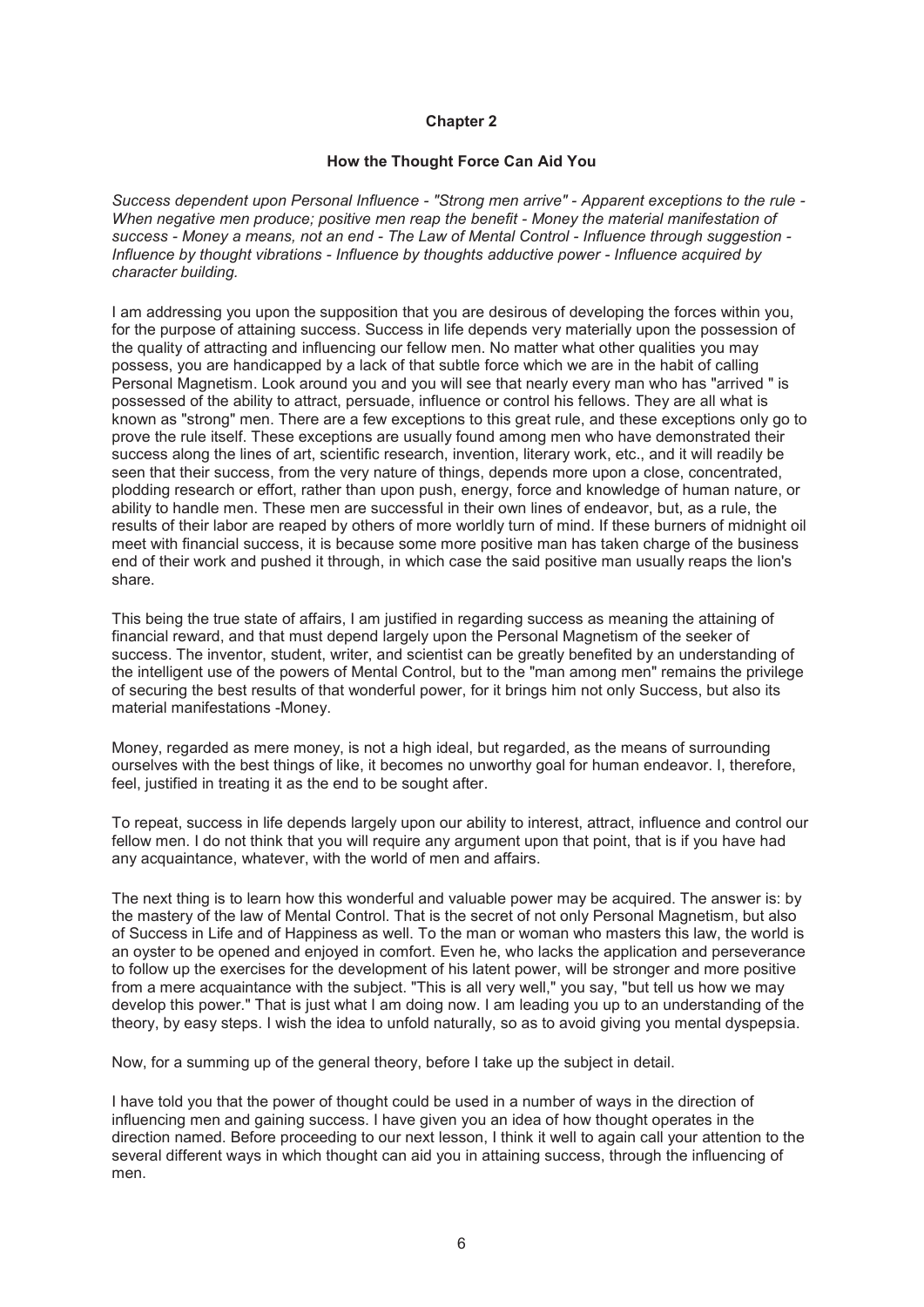## Chapter 2

### How the Thought Force Can Aid You

*Success dependent upon Personal Influence - "Strong men arrive" - Apparent exceptions to the rule - When negative men produce; positive men reap the benefit - Money the material manifestation of success - Money a means, not an end - The Law of Mental Control - Influence through suggestion - Influence by thought vibrations - Influence by thoughts adductive power - Influence acquired by character building.*

I am addressing you upon the supposition that you are desirous of developing the forces within you, for the purpose of attaining success. Success in life depends very materially upon the possession of the quality of attracting and influencing our fellow men. No matter what other qualities you may possess, you are handicapped by a lack of that subtle force which we are in the habit of calling Personal Magnetism. Look around you and you will see that nearly every man who has "arrived " is possessed of the ability to attract, persuade, influence or control his fellows. They are all what is known as "strong" men. There are a few exceptions to this great rule, and these exceptions only go to prove the rule itself. These exceptions are usually found among men who have demonstrated their success along the lines of art, scientific research, invention, literary work, etc., and it will readily be seen that their success, from the very nature of things, depends more upon a close, concentrated, plodding research or effort, rather than upon push, energy, force and knowledge of human nature, or ability to handle men. These men are successful in their own lines of endeavor, but, as a rule, the results of their labor are reaped by others of more worldly turn of mind. If these burners of midnight oil meet with financial success, it is because some more positive man has taken charge of the business end of their work and pushed it through, in which case the said positive man usually reaps the lion's share.

This being the true state of affairs, I am justified in regarding success as meaning the attaining of financial reward, and that must depend largely upon the Personal Magnetism of the seeker of success. The inventor, student, writer, and scientist can be greatly benefited by an understanding of the intelligent use of the powers of Mental Control, but to the "man among men" remains the privilege of securing the best results of that wonderful power, for it brings him not only Success, but also its material manifestations -Money.

Money, regarded as mere money, is not a high ideal, but regarded, as the means of surrounding ourselves with the best things of like, it becomes no unworthy goal for human endeavor. I, therefore, feel, justified in treating it as the end to be sought after.

To repeat, success in life depends largely upon our ability to interest, attract, influence and control our fellow men. I do not think that you will require any argument upon that point, that is if you have had any acquaintance, whatever, with the world of men and affairs.

The next thing is to learn how this wonderful and valuable power may be acquired. The answer is: by the mastery of the law of Mental Control. That is the secret of not only Personal Magnetism, but also of Success in Life and of Happiness as well. To the man or woman who masters this law, the world is an oyster to be opened and enjoyed in comfort. Even he, who lacks the application and perseverance to follow up the exercises for the development of his latent power, will be stronger and more positive from a mere acquaintance with the subject. "This is all very well," you say, "but tell us how we may develop this power." That is just what I am doing now. I am leading you up to an understanding of the theory, by easy steps. I wish the idea to unfold naturally, so as to avoid giving you mental dyspepsia.

Now, for a summing up of the general theory, before I take up the subject in detail.

I have told you that the power of thought could be used in a number of ways in the direction of influencing men and gaining success. I have given you an idea of how thought operates in the direction named. Before proceeding to our next lesson, I think it well to again call your attention to the several different ways in which thought can aid you in attaining success, through the influencing of men.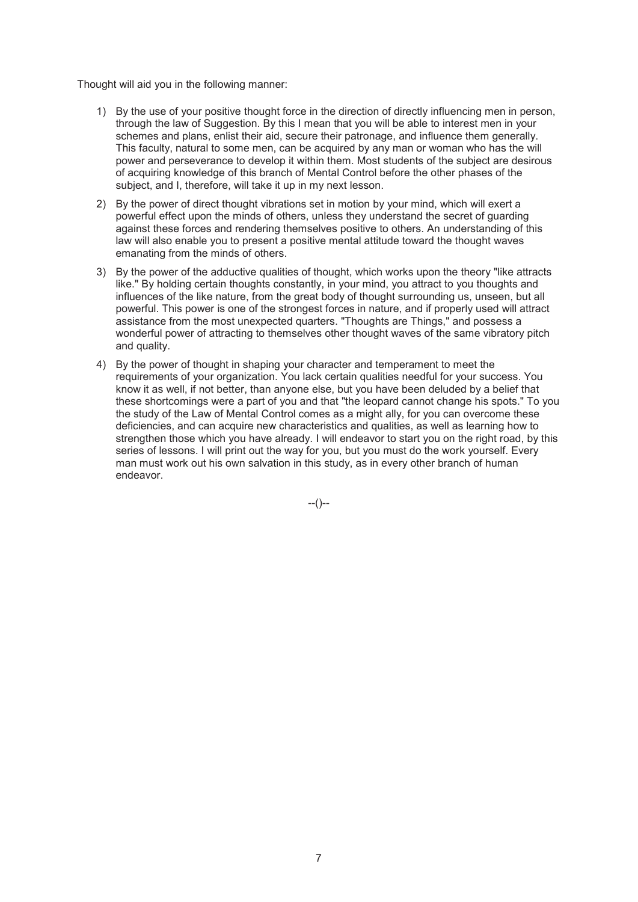Thought will aid you in the following manner:

1) By the use of your positive thought force in the direction of directly influencing men in person, through the law of Suggestion. By this I mean that you will be able to interest men in your schemes and plans, enlist their aid, secure their patronage, and influence them generally. This faculty, natural to some men, can be acquired by any man or woman who has the will power and perseverance to develop it within them. Most students of the subject are desirous of acquiring knowledge of this branch of Mental Control before the other phases of the subject, and I, therefore, will take it up in my next lesson.
2) By the power of direct thought vibrations set in motion by your mind, which will exert a powerful effect upon the minds of others, unless they understand the secret of guarding against these forces and rendering themselves positive to others. An understanding of this law will also enable you to present a positive mental attitude toward the thought waves emanating from the minds of others.
3) By the power of the adductive qualities of thought, which works upon the theory "like attracts like." By holding certain thoughts constantly, in your mind, you attract to you thoughts and influences of the like nature, from the great body of thought surrounding us, unseen, but all powerful. This power is one of the strongest forces in nature, and if properly used will attract assistance from the most unexpected quarters. "Thoughts are Things," and possess a wonderful power of attracting to themselves other thought waves of the same vibratory pitch and quality.
4) By the power of thought in shaping your character and temperament to meet the requirements of your organization. You lack certain qualities needful for your success. You know it as well, if not better, than anyone else, but you have been deluded by a belief that these shortcomings were a part of you and that "the leopard cannot change his spots." To you the study of the Law of Mental Control comes as a might ally, for you can overcome these deficiencies, and can acquire new characteristics and qualities, as well as learning how to strengthen those which you have already. I will endeavor to start you on the right road, by this series of lessons. I will print out the way for you, but you must do the work yourself. Every man must work out his own salvation in this study, as in every other branch of human endeavor.

--()--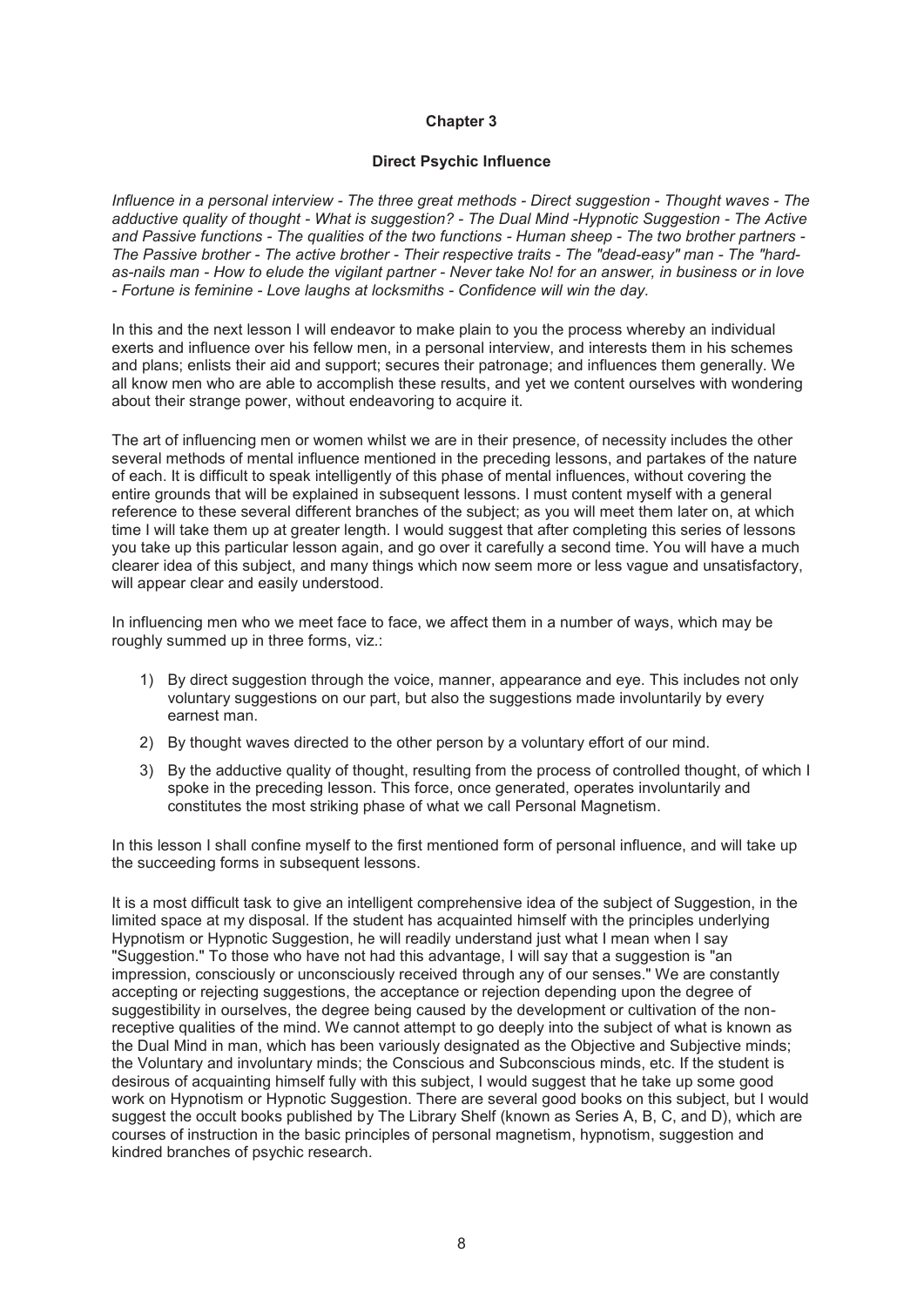## Chapter 3

### Direct Psychic Influence

*Influence in a personal interview - The three great methods - Direct suggestion - Thought waves - The adductive quality of thought - What is suggestion? - The Dual Mind -Hypnotic Suggestion - The Active and Passive functions - The qualities of the two functions - Human sheep - The two brother partners - The Passive brother - The active brother - Their respective traits - The "dead-easy" man - The "hard-as-nails man - How to elude the vigilant partner - Never take No! for an answer, in business or in love - Fortune is feminine - Love laughs at locksmiths - Confidence will win the day.*

In this and the next lesson I will endeavor to make plain to you the process whereby an individual exerts and influence over his fellow men, in a personal interview, and interests them in his schemes and plans; enlists their aid and support; secures their patronage; and influences them generally. We all know men who are able to accomplish these results, and yet we content ourselves with wondering about their strange power, without endeavoring to acquire it.

The art of influencing men or women whilst we are in their presence, of necessity includes the other several methods of mental influence mentioned in the preceding lessons, and partakes of the nature of each. It is difficult to speak intelligently of this phase of mental influences, without covering the entire grounds that will be explained in subsequent lessons. I must content myself with a general reference to these several different branches of the subject; as you will meet them later on, at which time I will take them up at greater length. I would suggest that after completing this series of lessons you take up this particular lesson again, and go over it carefully a second time. You will have a much clearer idea of this subject, and many things which now seem more or less vague and unsatisfactory, will appear clear and easily understood.

In influencing men who we meet face to face, we affect them in a number of ways, which may be roughly summed up in three forms, viz.:

1) By direct suggestion through the voice, manner, appearance and eye. This includes not only voluntary suggestions on our part, but also the suggestions made involuntarily by every earnest man.
2) By thought waves directed to the other person by a voluntary effort of our mind.
3) By the adductive quality of thought, resulting from the process of controlled thought, of which I spoke in the preceding lesson. This force, once generated, operates involuntarily and constitutes the most striking phase of what we call Personal Magnetism.

In this lesson I shall confine myself to the first mentioned form of personal influence, and will take up the succeeding forms in subsequent lessons.

It is a most difficult task to give an intelligent comprehensive idea of the subject of Suggestion, in the limited space at my disposal. If the student has acquainted himself with the principles underlying Hypnotism or Hypnotic Suggestion, he will readily understand just what I mean when I say "Suggestion." To those who have not had this advantage, I will say that a suggestion is "an impression, consciously or unconsciously received through any of our senses." We are constantly accepting or rejecting suggestions, the acceptance or rejection depending upon the degree of suggestibility in ourselves, the degree being caused by the development or cultivation of the non-receptive qualities of the mind. We cannot attempt to go deeply into the subject of what is known as the Dual Mind in man, which has been variously designated as the Objective and Subjective minds; the Voluntary and involuntary minds; the Conscious and Subconscious minds, etc. If the student is desirous of acquainting himself fully with this subject, I would suggest that he take up some good work on Hypnotism or Hypnotic Suggestion. There are several good books on this subject, but I would suggest the occult books published by The Library Shelf (known as Series A, B, C, and D), which are courses of instruction in the basic principles of personal magnetism, hypnotism, suggestion and kindred branches of psychic research.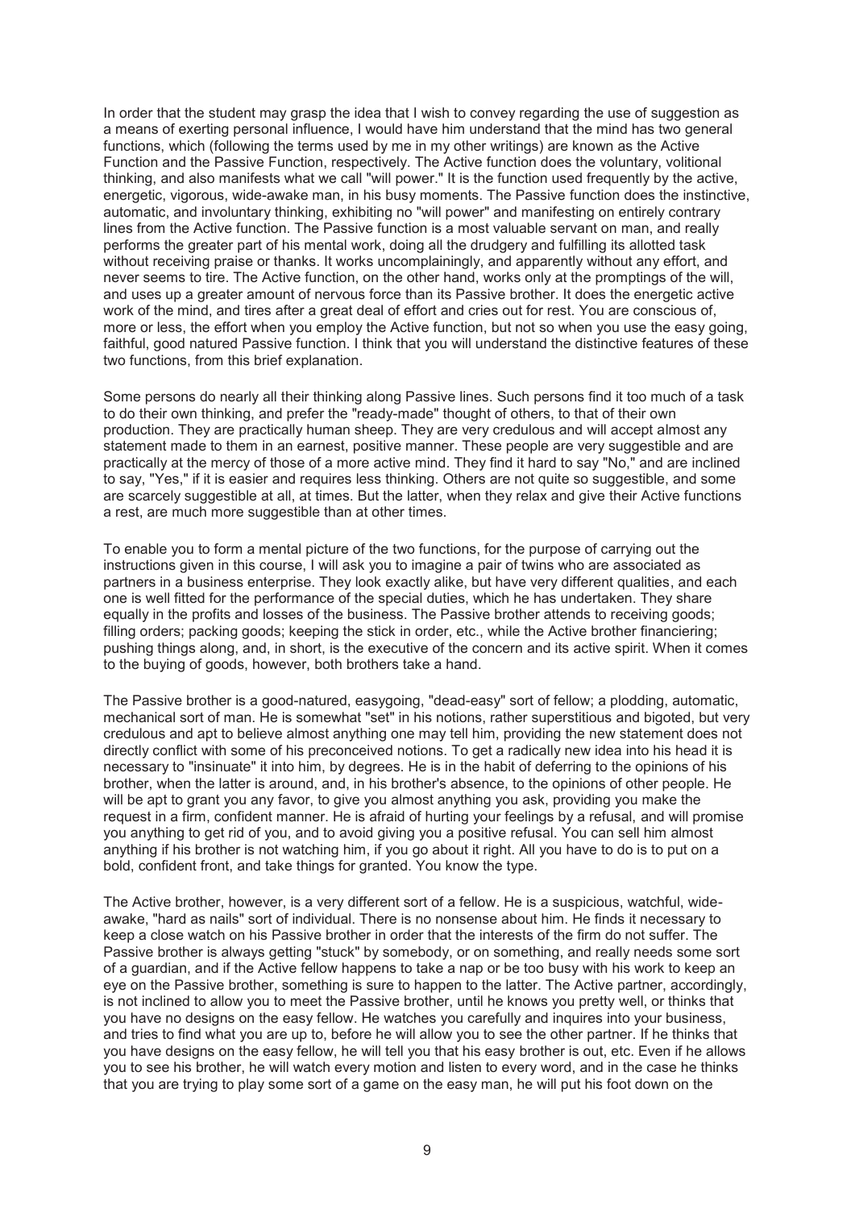In order that the student may grasp the idea that I wish to convey regarding the use of suggestion as a means of exerting personal influence, I would have him understand that the mind has two general functions, which (following the terms used by me in my other writings) are known as the Active Function and the Passive Function, respectively. The Active function does the voluntary, volitional thinking, and also manifests what we call "will power." It is the function used frequently by the active, energetic, vigorous, wide-awake man, in his busy moments. The Passive function does the instinctive, automatic, and involuntary thinking, exhibiting no "will power" and manifesting on entirely contrary lines from the Active function. The Passive function is a most valuable servant on man, and really performs the greater part of his mental work, doing all the drudgery and fulfilling its allotted task without receiving praise or thanks. It works uncomplainingly, and apparently without any effort, and never seems to tire. The Active function, on the other hand, works only at the promptings of the will, and uses up a greater amount of nervous force than its Passive brother. It does the energetic active work of the mind, and tires after a great deal of effort and cries out for rest. You are conscious of, more or less, the effort when you employ the Active function, but not so when you use the easy going, faithful, good natured Passive function. I think that you will understand the distinctive features of these two functions, from this brief explanation.

Some persons do nearly all their thinking along Passive lines. Such persons find it too much of a task to do their own thinking, and prefer the "ready-made" thought of others, to that of their own production. They are practically human sheep. They are very credulous and will accept almost any statement made to them in an earnest, positive manner. These people are very suggestible and are practically at the mercy of those of a more active mind. They find it hard to say "No," and are inclined to say, "Yes," if it is easier and requires less thinking. Others are not quite so suggestible, and some are scarcely suggestible at all, at times. But the latter, when they relax and give their Active functions a rest, are much more suggestible than at other times.

To enable you to form a mental picture of the two functions, for the purpose of carrying out the instructions given in this course, I will ask you to imagine a pair of twins who are associated as partners in a business enterprise. They look exactly alike, but have very different qualities, and each one is well fitted for the performance of the special duties, which he has undertaken. They share equally in the profits and losses of the business. The Passive brother attends to receiving goods; filling orders; packing goods; keeping the stick in order, etc., while the Active brother financiering; pushing things along, and, in short, is the executive of the concern and its active spirit. When it comes to the buying of goods, however, both brothers take a hand.

The Passive brother is a good-natured, easygoing, "dead-easy" sort of fellow; a plodding, automatic, mechanical sort of man. He is somewhat "set" in his notions, rather superstitious and bigoted, but very credulous and apt to believe almost anything one may tell him, providing the new statement does not directly conflict with some of his preconceived notions. To get a radically new idea into his head it is necessary to "insinuate" it into him, by degrees. He is in the habit of deferring to the opinions of his brother, when the latter is around, and, in his brother's absence, to the opinions of other people. He will be apt to grant you any favor, to give you almost anything you ask, providing you make the request in a firm, confident manner. He is afraid of hurting your feelings by a refusal, and will promise you anything to get rid of you, and to avoid giving you a positive refusal. You can sell him almost anything if his brother is not watching him, if you go about it right. All you have to do is to put on a bold, confident front, and take things for granted. You know the type.

The Active brother, however, is a very different sort of a fellow. He is a suspicious, watchful, wide-awake, "hard as nails" sort of individual. There is no nonsense about him. He finds it necessary to keep a close watch on his Passive brother in order that the interests of the firm do not suffer. The Passive brother is always getting "stuck" by somebody, or on something, and really needs some sort of a guardian, and if the Active fellow happens to take a nap or be too busy with his work to keep an eye on the Passive brother, something is sure to happen to the latter. The Active partner, accordingly, is not inclined to allow you to meet the Passive brother, until he knows you pretty well, or thinks that you have no designs on the easy fellow. He watches you carefully and inquires into your business, and tries to find what you are up to, before he will allow you to see the other partner. If he thinks that you have designs on the easy fellow, he will tell you that his easy brother is out, etc. Even if he allows you to see his brother, he will watch every motion and listen to every word, and in the case he thinks that you are trying to play some sort of a game on the easy man, he will put his foot down on the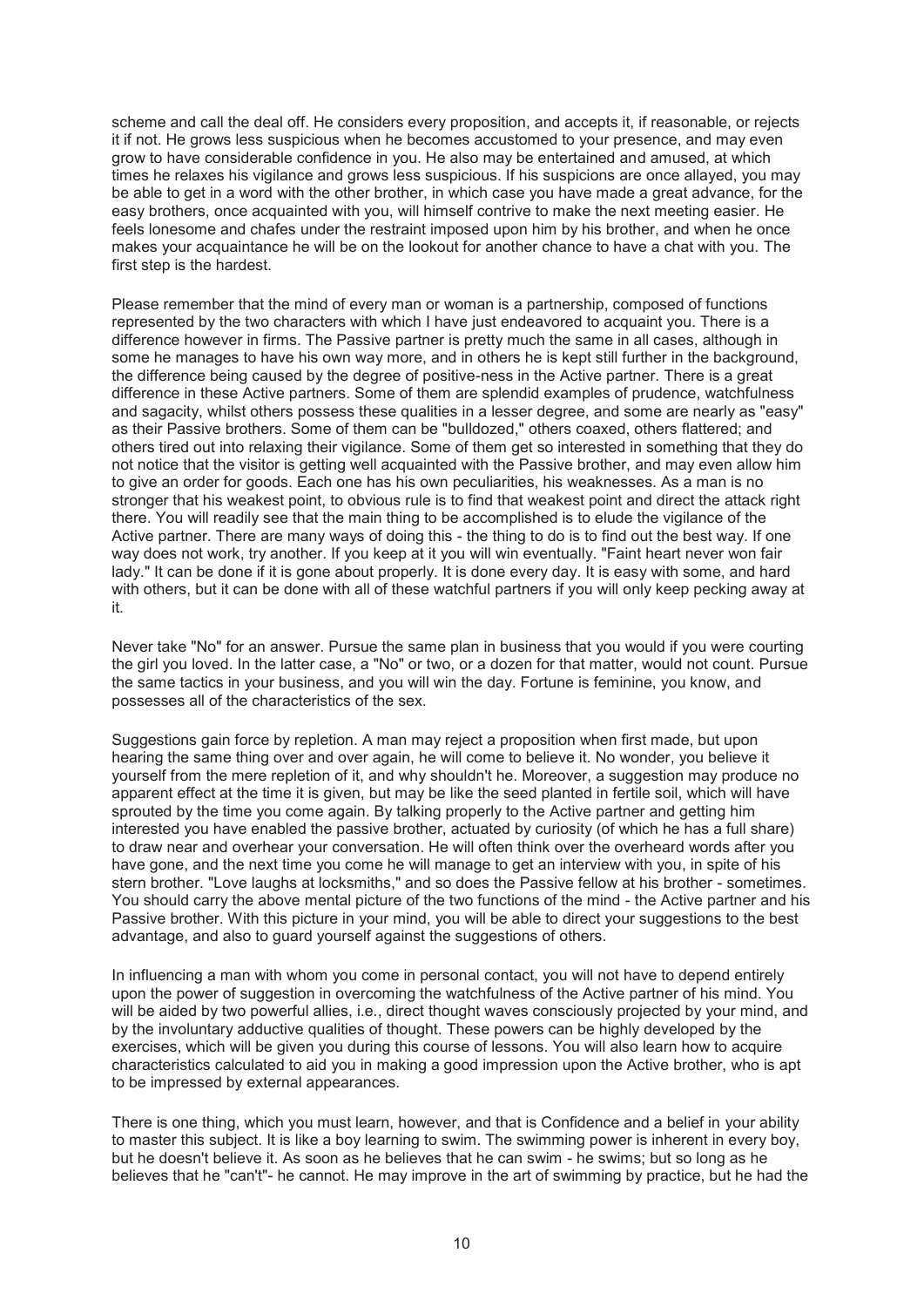scheme and call the deal off. He considers every proposition, and accepts it, if reasonable, or rejects it if not. He grows less suspicious when he becomes accustomed to your presence, and may even grow to have considerable confidence in you. He also may be entertained and amused, at which times he relaxes his vigilance and grows less suspicious. If his suspicions are once allayed, you may be able to get in a word with the other brother, in which case you have made a great advance, for the easy brothers, once acquainted with you, will himself contrive to make the next meeting easier. He feels lonesome and chafes under the restraint imposed upon him by his brother, and when he once makes your acquaintance he will be on the lookout for another chance to have a chat with you. The first step is the hardest.

Please remember that the mind of every man or woman is a partnership, composed of functions represented by the two characters with which I have just endeavored to acquaint you. There is a difference however in firms. The Passive partner is pretty much the same in all cases, although in some he manages to have his own way more, and in others he is kept still further in the background, the difference being caused by the degree of positive-ness in the Active partner. There is a great difference in these Active partners. Some of them are splendid examples of prudence, watchfulness and sagacity, whilst others possess these qualities in a lesser degree, and some are nearly as "easy" as their Passive brothers. Some of them can be "bulldozed," others coaxed, others flattered; and others tired out into relaxing their vigilance. Some of them get so interested in something that they do not notice that the visitor is getting well acquainted with the Passive brother, and may even allow him to give an order for goods. Each one has his own peculiarities, his weaknesses. As a man is no stronger that his weakest point, to obvious rule is to find that weakest point and direct the attack right there. You will readily see that the main thing to be accomplished is to elude the vigilance of the Active partner. There are many ways of doing this - the thing to do is to find out the best way. If one way does not work, try another. If you keep at it you will win eventually. "Faint heart never won fair lady." It can be done if it is gone about properly. It is done every day. It is easy with some, and hard with others, but it can be done with all of these watchful partners if you will only keep pecking away at it.

Never take "No" for an answer. Pursue the same plan in business that you would if you were courting the girl you loved. In the latter case, a "No" or two, or a dozen for that matter, would not count. Pursue the same tactics in your business, and you will win the day. Fortune is feminine, you know, and possesses all of the characteristics of the sex.

Suggestions gain force by repletion. A man may reject a proposition when first made, but upon hearing the same thing over and over again, he will come to believe it. No wonder, you believe it yourself from the mere repletion of it, and why shouldn't he. Moreover, a suggestion may produce no apparent effect at the time it is given, but may be like the seed planted in fertile soil, which will have sprouted by the time you come again. By talking properly to the Active partner and getting him interested you have enabled the passive brother, actuated by curiosity (of which he has a full share) to draw near and overhear your conversation. He will often think over the overheard words after you have gone, and the next time you come he will manage to get an interview with you, in spite of his stern brother. "Love laughs at locksmiths," and so does the Passive fellow at his brother - sometimes. You should carry the above mental picture of the two functions of the mind - the Active partner and his Passive brother. With this picture in your mind, you will be able to direct your suggestions to the best advantage, and also to guard yourself against the suggestions of others.

In influencing a man with whom you come in personal contact, you will not have to depend entirely upon the power of suggestion in overcoming the watchfulness of the Active partner of his mind. You will be aided by two powerful allies, i.e., direct thought waves consciously projected by your mind, and by the involuntary adductive qualities of thought. These powers can be highly developed by the exercises, which will be given you during this course of lessons. You will also learn how to acquire characteristics calculated to aid you in making a good impression upon the Active brother, who is apt to be impressed by external appearances.

There is one thing, which you must learn, however, and that is Confidence and a belief in your ability to master this subject. It is like a boy learning to swim. The swimming power is inherent in every boy, but he doesn't believe it. As soon as he believes that he can swim - he swims; but so long as he believes that he "can't"- he cannot. He may improve in the art of swimming by practice, but he had the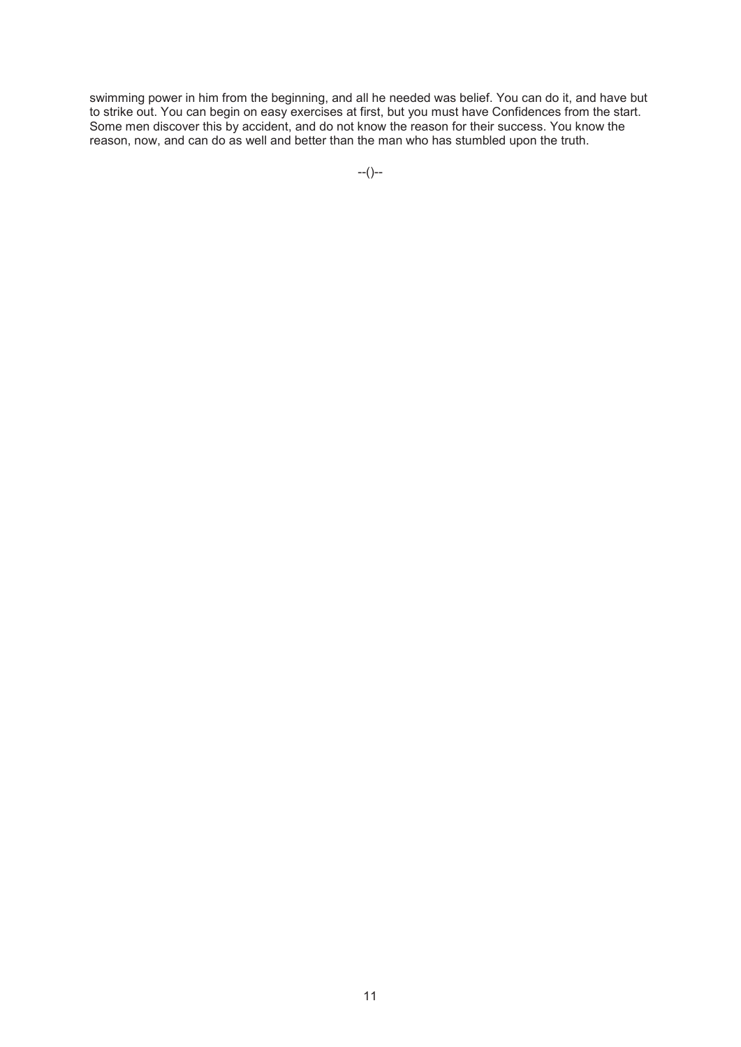swimming power in him from the beginning, and all he needed was belief. You can do it, and have but to strike out. You can begin on easy exercises at first, but you must have Confidences from the start. Some men discover this by accident, and do not know the reason for their success. You know the reason, now, and can do as well and better than the man who has stumbled upon the truth.

--()--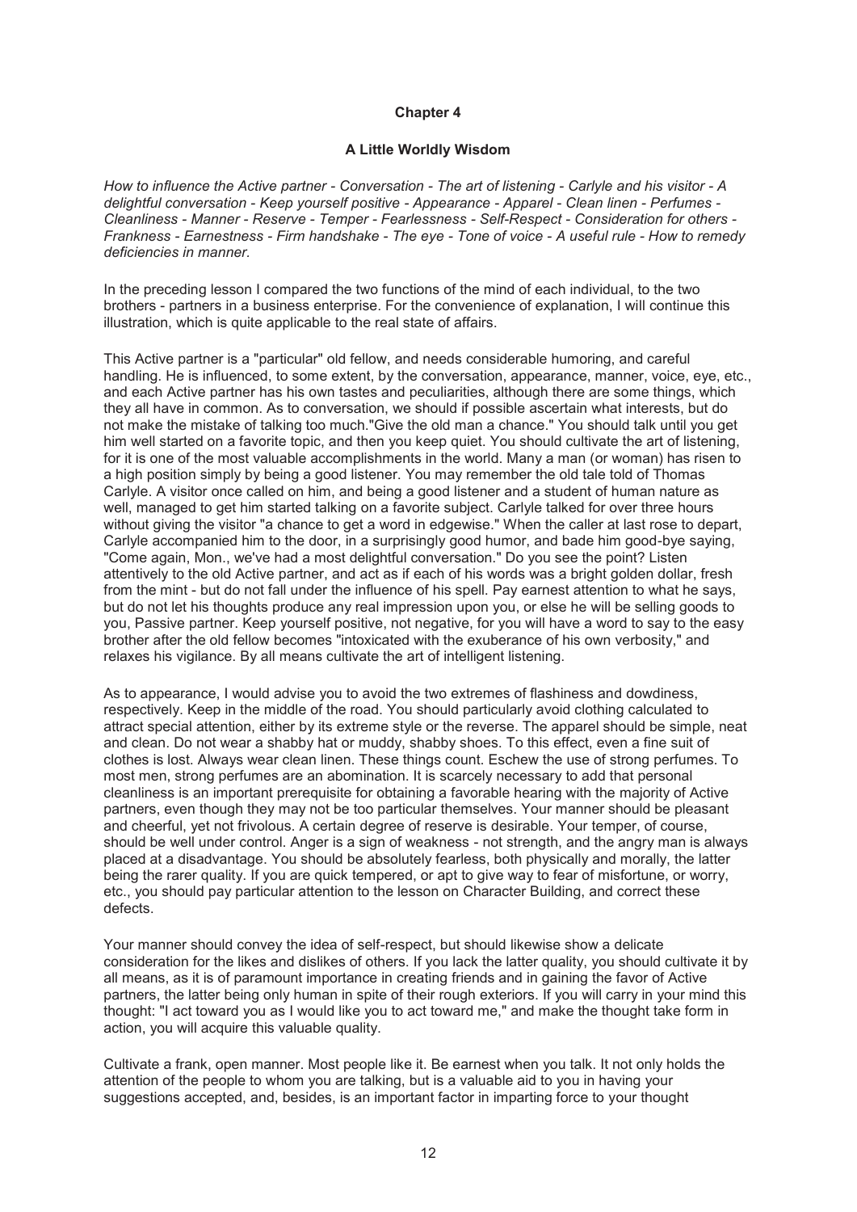## Chapter 4

### A Little Worldly Wisdom

*How to influence the Active partner - Conversation - The art of listening - Carlyle and his visitor - A delightful conversation - Keep yourself positive - Appearance - Apparel - Clean linen - Perfumes - Cleanliness - Manner - Reserve - Temper - Fearlessness - Self-Respect - Consideration for others - Frankness - Earnestness - Firm handshake - The eye - Tone of voice - A useful rule - How to remedy deficiencies in manner.*

In the preceding lesson I compared the two functions of the mind of each individual, to the two brothers - partners in a business enterprise. For the convenience of explanation, I will continue this illustration, which is quite applicable to the real state of affairs.

This Active partner is a "particular" old fellow, and needs considerable humoring, and careful handling. He is influenced, to some extent, by the conversation, appearance, manner, voice, eye, etc., and each Active partner has his own tastes and peculiarities, although there are some things, which they all have in common. As to conversation, we should if possible ascertain what interests, but do not make the mistake of talking too much."Give the old man a chance." You should talk until you get him well started on a favorite topic, and then you keep quiet. You should cultivate the art of listening, for it is one of the most valuable accomplishments in the world. Many a man (or woman) has risen to a high position simply by being a good listener. You may remember the old tale told of Thomas Carlyle. A visitor once called on him, and being a good listener and a student of human nature as well, managed to get him started talking on a favorite subject. Carlyle talked for over three hours without giving the visitor "a chance to get a word in edgewise." When the caller at last rose to depart, Carlyle accompanied him to the door, in a surprisingly good humor, and bade him good-bye saying, "Come again, Mon., we've had a most delightful conversation." Do you see the point? Listen attentively to the old Active partner, and act as if each of his words was a bright golden dollar, fresh from the mint - but do not fall under the influence of his spell. Pay earnest attention to what he says, but do not let his thoughts produce any real impression upon you, or else he will be selling goods to you, Passive partner. Keep yourself positive, not negative, for you will have a word to say to the easy brother after the old fellow becomes "intoxicated with the exuberance of his own verbosity," and relaxes his vigilance. By all means cultivate the art of intelligent listening.

As to appearance, I would advise you to avoid the two extremes of flashiness and dowdiness, respectively. Keep in the middle of the road. You should particularly avoid clothing calculated to attract special attention, either by its extreme style or the reverse. The apparel should be simple, neat and clean. Do not wear a shabby hat or muddy, shabby shoes. To this effect, even a fine suit of clothes is lost. Always wear clean linen. These things count. Eschew the use of strong perfumes. To most men, strong perfumes are an abomination. It is scarcely necessary to add that personal cleanliness is an important prerequisite for obtaining a favorable hearing with the majority of Active partners, even though they may not be too particular themselves. Your manner should be pleasant and cheerful, yet not frivolous. A certain degree of reserve is desirable. Your temper, of course, should be well under control. Anger is a sign of weakness - not strength, and the angry man is always placed at a disadvantage. You should be absolutely fearless, both physically and morally, the latter being the rarer quality. If you are quick tempered, or apt to give way to fear of misfortune, or worry, etc., you should pay particular attention to the lesson on Character Building, and correct these defects.

Your manner should convey the idea of self-respect, but should likewise show a delicate consideration for the likes and dislikes of others. If you lack the latter quality, you should cultivate it by all means, as it is of paramount importance in creating friends and in gaining the favor of Active partners, the latter being only human in spite of their rough exteriors. If you will carry in your mind this thought: "I act toward you as I would like you to act toward me," and make the thought take form in action, you will acquire this valuable quality.

Cultivate a frank, open manner. Most people like it. Be earnest when you talk. It not only holds the attention of the people to whom you are talking, but is a valuable aid to you in having your suggestions accepted, and, besides, is an important factor in imparting force to your thought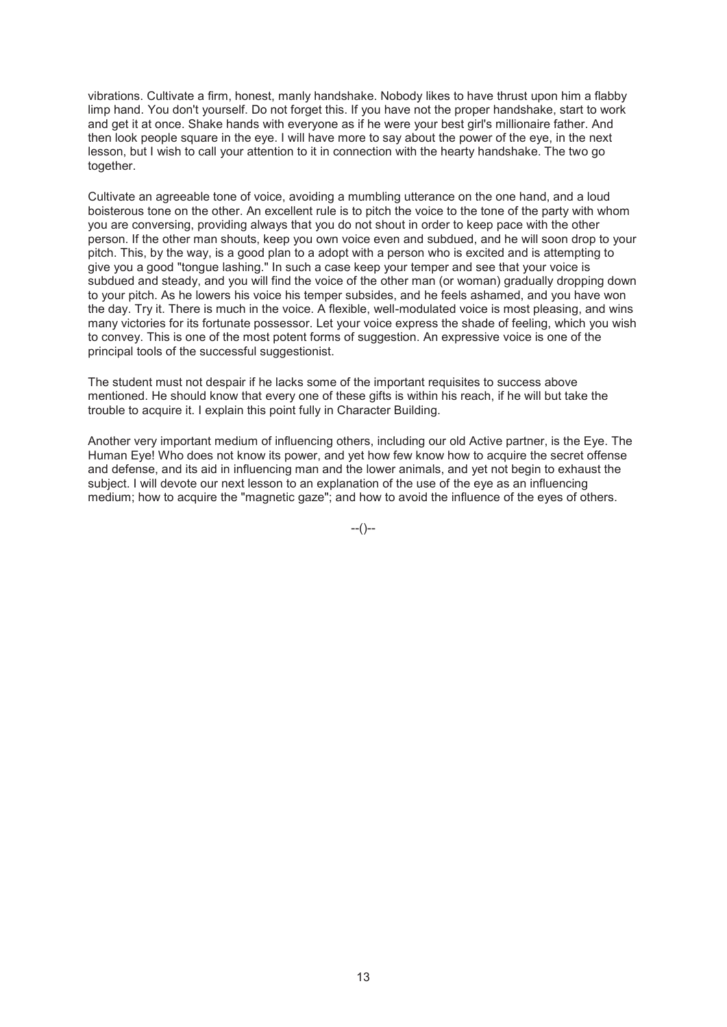vibrations. Cultivate a firm, honest, manly handshake. Nobody likes to have thrust upon him a flabby limp hand. You don't yourself. Do not forget this. If you have not the proper handshake, start to work and get it at once. Shake hands with everyone as if he were your best girl's millionaire father. And then look people square in the eye. I will have more to say about the power of the eye, in the next lesson, but I wish to call your attention to it in connection with the hearty handshake. The two go together.

Cultivate an agreeable tone of voice, avoiding a mumbling utterance on the one hand, and a loud boisterous tone on the other. An excellent rule is to pitch the voice to the tone of the party with whom you are conversing, providing always that you do not shout in order to keep pace with the other person. If the other man shouts, keep you own voice even and subdued, and he will soon drop to your pitch. This, by the way, is a good plan to a adopt with a person who is excited and is attempting to give you a good "tongue lashing." In such a case keep your temper and see that your voice is subdued and steady, and you will find the voice of the other man (or woman) gradually dropping down to your pitch. As he lowers his voice his temper subsides, and he feels ashamed, and you have won the day. Try it. There is much in the voice. A flexible, well-modulated voice is most pleasing, and wins many victories for its fortunate possessor. Let your voice express the shade of feeling, which you wish to convey. This is one of the most potent forms of suggestion. An expressive voice is one of the principal tools of the successful suggestionist.

The student must not despair if he lacks some of the important requisites to success above mentioned. He should know that every one of these gifts is within his reach, if he will but take the trouble to acquire it. I explain this point fully in Character Building.

Another very important medium of influencing others, including our old Active partner, is the Eye. The Human Eye! Who does not know its power, and yet how few know how to acquire the secret offense and defense, and its aid in influencing man and the lower animals, and yet not begin to exhaust the subject. I will devote our next lesson to an explanation of the use of the eye as an influencing medium; how to acquire the "magnetic gaze"; and how to avoid the influence of the eyes of others.

--()--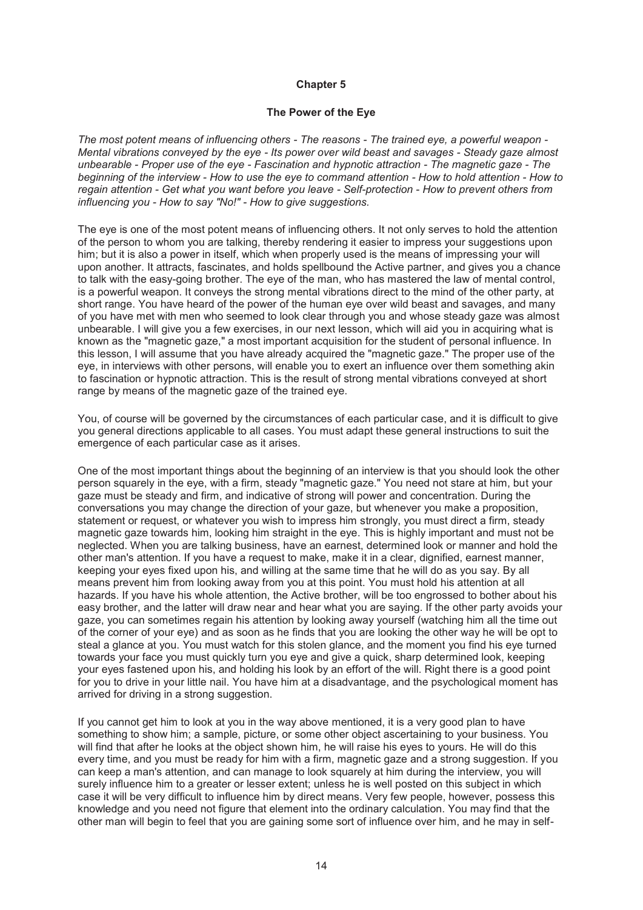## Chapter 5

### The Power of the Eye

*The most potent means of influencing others - The reasons - The trained eye, a powerful weapon - Mental vibrations conveyed by the eye - Its power over wild beast and savages - Steady gaze almost unbearable - Proper use of the eye - Fascination and hypnotic attraction - The magnetic gaze - The beginning of the interview - How to use the eye to command attention - How to hold attention - How to regain attention - Get what you want before you leave - Self-protection - How to prevent others from influencing you - How to say "No!" - How to give suggestions.*

The eye is one of the most potent means of influencing others. It not only serves to hold the attention of the person to whom you are talking, thereby rendering it easier to impress your suggestions upon him; but it is also a power in itself, which when properly used is the means of impressing your will upon another. It attracts, fascinates, and holds spellbound the Active partner, and gives you a chance to talk with the easy-going brother. The eye of the man, who has mastered the law of mental control, is a powerful weapon. It conveys the strong mental vibrations direct to the mind of the other party, at short range. You have heard of the power of the human eye over wild beast and savages, and many of you have met with men who seemed to look clear through you and whose steady gaze was almost unbearable. I will give you a few exercises, in our next lesson, which will aid you in acquiring what is known as the "magnetic gaze," a most important acquisition for the student of personal influence. In this lesson, I will assume that you have already acquired the "magnetic gaze." The proper use of the eye, in interviews with other persons, will enable you to exert an influence over them something akin to fascination or hypnotic attraction. This is the result of strong mental vibrations conveyed at short range by means of the magnetic gaze of the trained eye.

You, of course will be governed by the circumstances of each particular case, and it is difficult to give you general directions applicable to all cases. You must adapt these general instructions to suit the emergence of each particular case as it arises.

One of the most important things about the beginning of an interview is that you should look the other person squarely in the eye, with a firm, steady "magnetic gaze." You need not stare at him, but your gaze must be steady and firm, and indicative of strong will power and concentration. During the conversations you may change the direction of your gaze, but whenever you make a proposition, statement or request, or whatever you wish to impress him strongly, you must direct a firm, steady magnetic gaze towards him, looking him straight in the eye. This is highly important and must not be neglected. When you are talking business, have an earnest, determined look or manner and hold the other man's attention. If you have a request to make, make it in a clear, dignified, earnest manner, keeping your eyes fixed upon his, and willing at the same time that he will do as you say. By all means prevent him from looking away from you at this point. You must hold his attention at all hazards. If you have his whole attention, the Active brother, will be too engrossed to bother about his easy brother, and the latter will draw near and hear what you are saying. If the other party avoids your gaze, you can sometimes regain his attention by looking away yourself (watching him all the time out of the corner of your eye) and as soon as he finds that you are looking the other way he will be opt to steal a glance at you. You must watch for this stolen glance, and the moment you find his eye turned towards your face you must quickly turn you eye and give a quick, sharp determined look, keeping your eyes fastened upon his, and holding his look by an effort of the will. Right there is a good point for you to drive in your little nail. You have him at a disadvantage, and the psychological moment has arrived for driving in a strong suggestion.

If you cannot get him to look at you in the way above mentioned, it is a very good plan to have something to show him; a sample, picture, or some other object ascertaining to your business. You will find that after he looks at the object shown him, he will raise his eyes to yours. He will do this every time, and you must be ready for him with a firm, magnetic gaze and a strong suggestion. If you can keep a man's attention, and can manage to look squarely at him during the interview, you will surely influence him to a greater or lesser extent; unless he is well posted on this subject in which case it will be very difficult to influence him by direct means. Very few people, however, possess this knowledge and you need not figure that element into the ordinary calculation. You may find that the other man will begin to feel that you are gaining some sort of influence over him, and he may in self-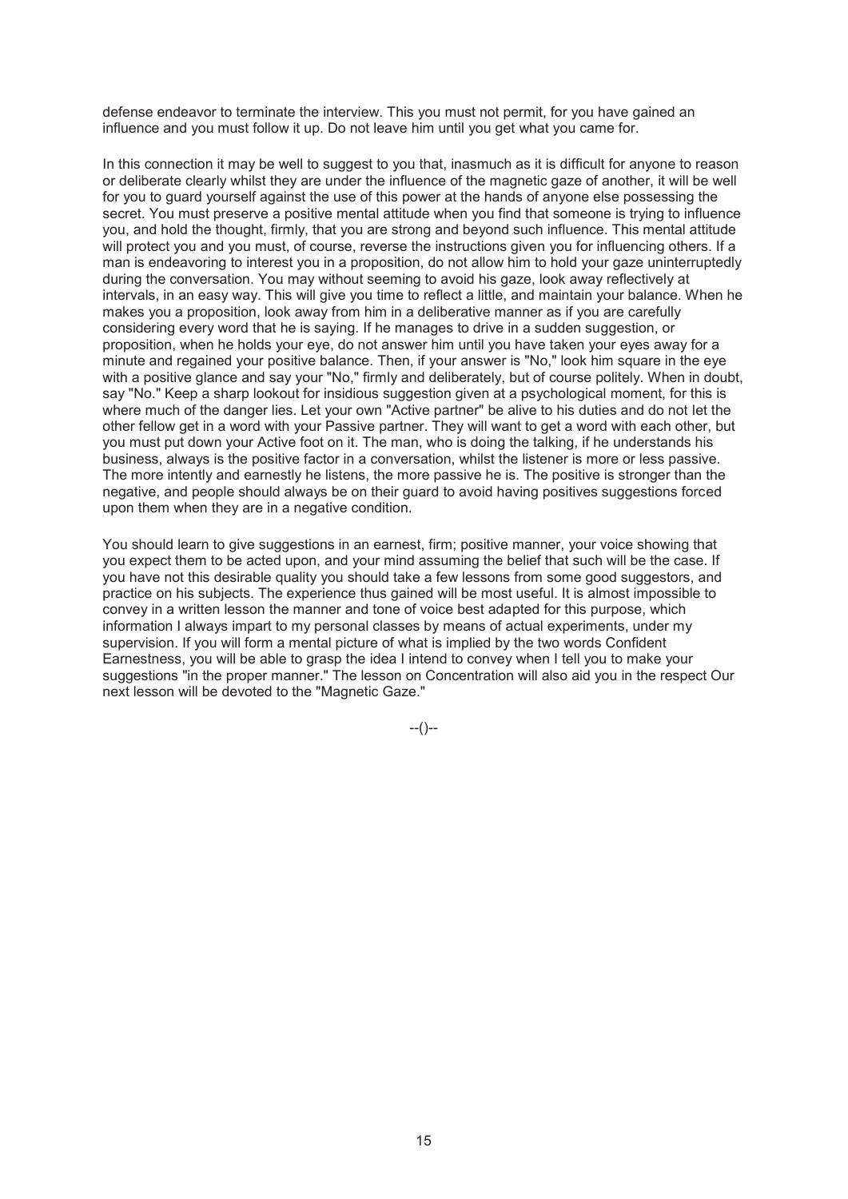defense endeavor to terminate the interview. This you must not permit, for you have gained an influence and you must follow it up. Do not leave him until you get what you came for.

In this connection it may be well to suggest to you that, inasmuch as it is difficult for anyone to reason or deliberate clearly whilst they are under the influence of the magnetic gaze of another, it will be well for you to guard yourself against the use of this power at the hands of anyone else possessing the secret. You must preserve a positive mental attitude when you find that someone is trying to influence you, and hold the thought, firmly, that you are strong and beyond such influence. This mental attitude will protect you and you must, of course, reverse the instructions given you for influencing others. If a man is endeavoring to interest you in a proposition, do not allow him to hold your gaze uninterruptedly during the conversation. You may without seeming to avoid his gaze, look away reflectively at intervals, in an easy way. This will give you time to reflect a little, and maintain your balance. When he makes you a proposition, look away from him in a deliberative manner as if you are carefully considering every word that he is saying. If he manages to drive in a sudden suggestion, or proposition, when he holds your eye, do not answer him until you have taken your eyes away for a minute and regained your positive balance. Then, if your answer is "No," look him square in the eye with a positive glance and say your "No," firmly and deliberately, but of course politely. When in doubt, say "No." Keep a sharp lookout for insidious suggestion given at a psychological moment, for this is where much of the danger lies. Let your own "Active partner" be alive to his duties and do not let the other fellow get in a word with your Passive partner. They will want to get a word with each other, but you must put down your Active foot on it. The man, who is doing the talking, if he understands his business, always is the positive factor in a conversation, whilst the listener is more or less passive. The more intently and earnestly he listens, the more passive he is. The positive is stronger than the negative, and people should always be on their guard to avoid having positives suggestions forced upon them when they are in a negative condition.

You should learn to give suggestions in an earnest, firm; positive manner, your voice showing that you expect them to be acted upon, and your mind assuming the belief that such will be the case. If you have not this desirable quality you should take a few lessons from some good suggestors, and practice on his subjects. The experience thus gained will be most useful. It is almost impossible to convey in a written lesson the manner and tone of voice best adapted for this purpose, which information I always impart to my personal classes by means of actual experiments, under my supervision. If you will form a mental picture of what is implied by the two words Confident Earnestness, you will be able to grasp the idea I intend to convey when I tell you to make your suggestions "in the proper manner." The lesson on Concentration will also aid you in the respect Our next lesson will be devoted to the "Magnetic Gaze."

--()--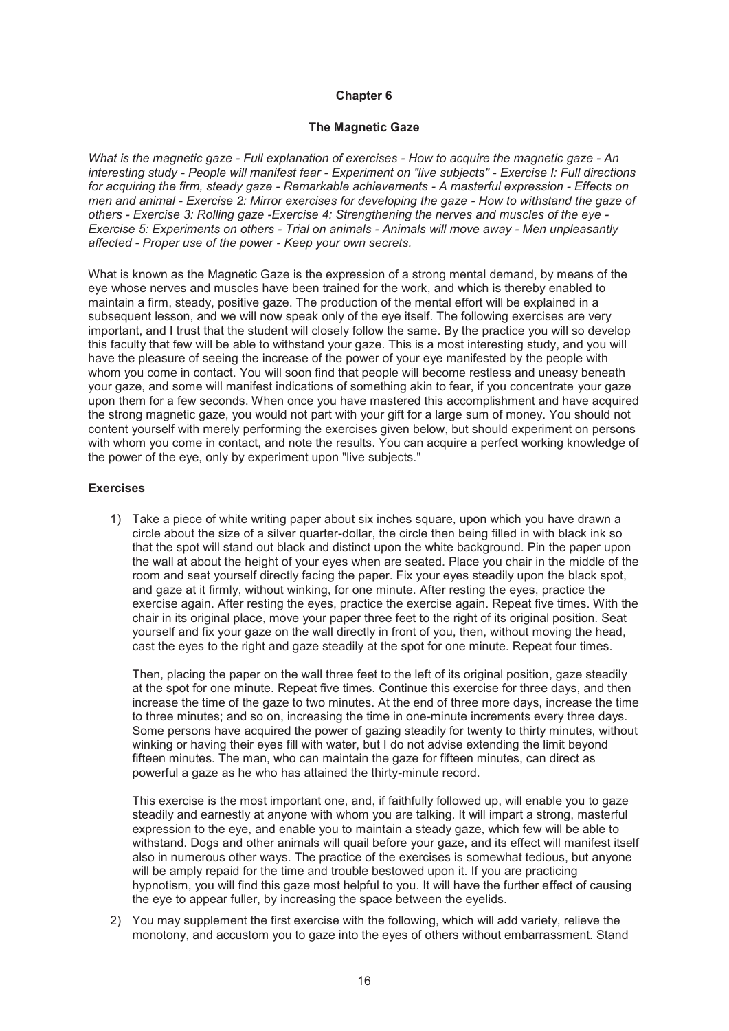# Chapter 6

## The Magnetic Gaze

*What is the magnetic gaze - Full explanation of exercises - How to acquire the magnetic gaze - An interesting study - People will manifest fear - Experiment on "live subjects" - Exercise I: Full directions for acquiring the firm, steady gaze - Remarkable achievements - A masterful expression - Effects on men and animal - Exercise 2: Mirror exercises for developing the gaze - How to withstand the gaze of others - Exercise 3: Rolling gaze -Exercise 4: Strengthening the nerves and muscles of the eye - Exercise 5: Experiments on others - Trial on animals - Animals will move away - Men unpleasantly affected - Proper use of the power - Keep your own secrets.*

What is known as the Magnetic Gaze is the expression of a strong mental demand, by means of the eye whose nerves and muscles have been trained for the work, and which is thereby enabled to maintain a firm, steady, positive gaze. The production of the mental effort will be explained in a subsequent lesson, and we will now speak only of the eye itself. The following exercises are very important, and I trust that the student will closely follow the same. By the practice you will so develop this faculty that few will be able to withstand your gaze. This is a most interesting study, and you will have the pleasure of seeing the increase of the power of your eye manifested by the people with whom you come in contact. You will soon find that people will become restless and uneasy beneath your gaze, and some will manifest indications of something akin to fear, if you concentrate your gaze upon them for a few seconds. When once you have mastered this accomplishment and have acquired the strong magnetic gaze, you would not part with your gift for a large sum of money. You should not content yourself with merely performing the exercises given below, but should experiment on persons with whom you come in contact, and note the results. You can acquire a perfect working knowledge of the power of the eye, only by experiment upon "live subjects."

### Exercises

1) Take a piece of white writing paper about six inches square, upon which you have drawn a circle about the size of a silver quarter-dollar, the circle then being filled in with black ink so that the spot will stand out black and distinct upon the white background. Pin the paper upon the wall at about the height of your eyes when are seated. Place you chair in the middle of the room and seat yourself directly facing the paper. Fix your eyes steadily upon the black spot, and gaze at it firmly, without winking, for one minute. After resting the eyes, practice the exercise again. After resting the eyes, practice the exercise again. Repeat five times. With the chair in its original place, move your paper three feet to the right of its original position. Seat yourself and fix your gaze on the wall directly in front of you, then, without moving the head, cast the eyes to the right and gaze steadily at the spot for one minute. Repeat four times.

   Then, placing the paper on the wall three feet to the left of its original position, gaze steadily at the spot for one minute. Repeat five times. Continue this exercise for three days, and then increase the time of the gaze to two minutes. At the end of three more days, increase the time to three minutes; and so on, increasing the time in one-minute increments every three days. Some persons have acquired the power of gazing steadily for twenty to thirty minutes, without winking or having their eyes fill with water, but I do not advise extending the limit beyond fifteen minutes. The man, who can maintain the gaze for fifteen minutes, can direct as powerful a gaze as he who has attained the thirty-minute record.

   This exercise is the most important one, and, if faithfully followed up, will enable you to gaze steadily and earnestly at anyone with whom you are talking. It will impart a strong, masterful expression to the eye, and enable you to maintain a steady gaze, which few will be able to withstand. Dogs and other animals will quail before your gaze, and its effect will manifest itself also in numerous other ways. The practice of the exercises is somewhat tedious, but anyone will be amply repaid for the time and trouble bestowed upon it. If you are practicing hypnotism, you will find this gaze most helpful to you. It will have the further effect of causing the eye to appear fuller, by increasing the space between the eyelids.

2) You may supplement the first exercise with the following, which will add variety, relieve the monotony, and accustom you to gaze into the eyes of others without embarrassment. Stand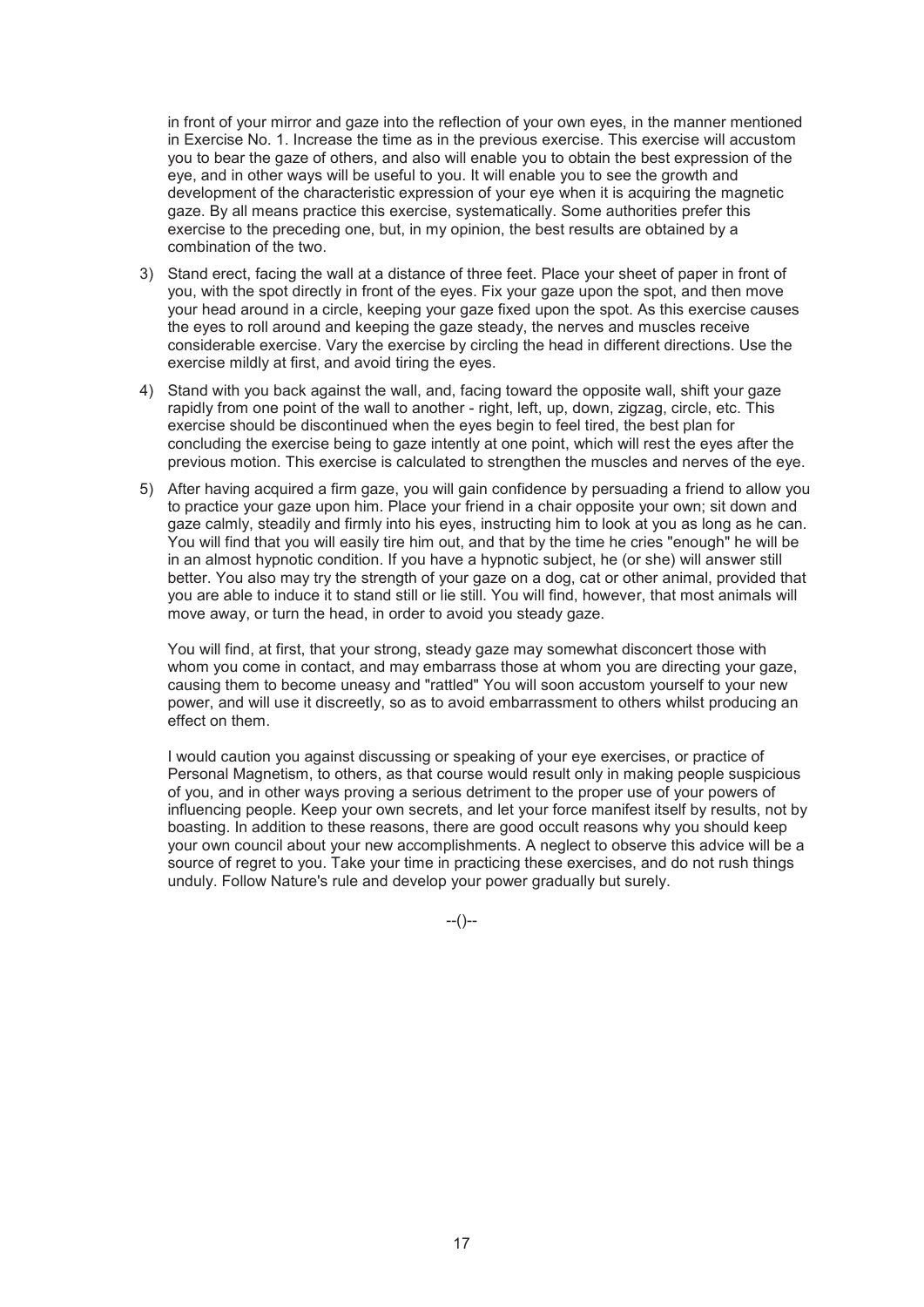in front of your mirror and gaze into the reflection of your own eyes, in the manner mentioned in Exercise No. 1. Increase the time as in the previous exercise. This exercise will accustom you to bear the gaze of others, and also will enable you to obtain the best expression of the eye, and in other ways will be useful to you. It will enable you to see the growth and development of the characteristic expression of your eye when it is acquiring the magnetic gaze. By all means practice this exercise, systematically. Some authorities prefer this exercise to the preceding one, but, in my opinion, the best results are obtained by a combination of the two.

3) Stand erect, facing the wall at a distance of three feet. Place your sheet of paper in front of you, with the spot directly in front of the eyes. Fix your gaze upon the spot, and then move your head around in a circle, keeping your gaze fixed upon the spot. As this exercise causes the eyes to roll around and keeping the gaze steady, the nerves and muscles receive considerable exercise. Vary the exercise by circling the head in different directions. Use the exercise mildly at first, and avoid tiring the eyes.

4) Stand with you back against the wall, and, facing toward the opposite wall, shift your gaze rapidly from one point of the wall to another - right, left, up, down, zigzag, circle, etc. This exercise should be discontinued when the eyes begin to feel tired, the best plan for concluding the exercise being to gaze intently at one point, which will rest the eyes after the previous motion. This exercise is calculated to strengthen the muscles and nerves of the eye.

5) After having acquired a firm gaze, you will gain confidence by persuading a friend to allow you to practice your gaze upon him. Place your friend in a chair opposite your own; sit down and gaze calmly, steadily and firmly into his eyes, instructing him to look at you as long as he can. You will find that you will easily tire him out, and that by the time he cries "enough" he will be in an almost hypnotic condition. If you have a hypnotic subject, he (or she) will answer still better. You also may try the strength of your gaze on a dog, cat or other animal, provided that you are able to induce it to stand still or lie still. You will find, however, that most animals will move away, or turn the head, in order to avoid you steady gaze.

   You will find, at first, that your strong, steady gaze may somewhat disconcert those with whom you come in contact, and may embarrass those at whom you are directing your gaze, causing them to become uneasy and "rattled" You will soon accustom yourself to your new power, and will use it discreetly, so as to avoid embarrassment to others whilst producing an effect on them.

   I would caution you against discussing or speaking of your eye exercises, or practice of Personal Magnetism, to others, as that course would result only in making people suspicious of you, and in other ways proving a serious detriment to the proper use of your powers of influencing people. Keep your own secrets, and let your force manifest itself by results, not by boasting. In addition to these reasons, there are good occult reasons why you should keep your own council about your new accomplishments. A neglect to observe this advice will be a source of regret to you. Take your time in practicing these exercises, and do not rush things unduly. Follow Nature's rule and develop your power gradually but surely.

--()--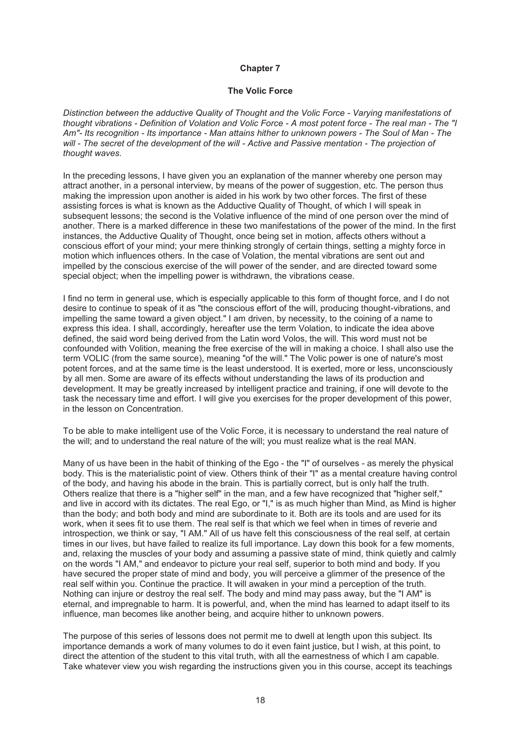## Chapter 7

### The Volic Force

*Distinction between the adductive Quality of Thought and the Volic Force - Varying manifestations of thought vibrations - Definition of Volation and Volic Force - A most potent force - The real man - The "I Am"- Its recognition - Its importance - Man attains hither to unknown powers - The Soul of Man - The will - The secret of the development of the will - Active and Passive mentation - The projection of thought waves.*

In the preceding lessons, I have given you an explanation of the manner whereby one person may attract another, in a personal interview, by means of the power of suggestion, etc. The person thus making the impression upon another is aided in his work by two other forces. The first of these assisting forces is what is known as the Adductive Quality of Thought, of which I will speak in subsequent lessons; the second is the Volative influence of the mind of one person over the mind of another. There is a marked difference in these two manifestations of the power of the mind. In the first instances, the Adductive Quality of Thought, once being set in motion, affects others without a conscious effort of your mind; your mere thinking strongly of certain things, setting a mighty force in motion which influences others. In the case of Volation, the mental vibrations are sent out and impelled by the conscious exercise of the will power of the sender, and are directed toward some special object; when the impelling power is withdrawn, the vibrations cease.

I find no term in general use, which is especially applicable to this form of thought force, and I do not desire to continue to speak of it as "the conscious effort of the will, producing thought-vibrations, and impelling the same toward a given object." I am driven, by necessity, to the coining of a name to express this idea. I shall, accordingly, hereafter use the term Volation, to indicate the idea above defined, the said word being derived from the Latin word Volos, the will. This word must not be confounded with Volition, meaning the free exercise of the will in making a choice. I shall also use the term VOLIC (from the same source), meaning "of the will." The Volic power is one of nature's most potent forces, and at the same time is the least understood. It is exerted, more or less, unconsciously by all men. Some are aware of its effects without understanding the laws of its production and development. It may be greatly increased by intelligent practice and training, if one will devote to the task the necessary time and effort. I will give you exercises for the proper development of this power, in the lesson on Concentration.

To be able to make intelligent use of the Volic Force, it is necessary to understand the real nature of the will; and to understand the real nature of the will; you must realize what is the real MAN.

Many of us have been in the habit of thinking of the Ego - the "I" of ourselves - as merely the physical body. This is the materialistic point of view. Others think of their "I" as a mental creature having control of the body, and having his abode in the brain. This is partially correct, but is only half the truth. Others realize that there is a "higher self" in the man, and a few have recognized that "higher self," and live in accord with its dictates. The real Ego, or "I," is as much higher than Mind, as Mind is higher than the body; and both body and mind are subordinate to it. Both are its tools and are used for its work, when it sees fit to use them. The real self is that which we feel when in times of reverie and introspection, we think or say, "I AM." All of us have felt this consciousness of the real self, at certain times in our lives, but have failed to realize its full importance. Lay down this book for a few moments, and, relaxing the muscles of your body and assuming a passive state of mind, think quietly and calmly on the words "I AM," and endeavor to picture your real self, superior to both mind and body. If you have secured the proper state of mind and body, you will perceive a glimmer of the presence of the real self within you. Continue the practice. It will awaken in your mind a perception of the truth. Nothing can injure or destroy the real self. The body and mind may pass away, but the "I AM" is eternal, and impregnable to harm. It is powerful, and, when the mind has learned to adapt itself to its influence, man becomes like another being, and acquire hither to unknown powers.

The purpose of this series of lessons does not permit me to dwell at length upon this subject. Its importance demands a work of many volumes to do it even faint justice, but I wish, at this point, to direct the attention of the student to this vital truth, with all the earnestness of which I am capable. Take whatever view you wish regarding the instructions given you in this course, accept its teachings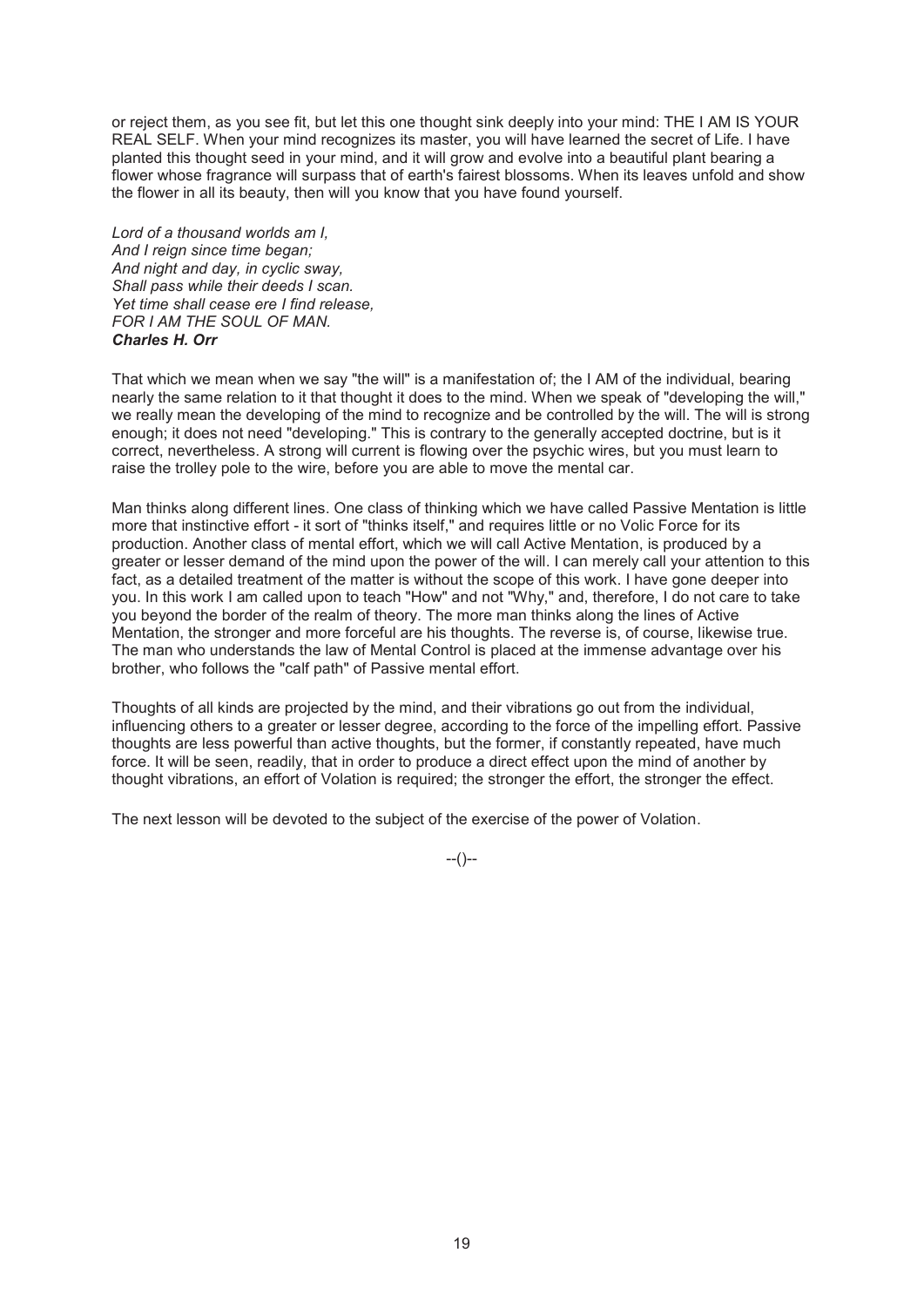or reject them, as you see fit, but let this one thought sink deeply into your mind: THE I AM IS YOUR REAL SELF. When your mind recognizes its master, you will have learned the secret of Life. I have planted this thought seed in your mind, and it will grow and evolve into a beautiful plant bearing a flower whose fragrance will surpass that of earth's fairest blossoms. When its leaves unfold and show the flower in all its beauty, then will you know that you have found yourself.

*Lord of a thousand worlds am I,*
*And I reign since time began;*
*And night and day, in cyclic sway,*
*Shall pass while their deeds I scan.*
*Yet time shall cease ere I find release,*
*FOR I AM THE SOUL OF MAN.*
***Charles H. Orr***

That which we mean when we say "the will" is a manifestation of; the I AM of the individual, bearing nearly the same relation to it that thought it does to the mind. When we speak of "developing the will," we really mean the developing of the mind to recognize and be controlled by the will. The will is strong enough; it does not need "developing." This is contrary to the generally accepted doctrine, but is it correct, nevertheless. A strong will current is flowing over the psychic wires, but you must learn to raise the trolley pole to the wire, before you are able to move the mental car.

Man thinks along different lines. One class of thinking which we have called Passive Mentation is little more that instinctive effort - it sort of "thinks itself," and requires little or no Volic Force for its production. Another class of mental effort, which we will call Active Mentation, is produced by a greater or lesser demand of the mind upon the power of the will. I can merely call your attention to this fact, as a detailed treatment of the matter is without the scope of this work. I have gone deeper into you. In this work I am called upon to teach "How" and not "Why," and, therefore, I do not care to take you beyond the border of the realm of theory. The more man thinks along the lines of Active Mentation, the stronger and more forceful are his thoughts. The reverse is, of course, likewise true. The man who understands the law of Mental Control is placed at the immense advantage over his brother, who follows the "calf path" of Passive mental effort.

Thoughts of all kinds are projected by the mind, and their vibrations go out from the individual, influencing others to a greater or lesser degree, according to the force of the impelling effort. Passive thoughts are less powerful than active thoughts, but the former, if constantly repeated, have much force. It will be seen, readily, that in order to produce a direct effect upon the mind of another by thought vibrations, an effort of Volation is required; the stronger the effort, the stronger the effect.

The next lesson will be devoted to the subject of the exercise of the power of Volation.

--()--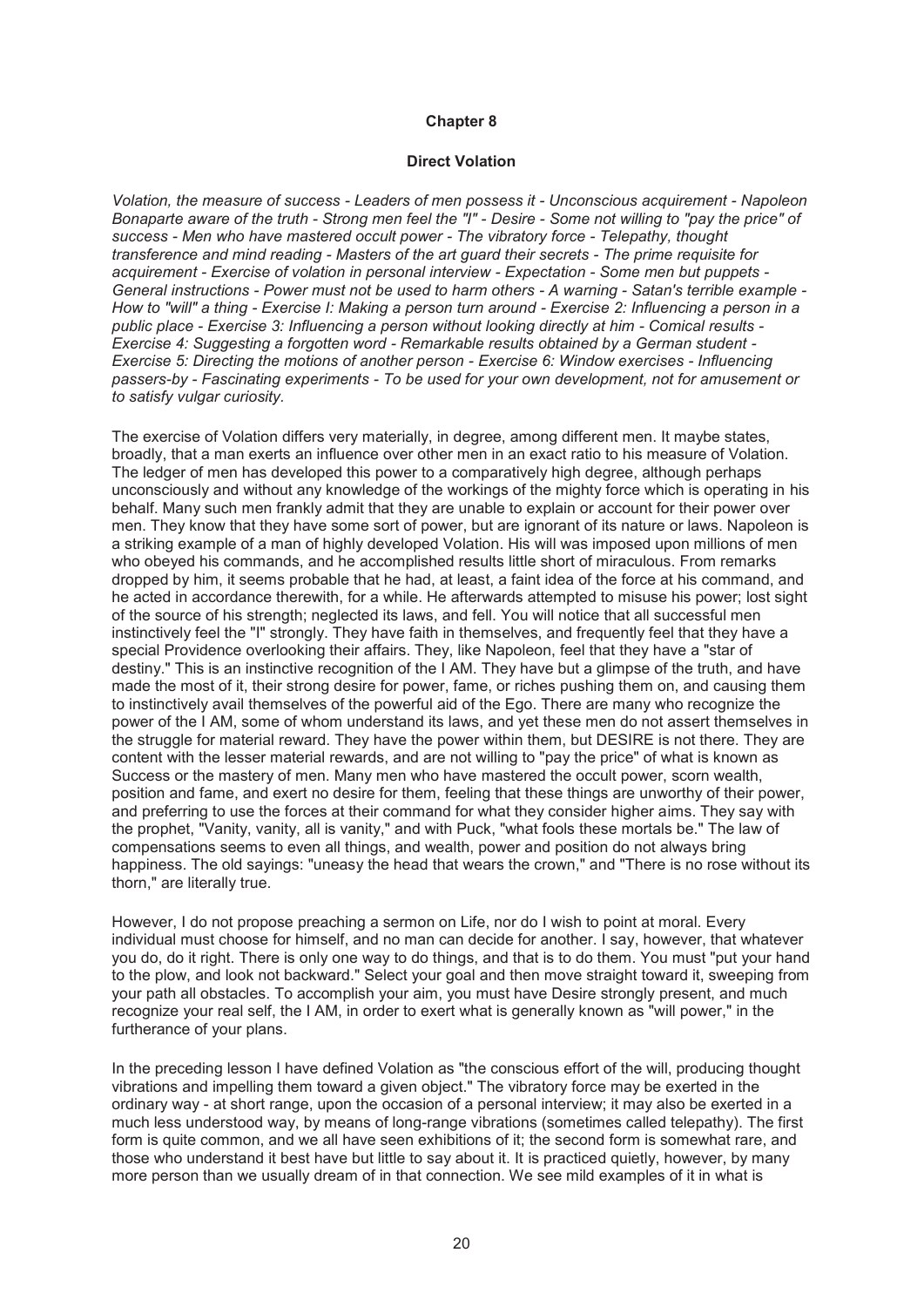## Chapter 8

### Direct Volation

*Volation, the measure of success - Leaders of men possess it - Unconscious acquirement - Napoleon Bonaparte aware of the truth - Strong men feel the "I" - Desire - Some not willing to "pay the price" of success - Men who have mastered occult power - The vibratory force - Telepathy, thought transference and mind reading - Masters of the art guard their secrets - The prime requisite for acquirement - Exercise of volation in personal interview - Expectation - Some men but puppets - General instructions - Power must not be used to harm others - A warning - Satan's terrible example - How to "will" a thing - Exercise I: Making a person turn around - Exercise 2: Influencing a person in a public place - Exercise 3: Influencing a person without looking directly at him - Comical results - Exercise 4: Suggesting a forgotten word - Remarkable results obtained by a German student - Exercise 5: Directing the motions of another person - Exercise 6: Window exercises - Influencing passers-by - Fascinating experiments - To be used for your own development, not for amusement or to satisfy vulgar curiosity.*

The exercise of Volation differs very materially, in degree, among different men. It maybe states, broadly, that a man exerts an influence over other men in an exact ratio to his measure of Volation. The ledger of men has developed this power to a comparatively high degree, although perhaps unconsciously and without any knowledge of the workings of the mighty force which is operating in his behalf. Many such men frankly admit that they are unable to explain or account for their power over men. They know that they have some sort of power, but are ignorant of its nature or laws. Napoleon is a striking example of a man of highly developed Volation. His will was imposed upon millions of men who obeyed his commands, and he accomplished results little short of miraculous. From remarks dropped by him, it seems probable that he had, at least, a faint idea of the force at his command, and he acted in accordance therewith, for a while. He afterwards attempted to misuse his power; lost sight of the source of his strength; neglected its laws, and fell. You will notice that all successful men instinctively feel the "I" strongly. They have faith in themselves, and frequently feel that they have a special Providence overlooking their affairs. They, like Napoleon, feel that they have a "star of destiny." This is an instinctive recognition of the I AM. They have but a glimpse of the truth, and have made the most of it, their strong desire for power, fame, or riches pushing them on, and causing them to instinctively avail themselves of the powerful aid of the Ego. There are many who recognize the power of the I AM, some of whom understand its laws, and yet these men do not assert themselves in the struggle for material reward. They have the power within them, but DESIRE is not there. They are content with the lesser material rewards, and are not willing to "pay the price" of what is known as Success or the mastery of men. Many men who have mastered the occult power, scorn wealth, position and fame, and exert no desire for them, feeling that these things are unworthy of their power, and preferring to use the forces at their command for what they consider higher aims. They say with the prophet, "Vanity, vanity, all is vanity," and with Puck, "what fools these mortals be." The law of compensations seems to even all things, and wealth, power and position do not always bring happiness. The old sayings: "uneasy the head that wears the crown," and "There is no rose without its thorn," are literally true.

However, I do not propose preaching a sermon on Life, nor do I wish to point at moral. Every individual must choose for himself, and no man can decide for another. I say, however, that whatever you do, do it right. There is only one way to do things, and that is to do them. You must "put your hand to the plow, and look not backward." Select your goal and then move straight toward it, sweeping from your path all obstacles. To accomplish your aim, you must have Desire strongly present, and much recognize your real self, the I AM, in order to exert what is generally known as "will power," in the furtherance of your plans.

In the preceding lesson I have defined Volation as "the conscious effort of the will, producing thought vibrations and impelling them toward a given object." The vibratory force may be exerted in the ordinary way - at short range, upon the occasion of a personal interview; it may also be exerted in a much less understood way, by means of long-range vibrations (sometimes called telepathy). The first form is quite common, and we all have seen exhibitions of it; the second form is somewhat rare, and those who understand it best have but little to say about it. It is practiced quietly, however, by many more person than we usually dream of in that connection. We see mild examples of it in what is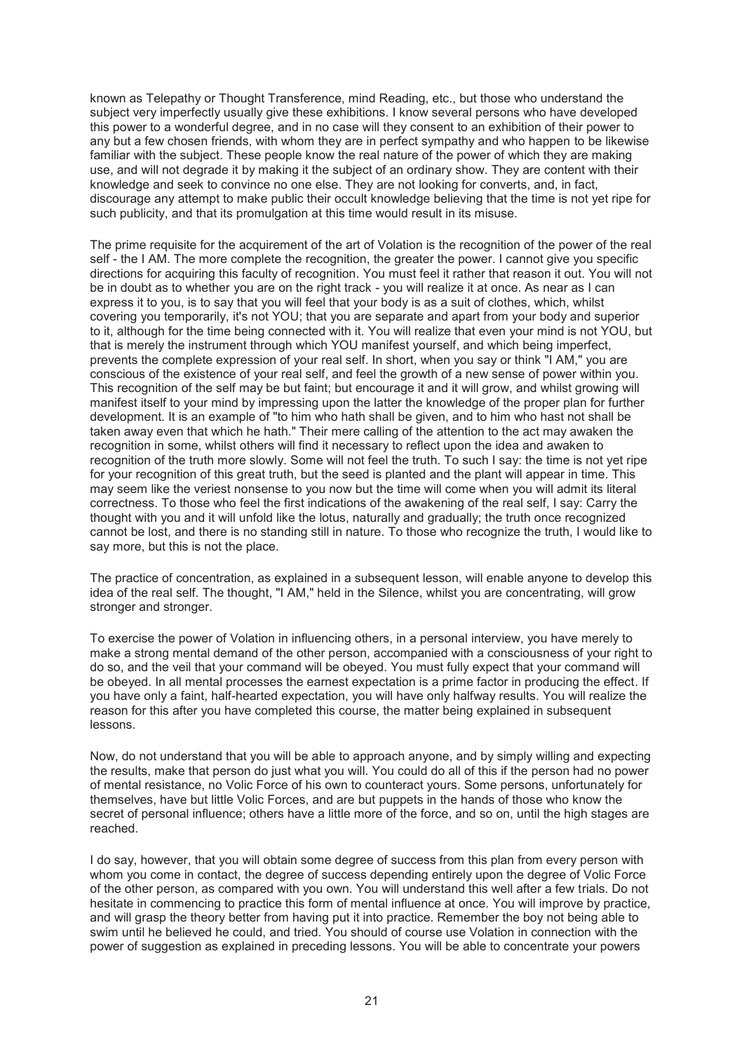known as Telepathy or Thought Transference, mind Reading, etc., but those who understand the subject very imperfectly usually give these exhibitions. I know several persons who have developed this power to a wonderful degree, and in no case will they consent to an exhibition of their power to any but a few chosen friends, with whom they are in perfect sympathy and who happen to be likewise familiar with the subject. These people know the real nature of the power of which they are making use, and will not degrade it by making it the subject of an ordinary show. They are content with their knowledge and seek to convince no one else. They are not looking for converts, and, in fact, discourage any attempt to make public their occult knowledge believing that the time is not yet ripe for such publicity, and that its promulgation at this time would result in its misuse.

The prime requisite for the acquirement of the art of Volation is the recognition of the power of the real self - the I AM. The more complete the recognition, the greater the power. I cannot give you specific directions for acquiring this faculty of recognition. You must feel it rather that reason it out. You will not be in doubt as to whether you are on the right track - you will realize it at once. As near as I can express it to you, is to say that you will feel that your body is as a suit of clothes, which, whilst covering you temporarily, it's not YOU; that you are separate and apart from your body and superior to it, although for the time being connected with it. You will realize that even your mind is not YOU, but that is merely the instrument through which YOU manifest yourself, and which being imperfect, prevents the complete expression of your real self. In short, when you say or think "I AM," you are conscious of the existence of your real self, and feel the growth of a new sense of power within you. This recognition of the self may be but faint; but encourage it and it will grow, and whilst growing will manifest itself to your mind by impressing upon the latter the knowledge of the proper plan for further development. It is an example of "to him who hath shall be given, and to him who hast not shall be taken away even that which he hath." Their mere calling of the attention to the act may awaken the recognition in some, whilst others will find it necessary to reflect upon the idea and awaken to recognition of the truth more slowly. Some will not feel the truth. To such I say: the time is not yet ripe for your recognition of this great truth, but the seed is planted and the plant will appear in time. This may seem like the veriest nonsense to you now but the time will come when you will admit its literal correctness. To those who feel the first indications of the awakening of the real self, I say: Carry the thought with you and it will unfold like the lotus, naturally and gradually; the truth once recognized cannot be lost, and there is no standing still in nature. To those who recognize the truth, I would like to say more, but this is not the place.

The practice of concentration, as explained in a subsequent lesson, will enable anyone to develop this idea of the real self. The thought, "I AM," held in the Silence, whilst you are concentrating, will grow stronger and stronger.

To exercise the power of Volation in influencing others, in a personal interview, you have merely to make a strong mental demand of the other person, accompanied with a consciousness of your right to do so, and the veil that your command will be obeyed. You must fully expect that your command will be obeyed. In all mental processes the earnest expectation is a prime factor in producing the effect. If you have only a faint, half-hearted expectation, you will have only halfway results. You will realize the reason for this after you have completed this course, the matter being explained in subsequent lessons.

Now, do not understand that you will be able to approach anyone, and by simply willing and expecting the results, make that person do just what you will. You could do all of this if the person had no power of mental resistance, no Volic Force of his own to counteract yours. Some persons, unfortunately for themselves, have but little Volic Forces, and are but puppets in the hands of those who know the secret of personal influence; others have a little more of the force, and so on, until the high stages are reached.

I do say, however, that you will obtain some degree of success from this plan from every person with whom you come in contact, the degree of success depending entirely upon the degree of Volic Force of the other person, as compared with you own. You will understand this well after a few trials. Do not hesitate in commencing to practice this form of mental influence at once. You will improve by practice, and will grasp the theory better from having put it into practice. Remember the boy not being able to swim until he believed he could, and tried. You should of course use Volation in connection with the power of suggestion as explained in preceding lessons. You will be able to concentrate your powers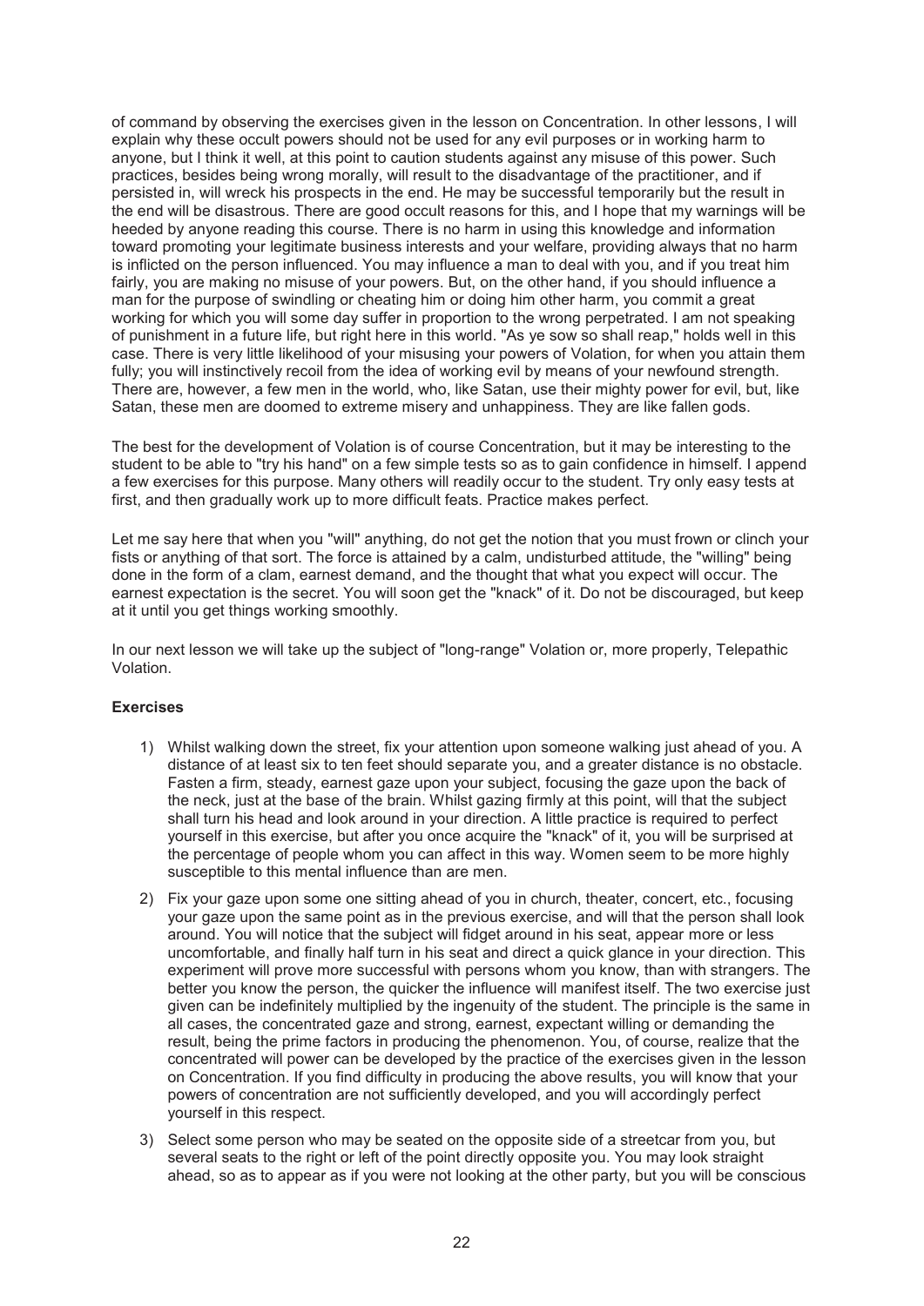of command by observing the exercises given in the lesson on Concentration. In other lessons, I will explain why these occult powers should not be used for any evil purposes or in working harm to anyone, but I think it well, at this point to caution students against any misuse of this power. Such practices, besides being wrong morally, will result to the disadvantage of the practitioner, and if persisted in, will wreck his prospects in the end. He may be successful temporarily but the result in the end will be disastrous. There are good occult reasons for this, and I hope that my warnings will be heeded by anyone reading this course. There is no harm in using this knowledge and information toward promoting your legitimate business interests and your welfare, providing always that no harm is inflicted on the person influenced. You may influence a man to deal with you, and if you treat him fairly, you are making no misuse of your powers. But, on the other hand, if you should influence a man for the purpose of swindling or cheating him or doing him other harm, you commit a great working for which you will some day suffer in proportion to the wrong perpetrated. I am not speaking of punishment in a future life, but right here in this world. "As ye sow so shall reap," holds well in this case. There is very little likelihood of your misusing your powers of Volation, for when you attain them fully; you will instinctively recoil from the idea of working evil by means of your newfound strength. There are, however, a few men in the world, who, like Satan, use their mighty power for evil, but, like Satan, these men are doomed to extreme misery and unhappiness. They are like fallen gods.

The best for the development of Volation is of course Concentration, but it may be interesting to the student to be able to "try his hand" on a few simple tests so as to gain confidence in himself. I append a few exercises for this purpose. Many others will readily occur to the student. Try only easy tests at first, and then gradually work up to more difficult feats. Practice makes perfect.

Let me say here that when you "will" anything, do not get the notion that you must frown or clinch your fists or anything of that sort. The force is attained by a calm, undisturbed attitude, the "willing" being done in the form of a clam, earnest demand, and the thought that what you expect will occur. The earnest expectation is the secret. You will soon get the "knack" of it. Do not be discouraged, but keep at it until you get things working smoothly.

In our next lesson we will take up the subject of "long-range" Volation or, more properly, Telepathic Volation.

**Exercises**

1) Whilst walking down the street, fix your attention upon someone walking just ahead of you. A distance of at least six to ten feet should separate you, and a greater distance is no obstacle. Fasten a firm, steady, earnest gaze upon your subject, focusing the gaze upon the back of the neck, just at the base of the brain. Whilst gazing firmly at this point, will that the subject shall turn his head and look around in your direction. A little practice is required to perfect yourself in this exercise, but after you once acquire the "knack" of it, you will be surprised at the percentage of people whom you can affect in this way. Women seem to be more highly susceptible to this mental influence than are men.

2) Fix your gaze upon some one sitting ahead of you in church, theater, concert, etc., focusing your gaze upon the same point as in the previous exercise, and will that the person shall look around. You will notice that the subject will fidget around in his seat, appear more or less uncomfortable, and finally half turn in his seat and direct a quick glance in your direction. This experiment will prove more successful with persons whom you know, than with strangers. The better you know the person, the quicker the influence will manifest itself. The two exercise just given can be indefinitely multiplied by the ingenuity of the student. The principle is the same in all cases, the concentrated gaze and strong, earnest, expectant willing or demanding the result, being the prime factors in producing the phenomenon. You, of course, realize that the concentrated will power can be developed by the practice of the exercises given in the lesson on Concentration. If you find difficulty in producing the above results, you will know that your powers of concentration are not sufficiently developed, and you will accordingly perfect yourself in this respect.

3) Select some person who may be seated on the opposite side of a streetcar from you, but several seats to the right or left of the point directly opposite you. You may look straight ahead, so as to appear as if you were not looking at the other party, but you will be conscious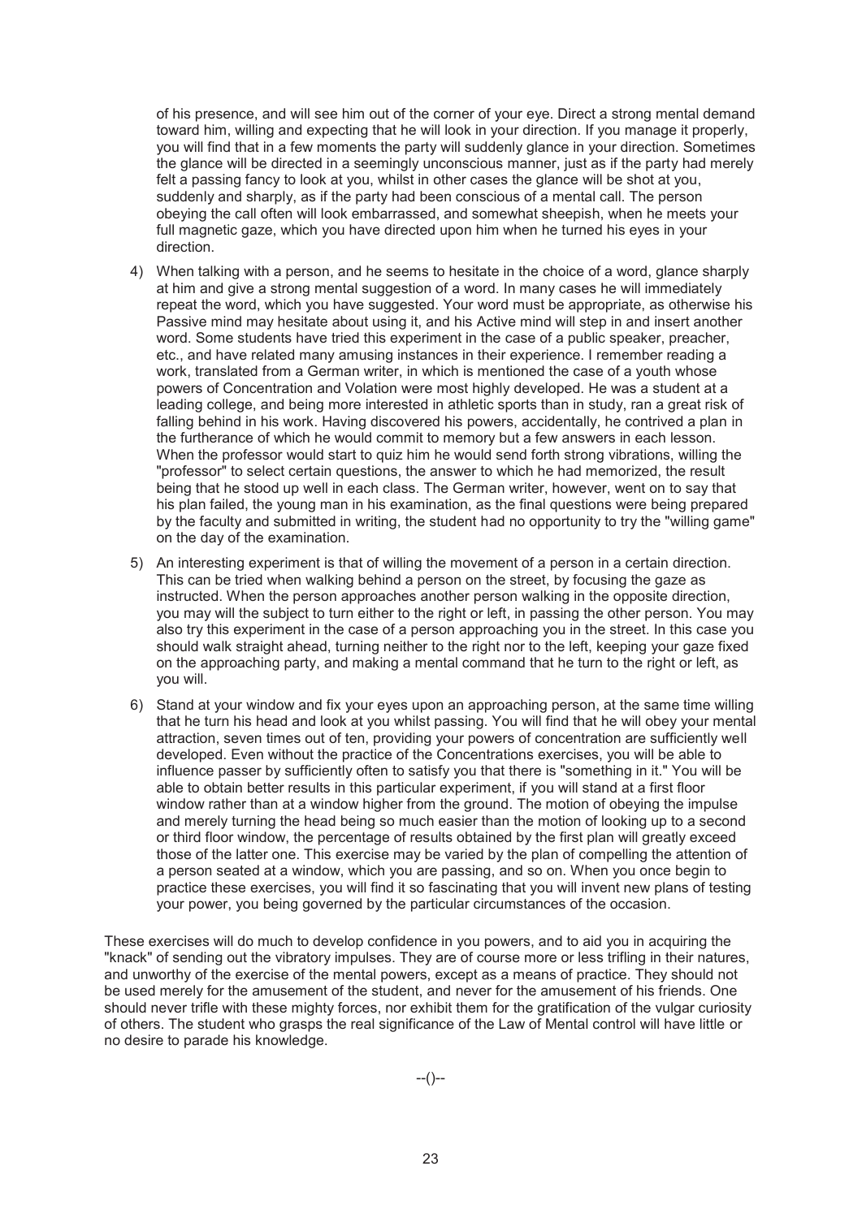of his presence, and will see him out of the corner of your eye. Direct a strong mental demand toward him, willing and expecting that he will look in your direction. If you manage it properly, you will find that in a few moments the party will suddenly glance in your direction. Sometimes the glance will be directed in a seemingly unconscious manner, just as if the party had merely felt a passing fancy to look at you, whilst in other cases the glance will be shot at you, suddenly and sharply, as if the party had been conscious of a mental call. The person obeying the call often will look embarrassed, and somewhat sheepish, when he meets your full magnetic gaze, which you have directed upon him when he turned his eyes in your direction.

4) When talking with a person, and he seems to hesitate in the choice of a word, glance sharply at him and give a strong mental suggestion of a word. In many cases he will immediately repeat the word, which you have suggested. Your word must be appropriate, as otherwise his Passive mind may hesitate about using it, and his Active mind will step in and insert another word. Some students have tried this experiment in the case of a public speaker, preacher, etc., and have related many amusing instances in their experience. I remember reading a work, translated from a German writer, in which is mentioned the case of a youth whose powers of Concentration and Volation were most highly developed. He was a student at a leading college, and being more interested in athletic sports than in study, ran a great risk of falling behind in his work. Having discovered his powers, accidentally, he contrived a plan in the furtherance of which he would commit to memory but a few answers in each lesson. When the professor would start to quiz him he would send forth strong vibrations, willing the "professor" to select certain questions, the answer to which he had memorized, the result being that he stood up well in each class. The German writer, however, went on to say that his plan failed, the young man in his examination, as the final questions were being prepared by the faculty and submitted in writing, the student had no opportunity to try the "willing game" on the day of the examination.

5) An interesting experiment is that of willing the movement of a person in a certain direction. This can be tried when walking behind a person on the street, by focusing the gaze as instructed. When the person approaches another person walking in the opposite direction, you may will the subject to turn either to the right or left, in passing the other person. You may also try this experiment in the case of a person approaching you in the street. In this case you should walk straight ahead, turning neither to the right nor to the left, keeping your gaze fixed on the approaching party, and making a mental command that he turn to the right or left, as you will.

6) Stand at your window and fix your eyes upon an approaching person, at the same time willing that he turn his head and look at you whilst passing. You will find that he will obey your mental attraction, seven times out of ten, providing your powers of concentration are sufficiently well developed. Even without the practice of the Concentrations exercises, you will be able to influence passer by sufficiently often to satisfy you that there is "something in it." You will be able to obtain better results in this particular experiment, if you will stand at a first floor window rather than at a window higher from the ground. The motion of obeying the impulse and merely turning the head being so much easier than the motion of looking up to a second or third floor window, the percentage of results obtained by the first plan will greatly exceed those of the latter one. This exercise may be varied by the plan of compelling the attention of a person seated at a window, which you are passing, and so on. When you once begin to practice these exercises, you will find it so fascinating that you will invent new plans of testing your power, you being governed by the particular circumstances of the occasion.

These exercises will do much to develop confidence in you powers, and to aid you in acquiring the "knack" of sending out the vibratory impulses. They are of course more or less trifling in their natures, and unworthy of the exercise of the mental powers, except as a means of practice. They should not be used merely for the amusement of the student, and never for the amusement of his friends. One should never trifle with these mighty forces, nor exhibit them for the gratification of the vulgar curiosity of others. The student who grasps the real significance of the Law of Mental control will have little or no desire to parade his knowledge.

--()--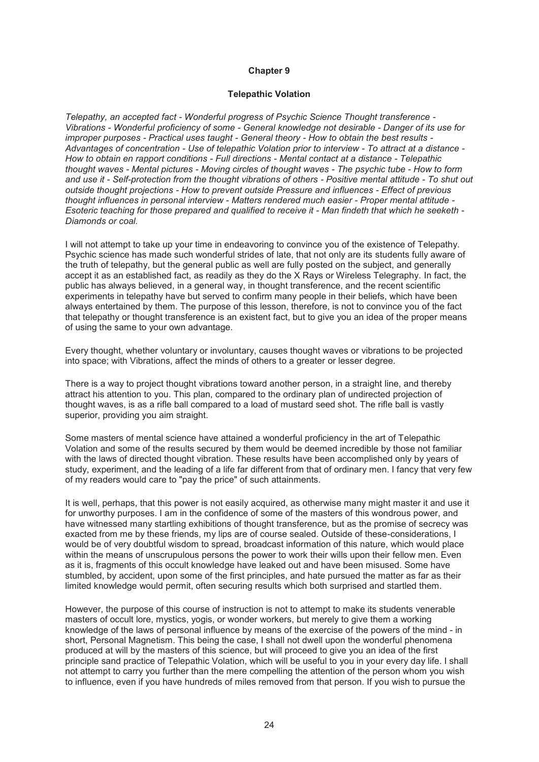## Chapter 9

### Telepathic Volation

*Telepathy, an accepted fact - Wonderful progress of Psychic Science Thought transference - Vibrations - Wonderful proficiency of some - General knowledge not desirable - Danger of its use for improper purposes - Practical uses taught - General theory - How to obtain the best results - Advantages of concentration - Use of telepathic Volation prior to interview - To attract at a distance - How to obtain en rapport conditions - Full directions - Mental contact at a distance - Telepathic thought waves - Mental pictures - Moving circles of thought waves - The psychic tube - How to form and use it - Self-protection from the thought vibrations of others - Positive mental attitude - To shut out outside thought projections - How to prevent outside Pressure and influences - Effect of previous thought influences in personal interview - Matters rendered much easier - Proper mental attitude - Esoteric teaching for those prepared and qualified to receive it - Man findeth that which he seeketh - Diamonds or coal.*

I will not attempt to take up your time in endeavoring to convince you of the existence of Telepathy. Psychic science has made such wonderful strides of late, that not only are its students fully aware of the truth of telepathy, but the general public as well are fully posted on the subject, and generally accept it as an established fact, as readily as they do the X Rays or Wireless Telegraphy. In fact, the public has always believed, in a general way, in thought transference, and the recent scientific experiments in telepathy have but served to confirm many people in their beliefs, which have been always entertained by them. The purpose of this lesson, therefore, is not to convince you of the fact that telepathy or thought transference is an existent fact, but to give you an idea of the proper means of using the same to your own advantage.

Every thought, whether voluntary or involuntary, causes thought waves or vibrations to be projected into space; with Vibrations, affect the minds of others to a greater or lesser degree.

There is a way to project thought vibrations toward another person, in a straight line, and thereby attract his attention to you. This plan, compared to the ordinary plan of undirected projection of thought waves, is as a rifle ball compared to a load of mustard seed shot. The rifle ball is vastly superior, providing you aim straight.

Some masters of mental science have attained a wonderful proficiency in the art of Telepathic Volation and some of the results secured by them would be deemed incredible by those not familiar with the laws of directed thought vibration. These results have been accomplished only by years of study, experiment, and the leading of a life far different from that of ordinary men. I fancy that very few of my readers would care to "pay the price" of such attainments.

It is well, perhaps, that this power is not easily acquired, as otherwise many might master it and use it for unworthy purposes. I am in the confidence of some of the masters of this wondrous power, and have witnessed many startling exhibitions of thought transference, but as the promise of secrecy was exacted from me by these friends, my lips are of course sealed. Outside of these-considerations, I would be of very doubtful wisdom to spread, broadcast information of this nature, which would place within the means of unscrupulous persons the power to work their wills upon their fellow men. Even as it is, fragments of this occult knowledge have leaked out and have been misused. Some have stumbled, by accident, upon some of the first principles, and hate pursued the matter as far as their limited knowledge would permit, often securing results which both surprised and startled them.

However, the purpose of this course of instruction is not to attempt to make its students venerable masters of occult lore, mystics, yogis, or wonder workers, but merely to give them a working knowledge of the laws of personal influence by means of the exercise of the powers of the mind - in short, Personal Magnetism. This being the case, I shall not dwell upon the wonderful phenomena produced at will by the masters of this science, but will proceed to give you an idea of the first principle sand practice of Telepathic Volation, which will be useful to you in your every day life. I shall not attempt to carry you further than the mere compelling the attention of the person whom you wish to influence, even if you have hundreds of miles removed from that person. If you wish to pursue the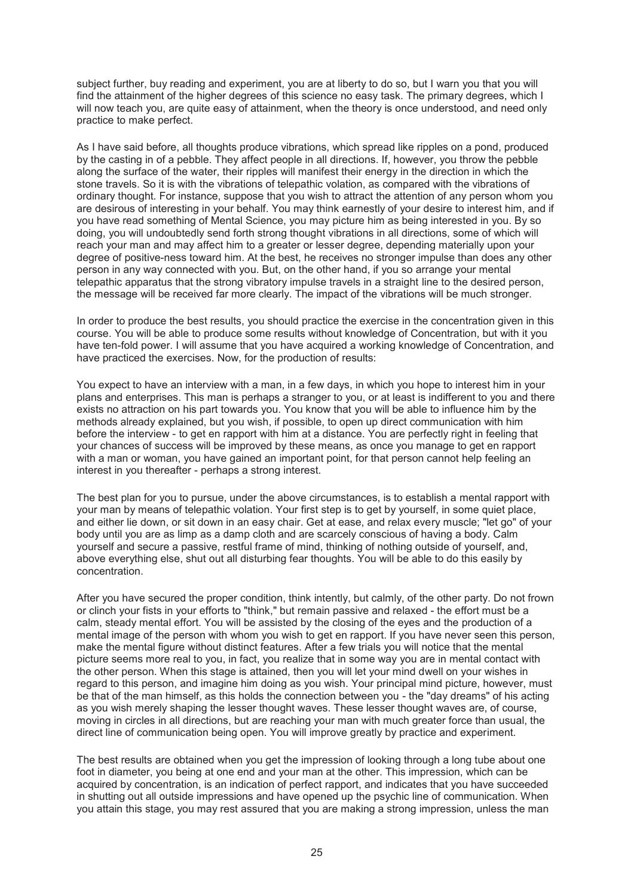subject further, buy reading and experiment, you are at liberty to do so, but I warn you that you will find the attainment of the higher degrees of this science no easy task. The primary degrees, which I will now teach you, are quite easy of attainment, when the theory is once understood, and need only practice to make perfect.

As I have said before, all thoughts produce vibrations, which spread like ripples on a pond, produced by the casting in of a pebble. They affect people in all directions. If, however, you throw the pebble along the surface of the water, their ripples will manifest their energy in the direction in which the stone travels. So it is with the vibrations of telepathic volation, as compared with the vibrations of ordinary thought. For instance, suppose that you wish to attract the attention of any person whom you are desirous of interesting in your behalf. You may think earnestly of your desire to interest him, and if you have read something of Mental Science, you may picture him as being interested in you. By so doing, you will undoubtedly send forth strong thought vibrations in all directions, some of which will reach your man and may affect him to a greater or lesser degree, depending materially upon your degree of positive-ness toward him. At the best, he receives no stronger impulse than does any other person in any way connected with you. But, on the other hand, if you so arrange your mental telepathic apparatus that the strong vibratory impulse travels in a straight line to the desired person, the message will be received far more clearly. The impact of the vibrations will be much stronger.

In order to produce the best results, you should practice the exercise in the concentration given in this course. You will be able to produce some results without knowledge of Concentration, but with it you have ten-fold power. I will assume that you have acquired a working knowledge of Concentration, and have practiced the exercises. Now, for the production of results:

You expect to have an interview with a man, in a few days, in which you hope to interest him in your plans and enterprises. This man is perhaps a stranger to you, or at least is indifferent to you and there exists no attraction on his part towards you. You know that you will be able to influence him by the methods already explained, but you wish, if possible, to open up direct communication with him before the interview - to get en rapport with him at a distance. You are perfectly right in feeling that your chances of success will be improved by these means, as once you manage to get en rapport with a man or woman, you have gained an important point, for that person cannot help feeling an interest in you thereafter - perhaps a strong interest.

The best plan for you to pursue, under the above circumstances, is to establish a mental rapport with your man by means of telepathic volation. Your first step is to get by yourself, in some quiet place, and either lie down, or sit down in an easy chair. Get at ease, and relax every muscle; "let go" of your body until you are as limp as a damp cloth and are scarcely conscious of having a body. Calm yourself and secure a passive, restful frame of mind, thinking of nothing outside of yourself, and, above everything else, shut out all disturbing fear thoughts. You will be able to do this easily by concentration.

After you have secured the proper condition, think intently, but calmly, of the other party. Do not frown or clinch your fists in your efforts to "think," but remain passive and relaxed - the effort must be a calm, steady mental effort. You will be assisted by the closing of the eyes and the production of a mental image of the person with whom you wish to get en rapport. If you have never seen this person, make the mental figure without distinct features. After a few trials you will notice that the mental picture seems more real to you, in fact, you realize that in some way you are in mental contact with the other person. When this stage is attained, then you will let your mind dwell on your wishes in regard to this person, and imagine him doing as you wish. Your principal mind picture, however, must be that of the man himself, as this holds the connection between you - the "day dreams" of his acting as you wish merely shaping the lesser thought waves. These lesser thought waves are, of course, moving in circles in all directions, but are reaching your man with much greater force than usual, the direct line of communication being open. You will improve greatly by practice and experiment.

The best results are obtained when you get the impression of looking through a long tube about one foot in diameter, you being at one end and your man at the other. This impression, which can be acquired by concentration, is an indication of perfect rapport, and indicates that you have succeeded in shutting out all outside impressions and have opened up the psychic line of communication. When you attain this stage, you may rest assured that you are making a strong impression, unless the man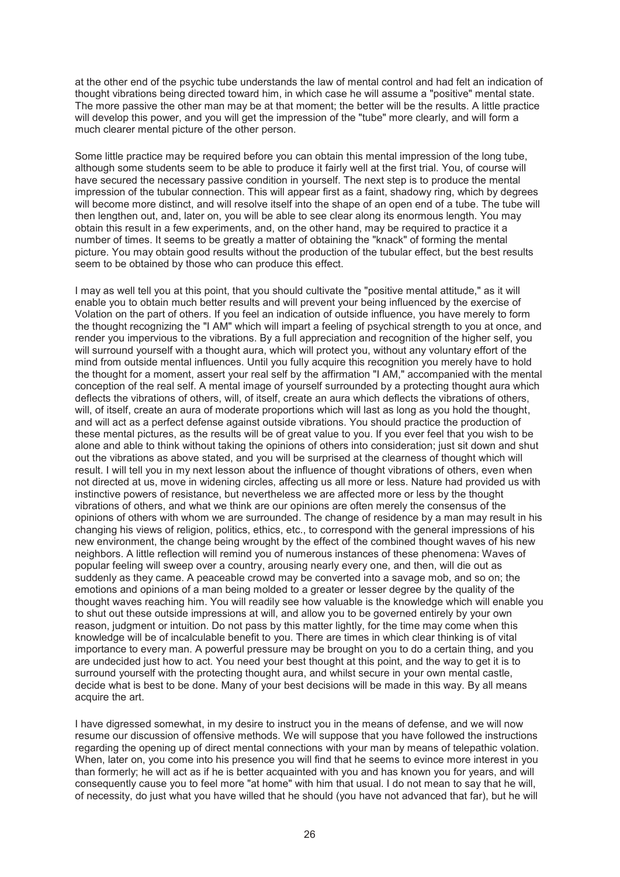at the other end of the psychic tube understands the law of mental control and had felt an indication of thought vibrations being directed toward him, in which case he will assume a "positive" mental state. The more passive the other man may be at that moment; the better will be the results. A little practice will develop this power, and you will get the impression of the "tube" more clearly, and will form a much clearer mental picture of the other person.

Some little practice may be required before you can obtain this mental impression of the long tube, although some students seem to be able to produce it fairly well at the first trial. You, of course will have secured the necessary passive condition in yourself. The next step is to produce the mental impression of the tubular connection. This will appear first as a faint, shadowy ring, which by degrees will become more distinct, and will resolve itself into the shape of an open end of a tube. The tube will then lengthen out, and, later on, you will be able to see clear along its enormous length. You may obtain this result in a few experiments, and, on the other hand, may be required to practice it a number of times. It seems to be greatly a matter of obtaining the "knack" of forming the mental picture. You may obtain good results without the production of the tubular effect, but the best results seem to be obtained by those who can produce this effect.

I may as well tell you at this point, that you should cultivate the "positive mental attitude," as it will enable you to obtain much better results and will prevent your being influenced by the exercise of Volation on the part of others. If you feel an indication of outside influence, you have merely to form the thought recognizing the "I AM" which will impart a feeling of psychical strength to you at once, and render you impervious to the vibrations. By a full appreciation and recognition of the higher self, you will surround yourself with a thought aura, which will protect you, without any voluntary effort of the mind from outside mental influences. Until you fully acquire this recognition you merely have to hold the thought for a moment, assert your real self by the affirmation "I AM," accompanied with the mental conception of the real self. A mental image of yourself surrounded by a protecting thought aura which deflects the vibrations of others, will, of itself, create an aura which deflects the vibrations of others, will, of itself, create an aura of moderate proportions which will last as long as you hold the thought, and will act as a perfect defense against outside vibrations. You should practice the production of these mental pictures, as the results will be of great value to you. If you ever feel that you wish to be alone and able to think without taking the opinions of others into consideration; just sit down and shut out the vibrations as above stated, and you will be surprised at the clearness of thought which will result. I will tell you in my next lesson about the influence of thought vibrations of others, even when not directed at us, move in widening circles, affecting us all more or less. Nature had provided us with instinctive powers of resistance, but nevertheless we are affected more or less by the thought vibrations of others, and what we think are our opinions are often merely the consensus of the opinions of others with whom we are surrounded. The change of residence by a man may result in his changing his views of religion, politics, ethics, etc., to correspond with the general impressions of his new environment, the change being wrought by the effect of the combined thought waves of his new neighbors. A little reflection will remind you of numerous instances of these phenomena: Waves of popular feeling will sweep over a country, arousing nearly every one, and then, will die out as suddenly as they came. A peaceable crowd may be converted into a savage mob, and so on; the emotions and opinions of a man being molded to a greater or lesser degree by the quality of the thought waves reaching him. You will readily see how valuable is the knowledge which will enable you to shut out these outside impressions at will, and allow you to be governed entirely by your own reason, judgment or intuition. Do not pass by this matter lightly, for the time may come when this knowledge will be of incalculable benefit to you. There are times in which clear thinking is of vital importance to every man. A powerful pressure may be brought on you to do a certain thing, and you are undecided just how to act. You need your best thought at this point, and the way to get it is to surround yourself with the protecting thought aura, and whilst secure in your own mental castle, decide what is best to be done. Many of your best decisions will be made in this way. By all means acquire the art.

I have digressed somewhat, in my desire to instruct you in the means of defense, and we will now resume our discussion of offensive methods. We will suppose that you have followed the instructions regarding the opening up of direct mental connections with your man by means of telepathic volation. When, later on, you come into his presence you will find that he seems to evince more interest in you than formerly; he will act as if he is better acquainted with you and has known you for years, and will consequently cause you to feel more "at home" with him that usual. I do not mean to say that he will, of necessity, do just what you have willed that he should (you have not advanced that far), but he will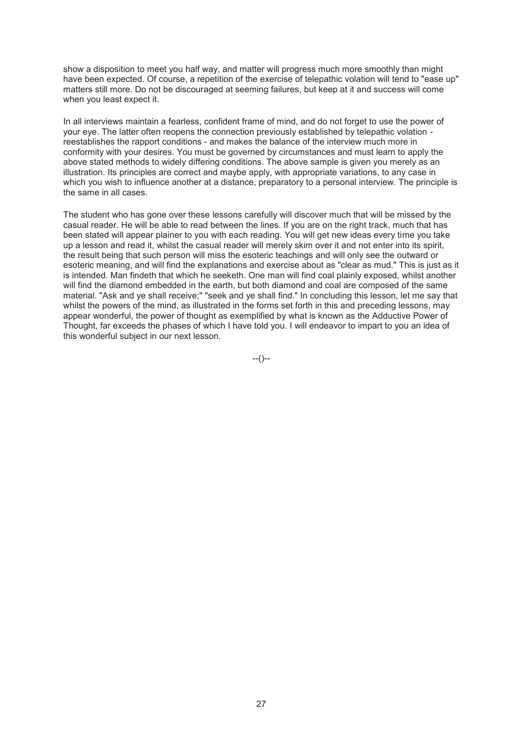show a disposition to meet you half way, and matter will progress much more smoothly than might have been expected. Of course, a repetition of the exercise of telepathic volation will tend to "ease up" matters still more. Do not be discouraged at seeming failures, but keep at it and success will come when you least expect it.

In all interviews maintain a fearless, confident frame of mind, and do not forget to use the power of your eye. The latter often reopens the connection previously established by telepathic volation - reestablishes the rapport conditions - and makes the balance of the interview much more in conformity with your desires. You must be governed by circumstances and must learn to apply the above stated methods to widely differing conditions. The above sample is given you merely as an illustration. Its principles are correct and maybe apply, with appropriate variations, to any case in which you wish to influence another at a distance, preparatory to a personal interview. The principle is the same in all cases.

The student who has gone over these lessons carefully will discover much that will be missed by the casual reader. He will be able to read between the lines. If you are on the right track, much that has been stated will appear plainer to you with each reading. You will get new ideas every time you take up a lesson and read it, whilst the casual reader will merely skim over it and not enter into its spirit, the result being that such person will miss the esoteric teachings and will only see the outward or esoteric meaning, and will find the explanations and exercise about as "clear as mud." This is just as it is intended. Man findeth that which he seeketh. One man will find coal plainly exposed, whilst another will find the diamond embedded in the earth, but both diamond and coal are composed of the same material. "Ask and ye shall receive;" "seek and ye shall find." In concluding this lesson, let me say that whilst the powers of the mind, as illustrated in the forms set forth in this and preceding lessons, may appear wonderful, the power of thought as exemplified by what is known as the Adductive Power of Thought, far exceeds the phases of which I have told you. I will endeavor to impart to you an idea of this wonderful subject in our next lesson.

--()--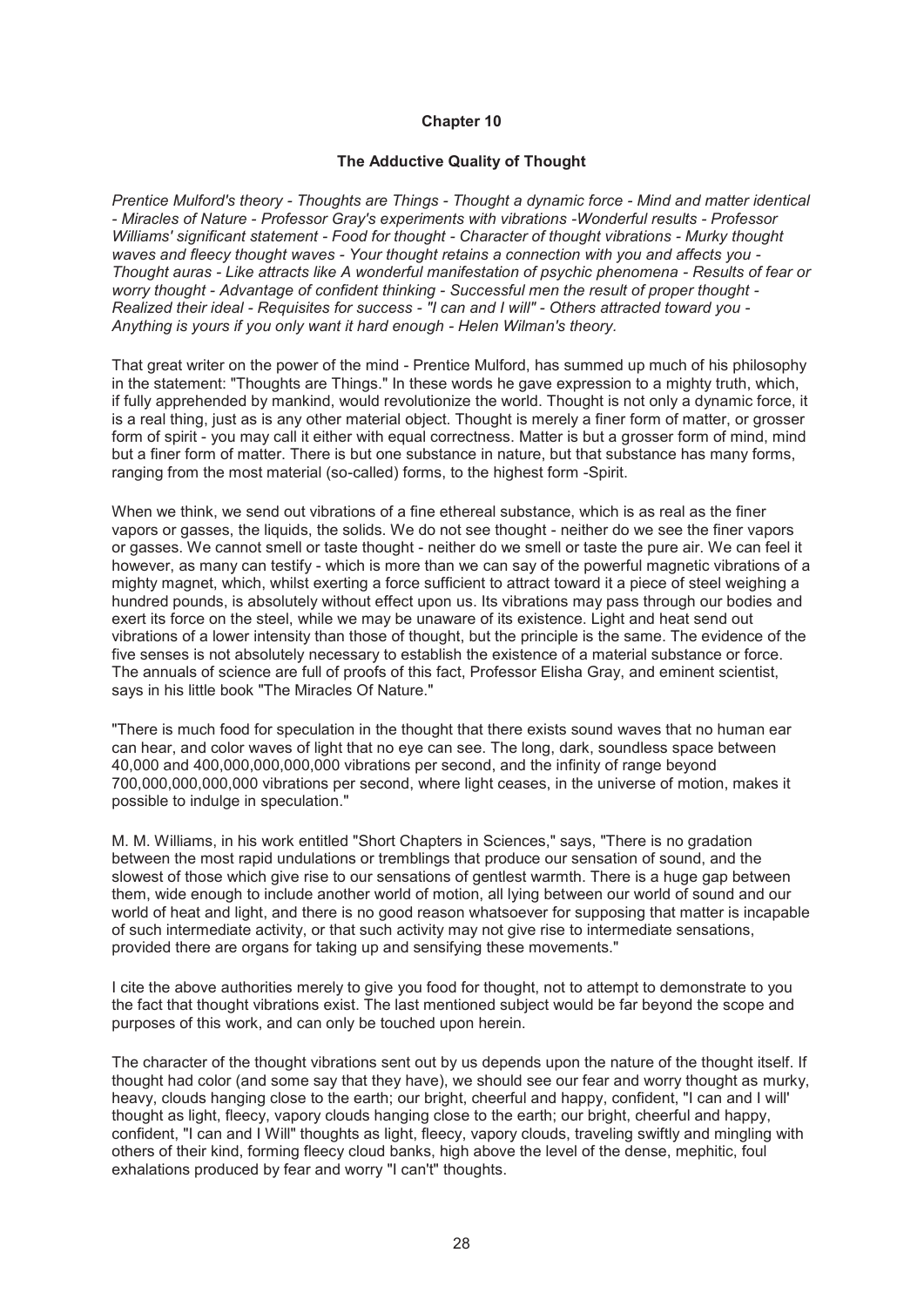**Chapter 10**

**The Adductive Quality of Thought**

*Prentice Mulford's theory - Thoughts are Things - Thought a dynamic force - Mind and matter identical - Miracles of Nature - Professor Gray's experiments with vibrations -Wonderful results - Professor Williams' significant statement - Food for thought - Character of thought vibrations - Murky thought waves and fleecy thought waves - Your thought retains a connection with you and affects you - Thought auras - Like attracts like A wonderful manifestation of psychic phenomena - Results of fear or worry thought - Advantage of confident thinking - Successful men the result of proper thought - Realized their ideal - Requisites for success - "I can and I will" - Others attracted toward you - Anything is yours if you only want it hard enough - Helen Wilman's theory.*

That great writer on the power of the mind - Prentice Mulford, has summed up much of his philosophy in the statement: "Thoughts are Things." In these words he gave expression to a mighty truth, which, if fully apprehended by mankind, would revolutionize the world. Thought is not only a dynamic force, it is a real thing, just as is any other material object. Thought is merely a finer form of matter, or grosser form of spirit - you may call it either with equal correctness. Matter is but a grosser form of mind, mind but a finer form of matter. There is but one substance in nature, but that substance has many forms, ranging from the most material (so-called) forms, to the highest form -Spirit.

When we think, we send out vibrations of a fine ethereal substance, which is as real as the finer vapors or gasses, the liquids, the solids. We do not see thought - neither do we see the finer vapors or gasses. We cannot smell or taste thought - neither do we smell or taste the pure air. We can feel it however, as many can testify - which is more than we can say of the powerful magnetic vibrations of a mighty magnet, which, whilst exerting a force sufficient to attract toward it a piece of steel weighing a hundred pounds, is absolutely without effect upon us. Its vibrations may pass through our bodies and exert its force on the steel, while we may be unaware of its existence. Light and heat send out vibrations of a lower intensity than those of thought, but the principle is the same. The evidence of the five senses is not absolutely necessary to establish the existence of a material substance or force. The annuals of science are full of proofs of this fact, Professor Elisha Gray, and eminent scientist, says in his little book "The Miracles Of Nature."

"There is much food for speculation in the thought that there exists sound waves that no human ear can hear, and color waves of light that no eye can see. The long, dark, soundless space between 40,000 and 400,000,000,000,000 vibrations per second, and the infinity of range beyond 700,000,000,000,000 vibrations per second, where light ceases, in the universe of motion, makes it possible to indulge in speculation."

M. M. Williams, in his work entitled "Short Chapters in Sciences," says, "There is no gradation between the most rapid undulations or tremblings that produce our sensation of sound, and the slowest of those which give rise to our sensations of gentlest warmth. There is a huge gap between them, wide enough to include another world of motion, all lying between our world of sound and our world of heat and light, and there is no good reason whatsoever for supposing that matter is incapable of such intermediate activity, or that such activity may not give rise to intermediate sensations, provided there are organs for taking up and sensifying these movements."

I cite the above authorities merely to give you food for thought, not to attempt to demonstrate to you the fact that thought vibrations exist. The last mentioned subject would be far beyond the scope and purposes of this work, and can only be touched upon herein.

The character of the thought vibrations sent out by us depends upon the nature of the thought itself. If thought had color (and some say that they have), we should see our fear and worry thought as murky, heavy, clouds hanging close to the earth; our bright, cheerful and happy, confident, "I can and I will' thought as light, fleecy, vapory clouds hanging close to the earth; our bright, cheerful and happy, confident, "I can and I Will" thoughts as light, fleecy, vapory clouds, traveling swiftly and mingling with others of their kind, forming fleecy cloud banks, high above the level of the dense, mephitic, foul exhalations produced by fear and worry "I can't" thoughts.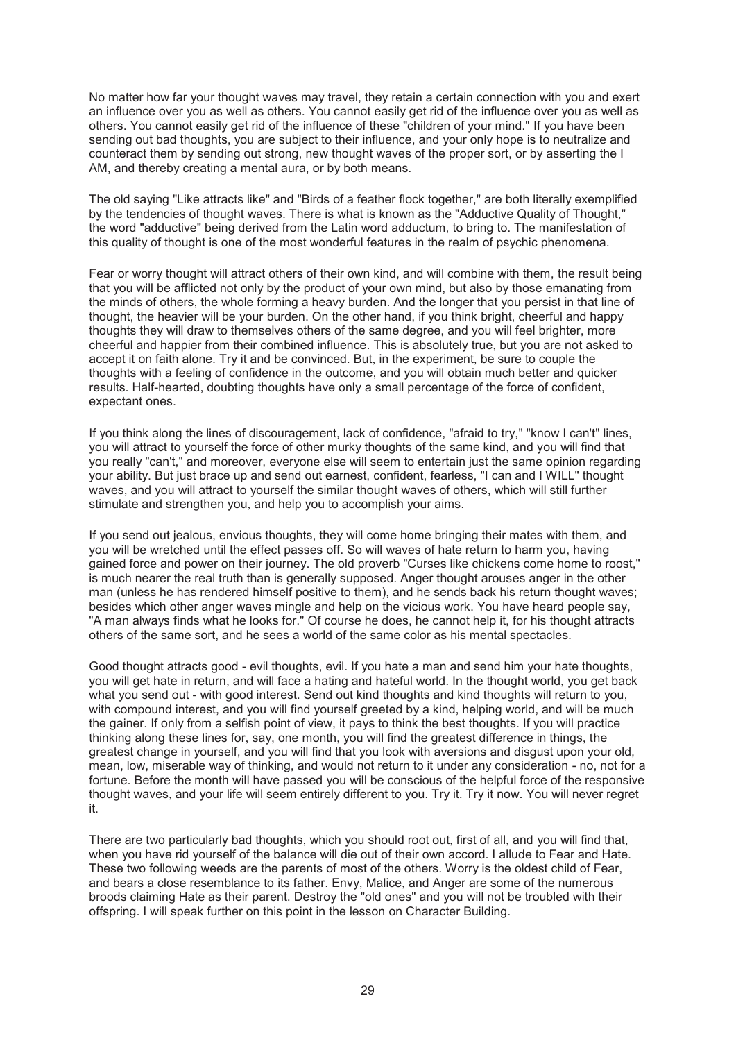No matter how far your thought waves may travel, they retain a certain connection with you and exert an influence over you as well as others. You cannot easily get rid of the influence over you as well as others. You cannot easily get rid of the influence of these "children of your mind." If you have been sending out bad thoughts, you are subject to their influence, and your only hope is to neutralize and counteract them by sending out strong, new thought waves of the proper sort, or by asserting the I AM, and thereby creating a mental aura, or by both means.

The old saying "Like attracts like" and "Birds of a feather flock together," are both literally exemplified by the tendencies of thought waves. There is what is known as the "Adductive Quality of Thought," the word "adductive" being derived from the Latin word adductum, to bring to. The manifestation of this quality of thought is one of the most wonderful features in the realm of psychic phenomena.

Fear or worry thought will attract others of their own kind, and will combine with them, the result being that you will be afflicted not only by the product of your own mind, but also by those emanating from the minds of others, the whole forming a heavy burden. And the longer that you persist in that line of thought, the heavier will be your burden. On the other hand, if you think bright, cheerful and happy thoughts they will draw to themselves others of the same degree, and you will feel brighter, more cheerful and happier from their combined influence. This is absolutely true, but you are not asked to accept it on faith alone. Try it and be convinced. But, in the experiment, be sure to couple the thoughts with a feeling of confidence in the outcome, and you will obtain much better and quicker results. Half-hearted, doubting thoughts have only a small percentage of the force of confident, expectant ones.

If you think along the lines of discouragement, lack of confidence, "afraid to try," "know I can't" lines, you will attract to yourself the force of other murky thoughts of the same kind, and you will find that you really "can't," and moreover, everyone else will seem to entertain just the same opinion regarding your ability. But just brace up and send out earnest, confident, fearless, "I can and I WILL" thought waves, and you will attract to yourself the similar thought waves of others, which will still further stimulate and strengthen you, and help you to accomplish your aims.

If you send out jealous, envious thoughts, they will come home bringing their mates with them, and you will be wretched until the effect passes off. So will waves of hate return to harm you, having gained force and power on their journey. The old proverb "Curses like chickens come home to roost," is much nearer the real truth than is generally supposed. Anger thought arouses anger in the other man (unless he has rendered himself positive to them), and he sends back his return thought waves; besides which other anger waves mingle and help on the vicious work. You have heard people say, "A man always finds what he looks for." Of course he does, he cannot help it, for his thought attracts others of the same sort, and he sees a world of the same color as his mental spectacles.

Good thought attracts good - evil thoughts, evil. If you hate a man and send him your hate thoughts, you will get hate in return, and will face a hating and hateful world. In the thought world, you get back what you send out - with good interest. Send out kind thoughts and kind thoughts will return to you, with compound interest, and you will find yourself greeted by a kind, helping world, and will be much the gainer. If only from a selfish point of view, it pays to think the best thoughts. If you will practice thinking along these lines for, say, one month, you will find the greatest difference in things, the greatest change in yourself, and you will find that you look with aversions and disgust upon your old, mean, low, miserable way of thinking, and would not return to it under any consideration - no, not for a fortune. Before the month will have passed you will be conscious of the helpful force of the responsive thought waves, and your life will seem entirely different to you. Try it. Try it now. You will never regret it.

There are two particularly bad thoughts, which you should root out, first of all, and you will find that, when you have rid yourself of the balance will die out of their own accord. I allude to Fear and Hate. These two following weeds are the parents of most of the others. Worry is the oldest child of Fear, and bears a close resemblance to its father. Envy, Malice, and Anger are some of the numerous broods claiming Hate as their parent. Destroy the "old ones" and you will not be troubled with their offspring. I will speak further on this point in the lesson on Character Building.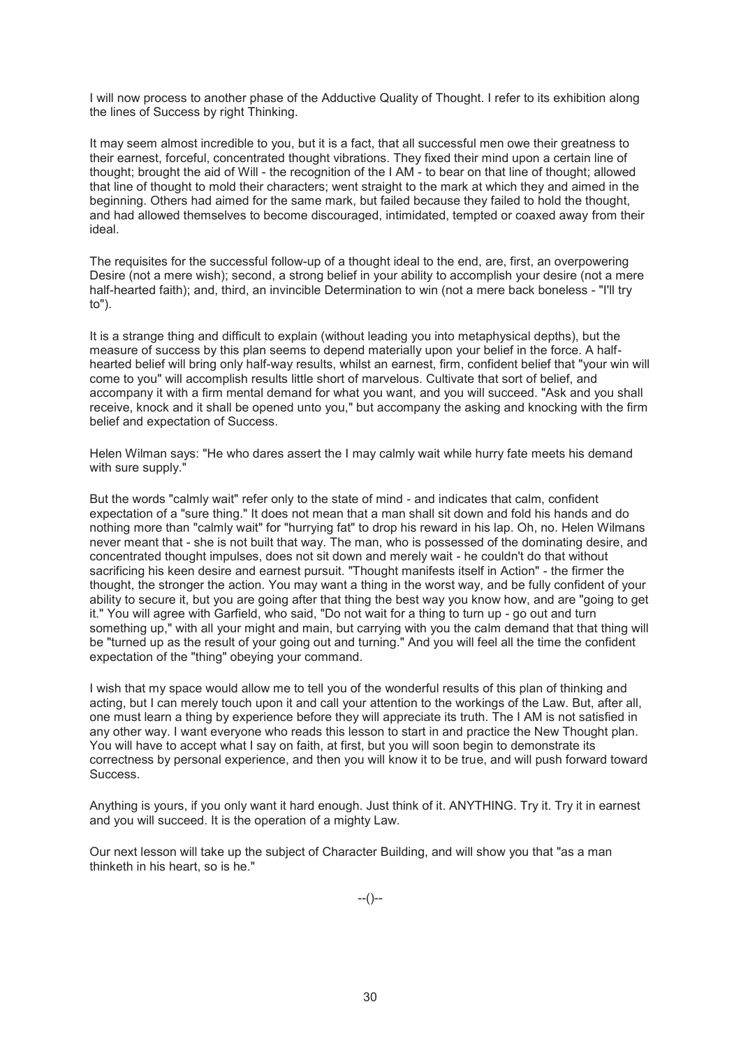I will now process to another phase of the Adductive Quality of Thought. I refer to its exhibition along the lines of Success by right Thinking.

It may seem almost incredible to you, but it is a fact, that all successful men owe their greatness to their earnest, forceful, concentrated thought vibrations. They fixed their mind upon a certain line of thought; brought the aid of Will - the recognition of the I AM - to bear on that line of thought; allowed that line of thought to mold their characters; went straight to the mark at which they and aimed in the beginning. Others had aimed for the same mark, but failed because they failed to hold the thought, and had allowed themselves to become discouraged, intimidated, tempted or coaxed away from their ideal.

The requisites for the successful follow-up of a thought ideal to the end, are, first, an overpowering Desire (not a mere wish); second, a strong belief in your ability to accomplish your desire (not a mere half-hearted faith); and, third, an invincible Determination to win (not a mere back boneless - "I'll try to").

It is a strange thing and difficult to explain (without leading you into metaphysical depths), but the measure of success by this plan seems to depend materially upon your belief in the force. A half-hearted belief will bring only half-way results, whilst an earnest, firm, confident belief that "your win will come to you" will accomplish results little short of marvelous. Cultivate that sort of belief, and accompany it with a firm mental demand for what you want, and you will succeed. "Ask and you shall receive, knock and it shall be opened unto you," but accompany the asking and knocking with the firm belief and expectation of Success.

Helen Wilman says: "He who dares assert the I may calmly wait while hurry fate meets his demand with sure supply."

But the words "calmly wait" refer only to the state of mind - and indicates that calm, confident expectation of a "sure thing." It does not mean that a man shall sit down and fold his hands and do nothing more than "calmly wait" for "hurrying fat" to drop his reward in his lap. Oh, no. Helen Wilmans never meant that - she is not built that way. The man, who is possessed of the dominating desire, and concentrated thought impulses, does not sit down and merely wait - he couldn't do that without sacrificing his keen desire and earnest pursuit. "Thought manifests itself in Action" - the firmer the thought, the stronger the action. You may want a thing in the worst way, and be fully confident of your ability to secure it, but you are going after that thing the best way you know how, and are "going to get it." You will agree with Garfield, who said, "Do not wait for a thing to turn up - go out and turn something up," with all your might and main, but carrying with you the calm demand that that thing will be "turned up as the result of your going out and turning." And you will feel all the time the confident expectation of the "thing" obeying your command.

I wish that my space would allow me to tell you of the wonderful results of this plan of thinking and acting, but I can merely touch upon it and call your attention to the workings of the Law. But, after all, one must learn a thing by experience before they will appreciate its truth. The I AM is not satisfied in any other way. I want everyone who reads this lesson to start in and practice the New Thought plan. You will have to accept what I say on faith, at first, but you will soon begin to demonstrate its correctness by personal experience, and then you will know it to be true, and will push forward toward Success.

Anything is yours, if you only want it hard enough. Just think of it. ANYTHING. Try it. Try it in earnest and you will succeed. It is the operation of a mighty Law.

Our next lesson will take up the subject of Character Building, and will show you that "as a man thinketh in his heart, so is he."

--()--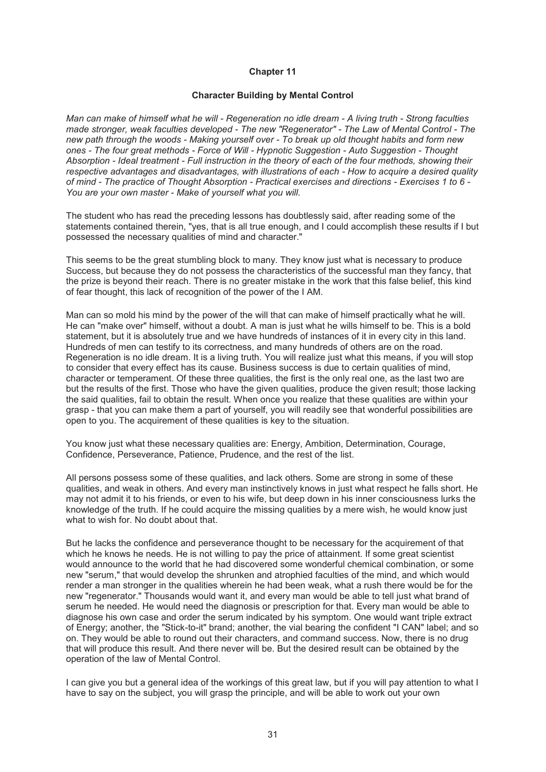## Chapter 11

### Character Building by Mental Control

*Man can make of himself what he will - Regeneration no idle dream - A living truth - Strong faculties made stronger, weak faculties developed - The new "Regenerator" - The Law of Mental Control - The new path through the woods - Making yourself over - To break up old thought habits and form new ones - The four great methods - Force of Will - Hypnotic Suggestion - Auto Suggestion - Thought Absorption - Ideal treatment - Full instruction in the theory of each of the four methods, showing their respective advantages and disadvantages, with illustrations of each - How to acquire a desired quality of mind - The practice of Thought Absorption - Practical exercises and directions - Exercises 1 to 6 - You are your own master - Make of yourself what you will.*

The student who has read the preceding lessons has doubtlessly said, after reading some of the statements contained therein, "yes, that is all true enough, and I could accomplish these results if I but possessed the necessary qualities of mind and character."

This seems to be the great stumbling block to many. They know just what is necessary to produce Success, but because they do not possess the characteristics of the successful man they fancy, that the prize is beyond their reach. There is no greater mistake in the work that this false belief, this kind of fear thought, this lack of recognition of the power of the I AM.

Man can so mold his mind by the power of the will that can make of himself practically what he will. He can "make over" himself, without a doubt. A man is just what he wills himself to be. This is a bold statement, but it is absolutely true and we have hundreds of instances of it in every city in this land. Hundreds of men can testify to its correctness, and many hundreds of others are on the road. Regeneration is no idle dream. It is a living truth. You will realize just what this means, if you will stop to consider that every effect has its cause. Business success is due to certain qualities of mind, character or temperament. Of these three qualities, the first is the only real one, as the last two are but the results of the first. Those who have the given qualities, produce the given result; those lacking the said qualities, fail to obtain the result. When once you realize that these qualities are within your grasp - that you can make them a part of yourself, you will readily see that wonderful possibilities are open to you. The acquirement of these qualities is key to the situation.

You know just what these necessary qualities are: Energy, Ambition, Determination, Courage, Confidence, Perseverance, Patience, Prudence, and the rest of the list.

All persons possess some of these qualities, and lack others. Some are strong in some of these qualities, and weak in others. And every man instinctively knows in just what respect he falls short. He may not admit it to his friends, or even to his wife, but deep down in his inner consciousness lurks the knowledge of the truth. If he could acquire the missing qualities by a mere wish, he would know just what to wish for. No doubt about that.

But he lacks the confidence and perseverance thought to be necessary for the acquirement of that which he knows he needs. He is not willing to pay the price of attainment. If some great scientist would announce to the world that he had discovered some wonderful chemical combination, or some new "serum," that would develop the shrunken and atrophied faculties of the mind, and which would render a man stronger in the qualities wherein he had been weak, what a rush there would be for the new "regenerator." Thousands would want it, and every man would be able to tell just what brand of serum he needed. He would need the diagnosis or prescription for that. Every man would be able to diagnose his own case and order the serum indicated by his symptom. One would want triple extract of Energy; another, the "Stick-to-it" brand; another, the vial bearing the confident "I CAN" label; and so on. They would be able to round out their characters, and command success. Now, there is no drug that will produce this result. And there never will be. But the desired result can be obtained by the operation of the law of Mental Control.

I can give you but a general idea of the workings of this great law, but if you will pay attention to what I have to say on the subject, you will grasp the principle, and will be able to work out your own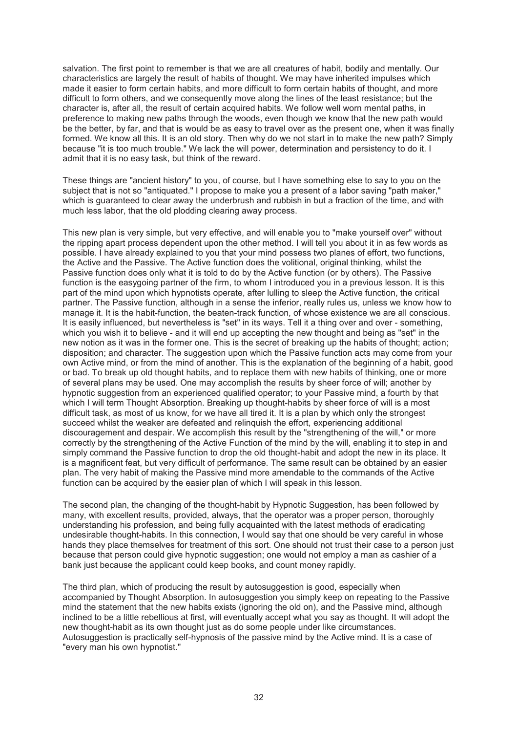salvation. The first point to remember is that we are all creatures of habit, bodily and mentally. Our characteristics are largely the result of habits of thought. We may have inherited impulses which made it easier to form certain habits, and more difficult to form certain habits of thought, and more difficult to form others, and we consequently move along the lines of the least resistance; but the character is, after all, the result of certain acquired habits. We follow well worn mental paths, in preference to making new paths through the woods, even though we know that the new path would be the better, by far, and that is would be as easy to travel over as the present one, when it was finally formed. We know all this. It is an old story. Then why do we not start in to make the new path? Simply because "it is too much trouble." We lack the will power, determination and persistency to do it. I admit that it is no easy task, but think of the reward.

These things are "ancient history" to you, of course, but I have something else to say to you on the subject that is not so "antiquated." I propose to make you a present of a labor saving "path maker," which is guaranteed to clear away the underbrush and rubbish in but a fraction of the time, and with much less labor, that the old plodding clearing away process.

This new plan is very simple, but very effective, and will enable you to "make yourself over" without the ripping apart process dependent upon the other method. I will tell you about it in as few words as possible. I have already explained to you that your mind possess two planes of effort, two functions, the Active and the Passive. The Active function does the volitional, original thinking, whilst the Passive function does only what it is told to do by the Active function (or by others). The Passive function is the easygoing partner of the firm, to whom I introduced you in a previous lesson. It is this part of the mind upon which hypnotists operate, after lulling to sleep the Active function, the critical partner. The Passive function, although in a sense the inferior, really rules us, unless we know how to manage it. It is the habit-function, the beaten-track function, of whose existence we are all conscious. It is easily influenced, but nevertheless is "set" in its ways. Tell it a thing over and over - something, which you wish it to believe - and it will end up accepting the new thought and being as "set" in the new notion as it was in the former one. This is the secret of breaking up the habits of thought; action; disposition; and character. The suggestion upon which the Passive function acts may come from your own Active mind, or from the mind of another. This is the explanation of the beginning of a habit, good or bad. To break up old thought habits, and to replace them with new habits of thinking, one or more of several plans may be used. One may accomplish the results by sheer force of will; another by hypnotic suggestion from an experienced qualified operator; to your Passive mind, a fourth by that which I will term Thought Absorption. Breaking up thought-habits by sheer force of will is a most difficult task, as most of us know, for we have all tired it. It is a plan by which only the strongest succeed whilst the weaker are defeated and relinquish the effort, experiencing additional discouragement and despair. We accomplish this result by the "strengthening of the will," or more correctly by the strengthening of the Active Function of the mind by the will, enabling it to step in and simply command the Passive function to drop the old thought-habit and adopt the new in its place. It is a magnificent feat, but very difficult of performance. The same result can be obtained by an easier plan. The very habit of making the Passive mind more amendable to the commands of the Active function can be acquired by the easier plan of which I will speak in this lesson.

The second plan, the changing of the thought-habit by Hypnotic Suggestion, has been followed by many, with excellent results, provided, always, that the operator was a proper person, thoroughly understanding his profession, and being fully acquainted with the latest methods of eradicating undesirable thought-habits. In this connection, I would say that one should be very careful in whose hands they place themselves for treatment of this sort. One should not trust their case to a person just because that person could give hypnotic suggestion; one would not employ a man as cashier of a bank just because the applicant could keep books, and count money rapidly.

The third plan, which of producing the result by autosuggestion is good, especially when accompanied by Thought Absorption. In autosuggestion you simply keep on repeating to the Passive mind the statement that the new habits exists (ignoring the old on), and the Passive mind, although inclined to be a little rebellious at first, will eventually accept what you say as thought. It will adopt the new thought-habit as its own thought just as do some people under like circumstances. Autosuggestion is practically self-hypnosis of the passive mind by the Active mind. It is a case of "every man his own hypnotist."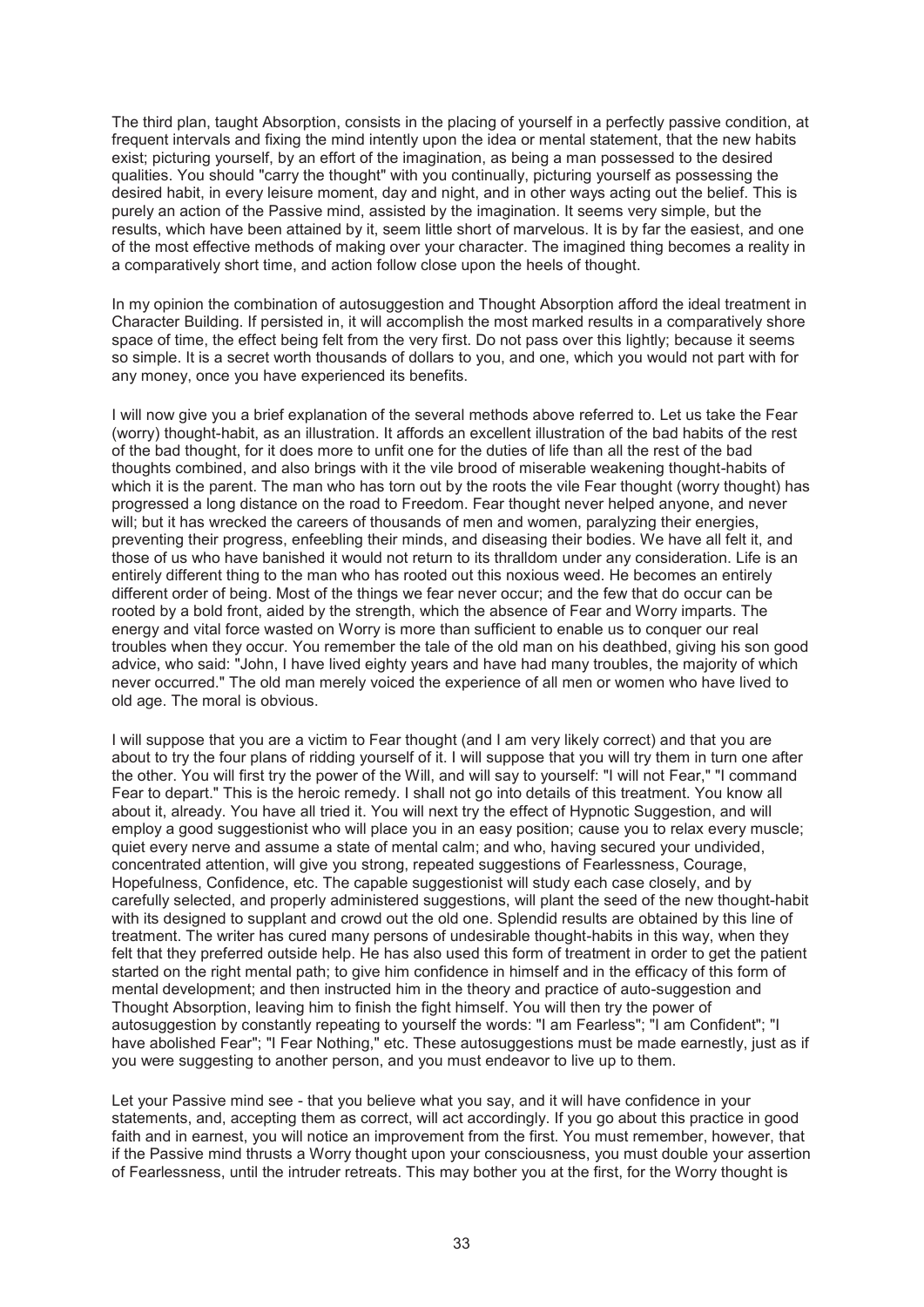The third plan, taught Absorption, consists in the placing of yourself in a perfectly passive condition, at frequent intervals and fixing the mind intently upon the idea or mental statement, that the new habits exist; picturing yourself, by an effort of the imagination, as being a man possessed to the desired qualities. You should "carry the thought" with you continually, picturing yourself as possessing the desired habit, in every leisure moment, day and night, and in other ways acting out the belief. This is purely an action of the Passive mind, assisted by the imagination. It seems very simple, but the results, which have been attained by it, seem little short of marvelous. It is by far the easiest, and one of the most effective methods of making over your character. The imagined thing becomes a reality in a comparatively short time, and action follow close upon the heels of thought.

In my opinion the combination of autosuggestion and Thought Absorption afford the ideal treatment in Character Building. If persisted in, it will accomplish the most marked results in a comparatively shore space of time, the effect being felt from the very first. Do not pass over this lightly; because it seems so simple. It is a secret worth thousands of dollars to you, and one, which you would not part with for any money, once you have experienced its benefits.

I will now give you a brief explanation of the several methods above referred to. Let us take the Fear (worry) thought-habit, as an illustration. It affords an excellent illustration of the bad habits of the rest of the bad thought, for it does more to unfit one for the duties of life than all the rest of the bad thoughts combined, and also brings with it the vile brood of miserable weakening thought-habits of which it is the parent. The man who has torn out by the roots the vile Fear thought (worry thought) has progressed a long distance on the road to Freedom. Fear thought never helped anyone, and never will; but it has wrecked the careers of thousands of men and women, paralyzing their energies, preventing their progress, enfeebling their minds, and diseasing their bodies. We have all felt it, and those of us who have banished it would not return to its thralldom under any consideration. Life is an entirely different thing to the man who has rooted out this noxious weed. He becomes an entirely different order of being. Most of the things we fear never occur; and the few that do occur can be rooted by a bold front, aided by the strength, which the absence of Fear and Worry imparts. The energy and vital force wasted on Worry is more than sufficient to enable us to conquer our real troubles when they occur. You remember the tale of the old man on his deathbed, giving his son good advice, who said: "John, I have lived eighty years and have had many troubles, the majority of which never occurred." The old man merely voiced the experience of all men or women who have lived to old age. The moral is obvious.

I will suppose that you are a victim to Fear thought (and I am very likely correct) and that you are about to try the four plans of ridding yourself of it. I will suppose that you will try them in turn one after the other. You will first try the power of the Will, and will say to yourself: "I will not Fear," "I command Fear to depart." This is the heroic remedy. I shall not go into details of this treatment. You know all about it, already. You have all tried it. You will next try the effect of Hypnotic Suggestion, and will employ a good suggestionist who will place you in an easy position; cause you to relax every muscle; quiet every nerve and assume a state of mental calm; and who, having secured your undivided, concentrated attention, will give you strong, repeated suggestions of Fearlessness, Courage, Hopefulness, Confidence, etc. The capable suggestionist will study each case closely, and by carefully selected, and properly administered suggestions, will plant the seed of the new thought-habit with its designed to supplant and crowd out the old one. Splendid results are obtained by this line of treatment. The writer has cured many persons of undesirable thought-habits in this way, when they felt that they preferred outside help. He has also used this form of treatment in order to get the patient started on the right mental path; to give him confidence in himself and in the efficacy of this form of mental development; and then instructed him in the theory and practice of auto-suggestion and Thought Absorption, leaving him to finish the fight himself. You will then try the power of autosuggestion by constantly repeating to yourself the words: "I am Fearless"; "I am Confident"; "I have abolished Fear"; "I Fear Nothing," etc. These autosuggestions must be made earnestly, just as if you were suggesting to another person, and you must endeavor to live up to them.

Let your Passive mind see - that you believe what you say, and it will have confidence in your statements, and, accepting them as correct, will act accordingly. If you go about this practice in good faith and in earnest, you will notice an improvement from the first. You must remember, however, that if the Passive mind thrusts a Worry thought upon your consciousness, you must double your assertion of Fearlessness, until the intruder retreats. This may bother you at the first, for the Worry thought is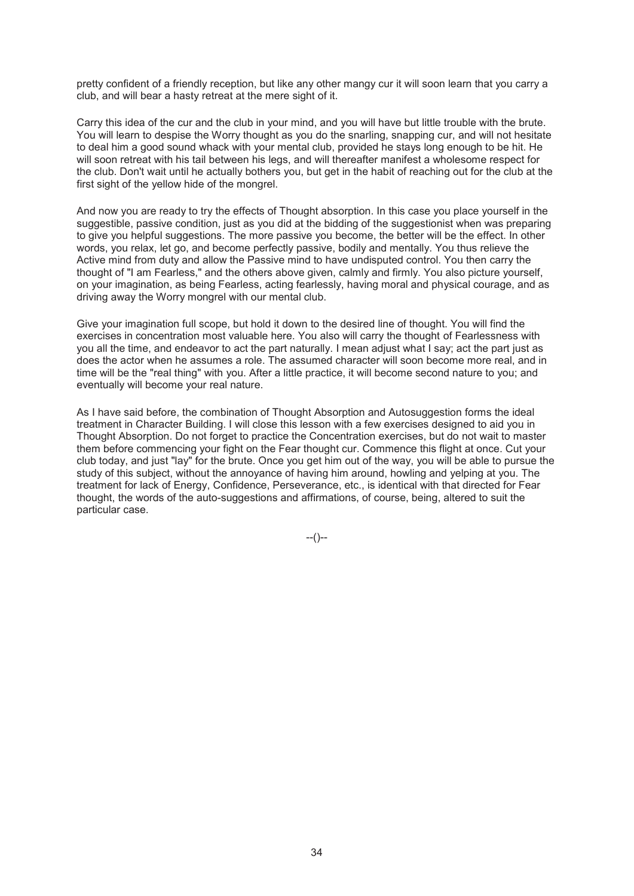pretty confident of a friendly reception, but like any other mangy cur it will soon learn that you carry a club, and will bear a hasty retreat at the mere sight of it.

Carry this idea of the cur and the club in your mind, and you will have but little trouble with the brute. You will learn to despise the Worry thought as you do the snarling, snapping cur, and will not hesitate to deal him a good sound whack with your mental club, provided he stays long enough to be hit. He will soon retreat with his tail between his legs, and will thereafter manifest a wholesome respect for the club. Don't wait until he actually bothers you, but get in the habit of reaching out for the club at the first sight of the yellow hide of the mongrel.

And now you are ready to try the effects of Thought absorption. In this case you place yourself in the suggestible, passive condition, just as you did at the bidding of the suggestionist when was preparing to give you helpful suggestions. The more passive you become, the better will be the effect. In other words, you relax, let go, and become perfectly passive, bodily and mentally. You thus relieve the Active mind from duty and allow the Passive mind to have undisputed control. You then carry the thought of "I am Fearless," and the others above given, calmly and firmly. You also picture yourself, on your imagination, as being Fearless, acting fearlessly, having moral and physical courage, and as driving away the Worry mongrel with our mental club.

Give your imagination full scope, but hold it down to the desired line of thought. You will find the exercises in concentration most valuable here. You also will carry the thought of Fearlessness with you all the time, and endeavor to act the part naturally. I mean adjust what I say; act the part just as does the actor when he assumes a role. The assumed character will soon become more real, and in time will be the "real thing" with you. After a little practice, it will become second nature to you; and eventually will become your real nature.

As I have said before, the combination of Thought Absorption and Autosuggestion forms the ideal treatment in Character Building. I will close this lesson with a few exercises designed to aid you in Thought Absorption. Do not forget to practice the Concentration exercises, but do not wait to master them before commencing your fight on the Fear thought cur. Commence this flight at once. Cut your club today, and just "lay" for the brute. Once you get him out of the way, you will be able to pursue the study of this subject, without the annoyance of having him around, howling and yelping at you. The treatment for lack of Energy, Confidence, Perseverance, etc., is identical with that directed for Fear thought, the words of the auto-suggestions and affirmations, of course, being, altered to suit the particular case.

--()--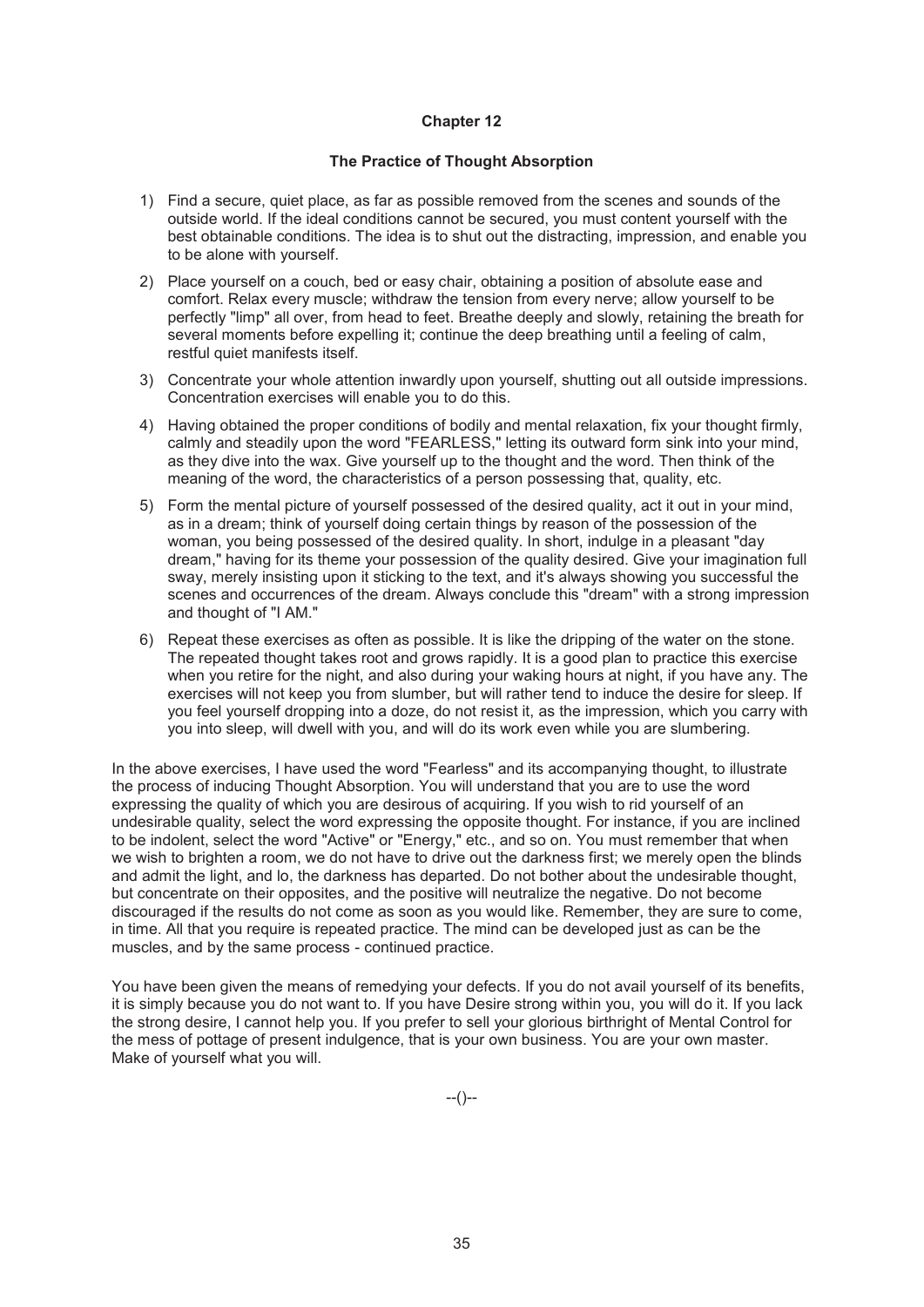## Chapter 12

### The Practice of Thought Absorption

1) Find a secure, quiet place, as far as possible removed from the scenes and sounds of the outside world. If the ideal conditions cannot be secured, you must content yourself with the best obtainable conditions. The idea is to shut out the distracting, impression, and enable you to be alone with yourself.

2) Place yourself on a couch, bed or easy chair, obtaining a position of absolute ease and comfort. Relax every muscle; withdraw the tension from every nerve; allow yourself to be perfectly "limp" all over, from head to feet. Breathe deeply and slowly, retaining the breath for several moments before expelling it; continue the deep breathing until a feeling of calm, restful quiet manifests itself.

3) Concentrate your whole attention inwardly upon yourself, shutting out all outside impressions. Concentration exercises will enable you to do this.

4) Having obtained the proper conditions of bodily and mental relaxation, fix your thought firmly, calmly and steadily upon the word "FEARLESS," letting its outward form sink into your mind, as they dive into the wax. Give yourself up to the thought and the word. Then think of the meaning of the word, the characteristics of a person possessing that, quality, etc.

5) Form the mental picture of yourself possessed of the desired quality, act it out in your mind, as in a dream; think of yourself doing certain things by reason of the possession of the woman, you being possessed of the desired quality. In short, indulge in a pleasant "day dream," having for its theme your possession of the quality desired. Give your imagination full sway, merely insisting upon it sticking to the text, and it's always showing you successful the scenes and occurrences of the dream. Always conclude this "dream" with a strong impression and thought of "I AM."

6) Repeat these exercises as often as possible. It is like the dripping of the water on the stone. The repeated thought takes root and grows rapidly. It is a good plan to practice this exercise when you retire for the night, and also during your waking hours at night, if you have any. The exercises will not keep you from slumber, but will rather tend to induce the desire for sleep. If you feel yourself dropping into a doze, do not resist it, as the impression, which you carry with you into sleep, will dwell with you, and will do its work even while you are slumbering.

In the above exercises, I have used the word "Fearless" and its accompanying thought, to illustrate the process of inducing Thought Absorption. You will understand that you are to use the word expressing the quality of which you are desirous of acquiring. If you wish to rid yourself of an undesirable quality, select the word expressing the opposite thought. For instance, if you are inclined to be indolent, select the word "Active" or "Energy," etc., and so on. You must remember that when we wish to brighten a room, we do not have to drive out the darkness first; we merely open the blinds and admit the light, and lo, the darkness has departed. Do not bother about the undesirable thought, but concentrate on their opposites, and the positive will neutralize the negative. Do not become discouraged if the results do not come as soon as you would like. Remember, they are sure to come, in time. All that you require is repeated practice. The mind can be developed just as can be the muscles, and by the same process - continued practice.

You have been given the means of remedying your defects. If you do not avail yourself of its benefits, it is simply because you do not want to. If you have Desire strong within you, you will do it. If you lack the strong desire, I cannot help you. If you prefer to sell your glorious birthright of Mental Control for the mess of pottage of present indulgence, that is your own business. You are your own master. Make of yourself what you will.

--()--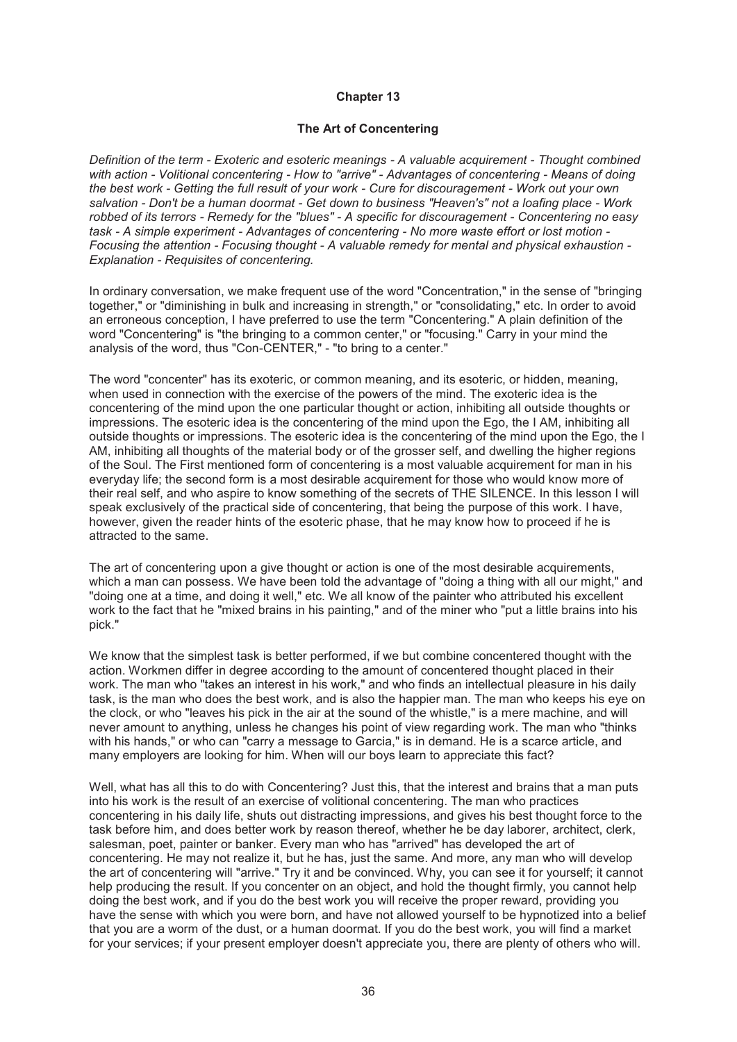# Chapter 13

## The Art of Concentering

*Definition of the term - Exoteric and esoteric meanings - A valuable acquirement - Thought combined with action - Volitional concentering - How to "arrive" - Advantages of concentering - Means of doing the best work - Getting the full result of your work - Cure for discouragement - Work out your own salvation - Don't be a human doormat - Get down to business "Heaven's" not a loafing place - Work robbed of its terrors - Remedy for the "blues" - A specific for discouragement - Concentering no easy task - A simple experiment - Advantages of concentering - No more waste effort or lost motion - Focusing the attention - Focusing thought - A valuable remedy for mental and physical exhaustion - Explanation - Requisites of concentering.*

In ordinary conversation, we make frequent use of the word "Concentration," in the sense of "bringing together," or "diminishing in bulk and increasing in strength," or "consolidating," etc. In order to avoid an erroneous conception, I have preferred to use the term "Concentering." A plain definition of the word "Concentering" is "the bringing to a common center," or "focusing." Carry in your mind the analysis of the word, thus "Con-CENTER," - "to bring to a center."

The word "concenter" has its exoteric, or common meaning, and its esoteric, or hidden, meaning, when used in connection with the exercise of the powers of the mind. The exoteric idea is the concentering of the mind upon the one particular thought or action, inhibiting all outside thoughts or impressions. The esoteric idea is the concentering of the mind upon the Ego, the I AM, inhibiting all outside thoughts or impressions. The esoteric idea is the concentering of the mind upon the Ego, the I AM, inhibiting all thoughts of the material body or of the grosser self, and dwelling the higher regions of the Soul. The First mentioned form of concentering is a most valuable acquirement for man in his everyday life; the second form is a most desirable acquirement for those who would know more of their real self, and who aspire to know something of the secrets of THE SILENCE. In this lesson I will speak exclusively of the practical side of concentering, that being the purpose of this work. I have, however, given the reader hints of the esoteric phase, that he may know how to proceed if he is attracted to the same.

The art of concentering upon a give thought or action is one of the most desirable acquirements, which a man can possess. We have been told the advantage of "doing a thing with all our might," and "doing one at a time, and doing it well," etc. We all know of the painter who attributed his excellent work to the fact that he "mixed brains in his painting," and of the miner who "put a little brains into his pick."

We know that the simplest task is better performed, if we but combine concentered thought with the action. Workmen differ in degree according to the amount of concentered thought placed in their work. The man who "takes an interest in his work," and who finds an intellectual pleasure in his daily task, is the man who does the best work, and is also the happier man. The man who keeps his eye on the clock, or who "leaves his pick in the air at the sound of the whistle," is a mere machine, and will never amount to anything, unless he changes his point of view regarding work. The man who "thinks with his hands," or who can "carry a message to Garcia," is in demand. He is a scarce article, and many employers are looking for him. When will our boys learn to appreciate this fact?

Well, what has all this to do with Concentering? Just this, that the interest and brains that a man puts into his work is the result of an exercise of volitional concentering. The man who practices concentering in his daily life, shuts out distracting impressions, and gives his best thought force to the task before him, and does better work by reason thereof, whether he be day laborer, architect, clerk, salesman, poet, painter or banker. Every man who has "arrived" has developed the art of concentering. He may not realize it, but he has, just the same. And more, any man who will develop the art of concentering will "arrive." Try it and be convinced. Why, you can see it for yourself; it cannot help producing the result. If you concenter on an object, and hold the thought firmly, you cannot help doing the best work, and if you do the best work you will receive the proper reward, providing you have the sense with which you were born, and have not allowed yourself to be hypnotized into a belief that you are a worm of the dust, or a human doormat. If you do the best work, you will find a market for your services; if your present employer doesn't appreciate you, there are plenty of others who will.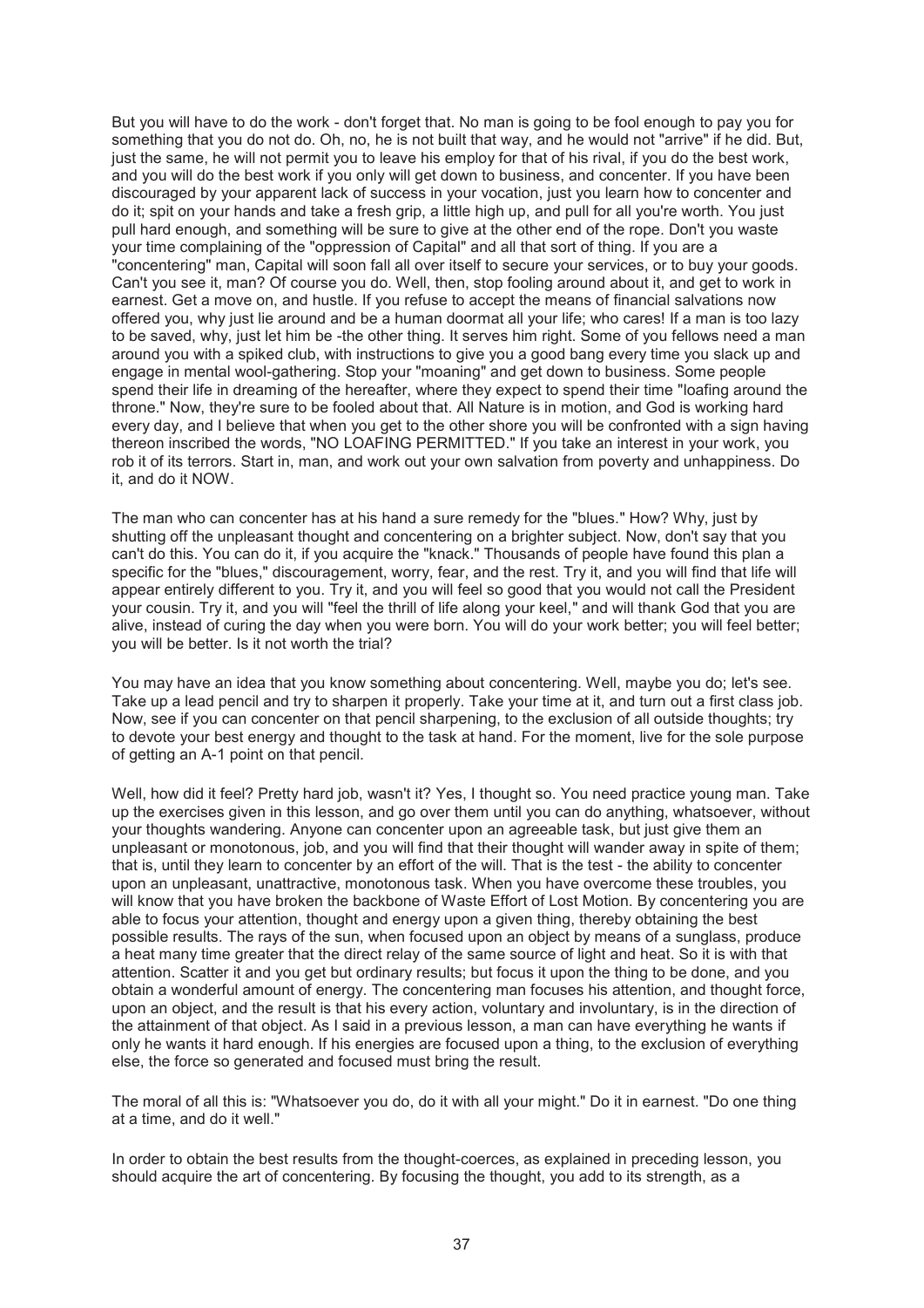But you will have to do the work - don't forget that. No man is going to be fool enough to pay you for something that you do not do. Oh, no, he is not built that way, and he would not "arrive" if he did. But, just the same, he will not permit you to leave his employ for that of his rival, if you do the best work, and you will do the best work if you only will get down to business, and concenter. If you have been discouraged by your apparent lack of success in your vocation, just you learn how to concenter and do it; spit on your hands and take a fresh grip, a little high up, and pull for all you're worth. You just pull hard enough, and something will be sure to give at the other end of the rope. Don't you waste your time complaining of the "oppression of Capital" and all that sort of thing. If you are a "concentering" man, Capital will soon fall all over itself to secure your services, or to buy your goods. Can't you see it, man? Of course you do. Well, then, stop fooling around about it, and get to work in earnest. Get a move on, and hustle. If you refuse to accept the means of financial salvations now offered you, why just lie around and be a human doormat all your life; who cares! If a man is too lazy to be saved, why, just let him be -the other thing. It serves him right. Some of you fellows need a man around you with a spiked club, with instructions to give you a good bang every time you slack up and engage in mental wool-gathering. Stop your "moaning" and get down to business. Some people spend their life in dreaming of the hereafter, where they expect to spend their time "loafing around the throne." Now, they're sure to be fooled about that. All Nature is in motion, and God is working hard every day, and I believe that when you get to the other shore you will be confronted with a sign having thereon inscribed the words, "NO LOAFING PERMITTED." If you take an interest in your work, you rob it of its terrors. Start in, man, and work out your own salvation from poverty and unhappiness. Do it, and do it NOW.

The man who can concenter has at his hand a sure remedy for the "blues." How? Why, just by shutting off the unpleasant thought and concentering on a brighter subject. Now, don't say that you can't do this. You can do it, if you acquire the "knack." Thousands of people have found this plan a specific for the "blues," discouragement, worry, fear, and the rest. Try it, and you will find that life will appear entirely different to you. Try it, and you will feel so good that you would not call the President your cousin. Try it, and you will "feel the thrill of life along your keel," and will thank God that you are alive, instead of curing the day when you were born. You will do your work better; you will feel better; you will be better. Is it not worth the trial?

You may have an idea that you know something about concentering. Well, maybe you do; let's see. Take up a lead pencil and try to sharpen it properly. Take your time at it, and turn out a first class job. Now, see if you can concenter on that pencil sharpening, to the exclusion of all outside thoughts; try to devote your best energy and thought to the task at hand. For the moment, live for the sole purpose of getting an A-1 point on that pencil.

Well, how did it feel? Pretty hard job, wasn't it? Yes, I thought so. You need practice young man. Take up the exercises given in this lesson, and go over them until you can do anything, whatsoever, without your thoughts wandering. Anyone can concenter upon an agreeable task, but just give them an unpleasant or monotonous, job, and you will find that their thought will wander away in spite of them; that is, until they learn to concenter by an effort of the will. That is the test - the ability to concenter upon an unpleasant, unattractive, monotonous task. When you have overcome these troubles, you will know that you have broken the backbone of Waste Effort of Lost Motion. By concentering you are able to focus your attention, thought and energy upon a given thing, thereby obtaining the best possible results. The rays of the sun, when focused upon an object by means of a sunglass, produce a heat many time greater that the direct relay of the same source of light and heat. So it is with that attention. Scatter it and you get but ordinary results; but focus it upon the thing to be done, and you obtain a wonderful amount of energy. The concentering man focuses his attention, and thought force, upon an object, and the result is that his every action, voluntary and involuntary, is in the direction of the attainment of that object. As I said in a previous lesson, a man can have everything he wants if only he wants it hard enough. If his energies are focused upon a thing, to the exclusion of everything else, the force so generated and focused must bring the result.

The moral of all this is: "Whatsoever you do, do it with all your might." Do it in earnest. "Do one thing at a time, and do it well."

In order to obtain the best results from the thought-coerces, as explained in preceding lesson, you should acquire the art of concentering. By focusing the thought, you add to its strength, as a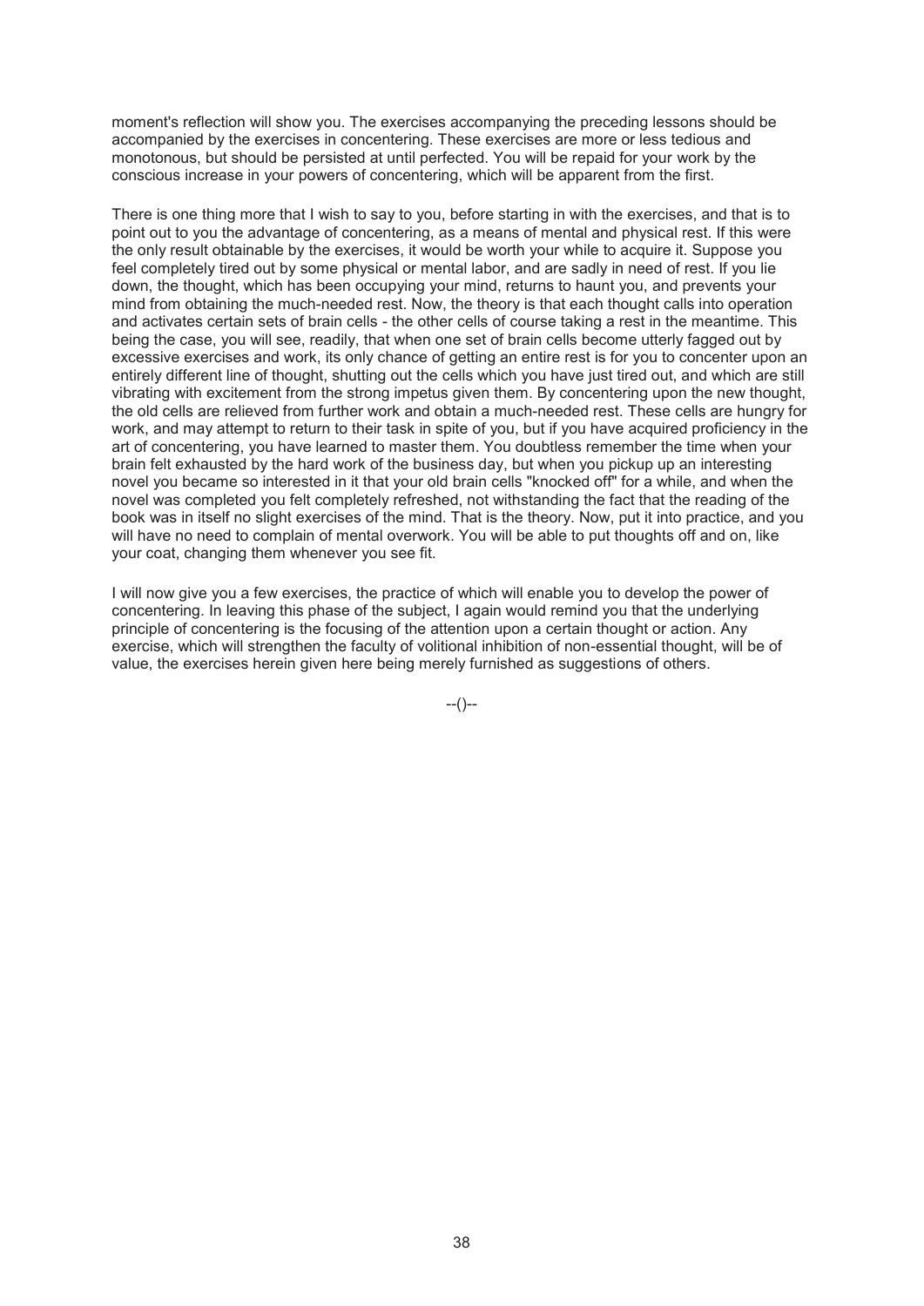moment's reflection will show you. The exercises accompanying the preceding lessons should be accompanied by the exercises in concentering. These exercises are more or less tedious and monotonous, but should be persisted at until perfected. You will be repaid for your work by the conscious increase in your powers of concentering, which will be apparent from the first.

There is one thing more that I wish to say to you, before starting in with the exercises, and that is to point out to you the advantage of concentering, as a means of mental and physical rest. If this were the only result obtainable by the exercises, it would be worth your while to acquire it. Suppose you feel completely tired out by some physical or mental labor, and are sadly in need of rest. If you lie down, the thought, which has been occupying your mind, returns to haunt you, and prevents your mind from obtaining the much-needed rest. Now, the theory is that each thought calls into operation and activates certain sets of brain cells - the other cells of course taking a rest in the meantime. This being the case, you will see, readily, that when one set of brain cells become utterly fagged out by excessive exercises and work, its only chance of getting an entire rest is for you to concenter upon an entirely different line of thought, shutting out the cells which you have just tired out, and which are still vibrating with excitement from the strong impetus given them. By concentering upon the new thought, the old cells are relieved from further work and obtain a much-needed rest. These cells are hungry for work, and may attempt to return to their task in spite of you, but if you have acquired proficiency in the art of concentering, you have learned to master them. You doubtless remember the time when your brain felt exhausted by the hard work of the business day, but when you pickup up an interesting novel you became so interested in it that your old brain cells "knocked off" for a while, and when the novel was completed you felt completely refreshed, not withstanding the fact that the reading of the book was in itself no slight exercises of the mind. That is the theory. Now, put it into practice, and you will have no need to complain of mental overwork. You will be able to put thoughts off and on, like your coat, changing them whenever you see fit.

I will now give you a few exercises, the practice of which will enable you to develop the power of concentering. In leaving this phase of the subject, I again would remind you that the underlying principle of concentering is the focusing of the attention upon a certain thought or action. Any exercise, which will strengthen the faculty of volitional inhibition of non-essential thought, will be of value, the exercises herein given here being merely furnished as suggestions of others.

--()--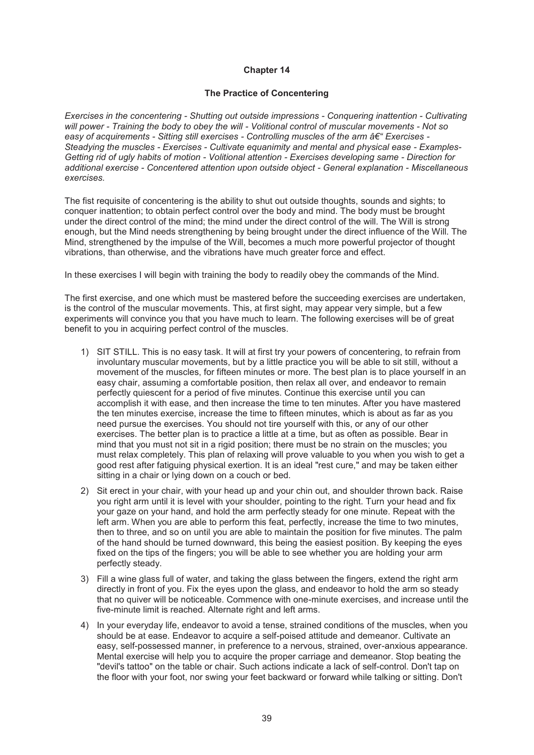## Chapter 14

### The Practice of Concentering

*Exercises in the concentering - Shutting out outside impressions - Conquering inattention - Cultivating will power - Training the body to obey the will - Volitional control of muscular movements - Not so easy of acquirements - Sitting still exercises - Controlling muscles of the arm â€" Exercises - Steadying the muscles - Exercises - Cultivate equanimity and mental and physical ease - Examples- Getting rid of ugly habits of motion - Volitional attention - Exercises developing same - Direction for additional exercise - Concentered attention upon outside object - General explanation - Miscellaneous exercises.*

The fist requisite of concentering is the ability to shut out outside thoughts, sounds and sights; to conquer inattention; to obtain perfect control over the body and mind. The body must be brought under the direct control of the mind; the mind under the direct control of the will. The Will is strong enough, but the Mind needs strengthening by being brought under the direct influence of the Will. The Mind, strengthened by the impulse of the Will, becomes a much more powerful projector of thought vibrations, than otherwise, and the vibrations have much greater force and effect.

In these exercises I will begin with training the body to readily obey the commands of the Mind.

The first exercise, and one which must be mastered before the succeeding exercises are undertaken, is the control of the muscular movements. This, at first sight, may appear very simple, but a few experiments will convince you that you have much to learn. The following exercises will be of great benefit to you in acquiring perfect control of the muscles.

1) SIT STILL. This is no easy task. It will at first try your powers of concentering, to refrain from involuntary muscular movements, but by a little practice you will be able to sit still, without a movement of the muscles, for fifteen minutes or more. The best plan is to place yourself in an easy chair, assuming a comfortable position, then relax all over, and endeavor to remain perfectly quiescent for a period of five minutes. Continue this exercise until you can accomplish it with ease, and then increase the time to ten minutes. After you have mastered the ten minutes exercise, increase the time to fifteen minutes, which is about as far as you need pursue the exercises. You should not tire yourself with this, or any of our other exercises. The better plan is to practice a little at a time, but as often as possible. Bear in mind that you must not sit in a rigid position; there must be no strain on the muscles; you must relax completely. This plan of relaxing will prove valuable to you when you wish to get a good rest after fatiguing physical exertion. It is an ideal "rest cure," and may be taken either sitting in a chair or lying down on a couch or bed.

2) Sit erect in your chair, with your head up and your chin out, and shoulder thrown back. Raise you right arm until it is level with your shoulder, pointing to the right. Turn your head and fix your gaze on your hand, and hold the arm perfectly steady for one minute. Repeat with the left arm. When you are able to perform this feat, perfectly, increase the time to two minutes, then to three, and so on until you are able to maintain the position for five minutes. The palm of the hand should be turned downward, this being the easiest position. By keeping the eyes fixed on the tips of the fingers; you will be able to see whether you are holding your arm perfectly steady.

3) Fill a wine glass full of water, and taking the glass between the fingers, extend the right arm directly in front of you. Fix the eyes upon the glass, and endeavor to hold the arm so steady that no quiver will be noticeable. Commence with one-minute exercises, and increase until the five-minute limit is reached. Alternate right and left arms.

4) In your everyday life, endeavor to avoid a tense, strained conditions of the muscles, when you should be at ease. Endeavor to acquire a self-poised attitude and demeanor. Cultivate an easy, self-possessed manner, in preference to a nervous, strained, over-anxious appearance. Mental exercise will help you to acquire the proper carriage and demeanor. Stop beating the "devil's tattoo" on the table or chair. Such actions indicate a lack of self-control. Don't tap on the floor with your foot, nor swing your feet backward or forward while talking or sitting. Don't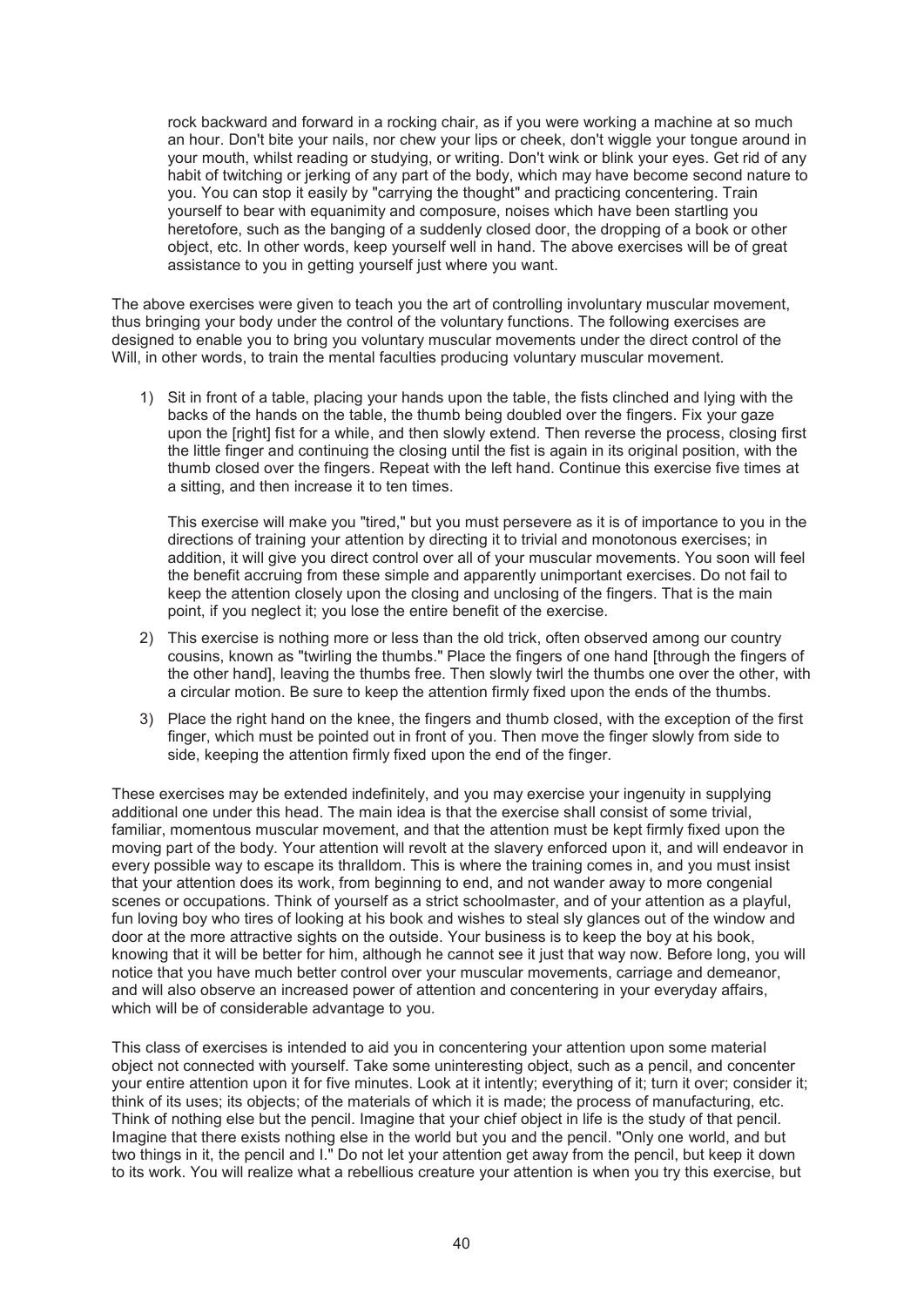rock backward and forward in a rocking chair, as if you were working a machine at so much an hour. Don't bite your nails, nor chew your lips or cheek, don't wiggle your tongue around in your mouth, whilst reading or studying, or writing. Don't wink or blink your eyes. Get rid of any habit of twitching or jerking of any part of the body, which may have become second nature to you. You can stop it easily by "carrying the thought" and practicing concentering. Train yourself to bear with equanimity and composure, noises which have been startling you heretofore, such as the banging of a suddenly closed door, the dropping of a book or other object, etc. In other words, keep yourself well in hand. The above exercises will be of great assistance to you in getting yourself just where you want.

The above exercises were given to teach you the art of controlling involuntary muscular movement, thus bringing your body under the control of the voluntary functions. The following exercises are designed to enable you to bring you voluntary muscular movements under the direct control of the Will, in other words, to train the mental faculties producing voluntary muscular movement.

1) Sit in front of a table, placing your hands upon the table, the fists clinched and lying with the backs of the hands on the table, the thumb being doubled over the fingers. Fix your gaze upon the [right] fist for a while, and then slowly extend. Then reverse the process, closing first the little finger and continuing the closing until the fist is again in its original position, with the thumb closed over the fingers. Repeat with the left hand. Continue this exercise five times at a sitting, and then increase it to ten times.

   This exercise will make you "tired," but you must persevere as it is of importance to you in the directions of training your attention by directing it to trivial and monotonous exercises; in addition, it will give you direct control over all of your muscular movements. You soon will feel the benefit accruing from these simple and apparently unimportant exercises. Do not fail to keep the attention closely upon the closing and unclosing of the fingers. That is the main point, if you neglect it; you lose the entire benefit of the exercise.

2) This exercise is nothing more or less than the old trick, often observed among our country cousins, known as "twirling the thumbs." Place the fingers of one hand [through the fingers of the other hand], leaving the thumbs free. Then slowly twirl the thumbs one over the other, with a circular motion. Be sure to keep the attention firmly fixed upon the ends of the thumbs.

3) Place the right hand on the knee, the fingers and thumb closed, with the exception of the first finger, which must be pointed out in front of you. Then move the finger slowly from side to side, keeping the attention firmly fixed upon the end of the finger.

These exercises may be extended indefinitely, and you may exercise your ingenuity in supplying additional one under this head. The main idea is that the exercise shall consist of some trivial, familiar, momentous muscular movement, and that the attention must be kept firmly fixed upon the moving part of the body. Your attention will revolt at the slavery enforced upon it, and will endeavor in every possible way to escape its thralldom. This is where the training comes in, and you must insist that your attention does its work, from beginning to end, and not wander away to more congenial scenes or occupations. Think of yourself as a strict schoolmaster, and of your attention as a playful, fun loving boy who tires of looking at his book and wishes to steal sly glances out of the window and door at the more attractive sights on the outside. Your business is to keep the boy at his book, knowing that it will be better for him, although he cannot see it just that way now. Before long, you will notice that you have much better control over your muscular movements, carriage and demeanor, and will also observe an increased power of attention and concentering in your everyday affairs, which will be of considerable advantage to you.

This class of exercises is intended to aid you in concentering your attention upon some material object not connected with yourself. Take some uninteresting object, such as a pencil, and concenter your entire attention upon it for five minutes. Look at it intently; everything of it; turn it over; consider it; think of its uses; its objects; of the materials of which it is made; the process of manufacturing, etc. Think of nothing else but the pencil. Imagine that your chief object in life is the study of that pencil. Imagine that there exists nothing else in the world but you and the pencil. "Only one world, and but two things in it, the pencil and I." Do not let your attention get away from the pencil, but keep it down to its work. You will realize what a rebellious creature your attention is when you try this exercise, but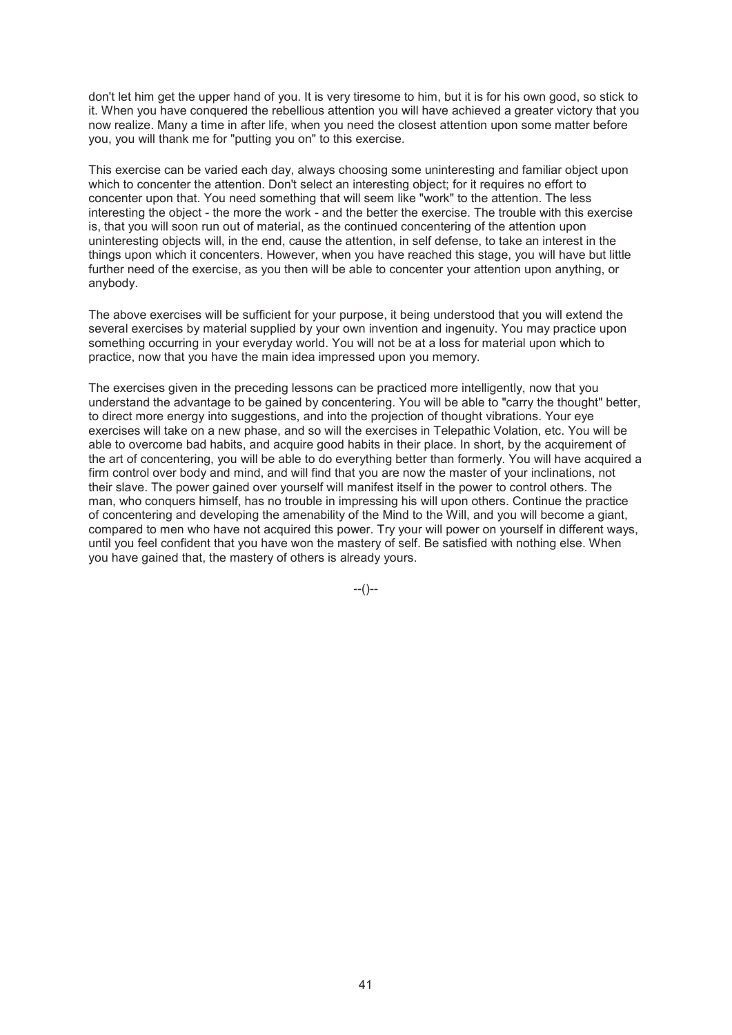don't let him get the upper hand of you. It is very tiresome to him, but it is for his own good, so stick to it. When you have conquered the rebellious attention you will have achieved a greater victory that you now realize. Many a time in after life, when you need the closest attention upon some matter before you, you will thank me for "putting you on" to this exercise.

This exercise can be varied each day, always choosing some uninteresting and familiar object upon which to concenter the attention. Don't select an interesting object; for it requires no effort to concenter upon that. You need something that will seem like "work" to the attention. The less interesting the object - the more the work - and the better the exercise. The trouble with this exercise is, that you will soon run out of material, as the continued concentering of the attention upon uninteresting objects will, in the end, cause the attention, in self defense, to take an interest in the things upon which it concenters. However, when you have reached this stage, you will have but little further need of the exercise, as you then will be able to concenter your attention upon anything, or anybody.

The above exercises will be sufficient for your purpose, it being understood that you will extend the several exercises by material supplied by your own invention and ingenuity. You may practice upon something occurring in your everyday world. You will not be at a loss for material upon which to practice, now that you have the main idea impressed upon you memory.

The exercises given in the preceding lessons can be practiced more intelligently, now that you understand the advantage to be gained by concentering. You will be able to "carry the thought" better, to direct more energy into suggestions, and into the projection of thought vibrations. Your eye exercises will take on a new phase, and so will the exercises in Telepathic Volation, etc. You will be able to overcome bad habits, and acquire good habits in their place. In short, by the acquirement of the art of concentering, you will be able to do everything better than formerly. You will have acquired a firm control over body and mind, and will find that you are now the master of your inclinations, not their slave. The power gained over yourself will manifest itself in the power to control others. The man, who conquers himself, has no trouble in impressing his will upon others. Continue the practice of concentering and developing the amenability of the Mind to the Will, and you will become a giant, compared to men who have not acquired this power. Try your will power on yourself in different ways, until you feel confident that you have won the mastery of self. Be satisfied with nothing else. When you have gained that, the mastery of others is already yours.

--()--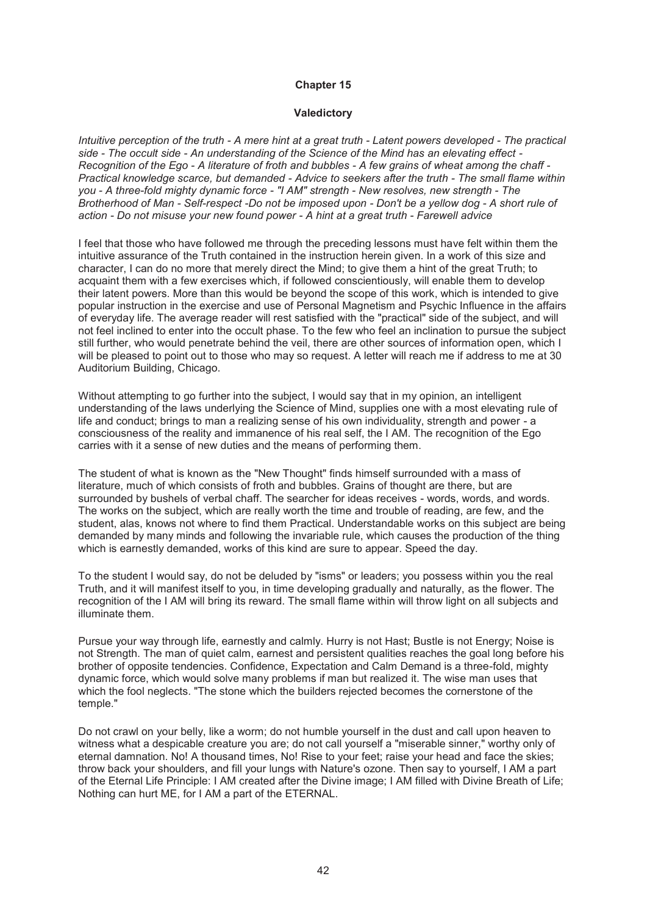# Chapter 15

## Valedictory

*Intuitive perception of the truth - A mere hint at a great truth - Latent powers developed - The practical side - The occult side - An understanding of the Science of the Mind has an elevating effect - Recognition of the Ego - A literature of froth and bubbles - A few grains of wheat among the chaff - Practical knowledge scarce, but demanded - Advice to seekers after the truth - The small flame within you - A three-fold mighty dynamic force - "I AM" strength - New resolves, new strength - The Brotherhood of Man - Self-respect -Do not be imposed upon - Don't be a yellow dog - A short rule of action - Do not misuse your new found power - A hint at a great truth - Farewell advice*

I feel that those who have followed me through the preceding lessons must have felt within them the intuitive assurance of the Truth contained in the instruction herein given. In a work of this size and character, I can do no more that merely direct the Mind; to give them a hint of the great Truth; to acquaint them with a few exercises which, if followed conscientiously, will enable them to develop their latent powers. More than this would be beyond the scope of this work, which is intended to give popular instruction in the exercise and use of Personal Magnetism and Psychic Influence in the affairs of everyday life. The average reader will rest satisfied with the "practical" side of the subject, and will not feel inclined to enter into the occult phase. To the few who feel an inclination to pursue the subject still further, who would penetrate behind the veil, there are other sources of information open, which I will be pleased to point out to those who may so request. A letter will reach me if address to me at 30 Auditorium Building, Chicago.

Without attempting to go further into the subject, I would say that in my opinion, an intelligent understanding of the laws underlying the Science of Mind, supplies one with a most elevating rule of life and conduct; brings to man a realizing sense of his own individuality, strength and power - a consciousness of the reality and immanence of his real self, the I AM. The recognition of the Ego carries with it a sense of new duties and the means of performing them.

The student of what is known as the "New Thought" finds himself surrounded with a mass of literature, much of which consists of froth and bubbles. Grains of thought are there, but are surrounded by bushels of verbal chaff. The searcher for ideas receives - words, words, and words. The works on the subject, which are really worth the time and trouble of reading, are few, and the student, alas, knows not where to find them Practical. Understandable works on this subject are being demanded by many minds and following the invariable rule, which causes the production of the thing which is earnestly demanded, works of this kind are sure to appear. Speed the day.

To the student I would say, do not be deluded by "isms" or leaders; you possess within you the real Truth, and it will manifest itself to you, in time developing gradually and naturally, as the flower. The recognition of the I AM will bring its reward. The small flame within will throw light on all subjects and illuminate them.

Pursue your way through life, earnestly and calmly. Hurry is not Hast; Bustle is not Energy; Noise is not Strength. The man of quiet calm, earnest and persistent qualities reaches the goal long before his brother of opposite tendencies. Confidence, Expectation and Calm Demand is a three-fold, mighty dynamic force, which would solve many problems if man but realized it. The wise man uses that which the fool neglects. "The stone which the builders rejected becomes the cornerstone of the temple."

Do not crawl on your belly, like a worm; do not humble yourself in the dust and call upon heaven to witness what a despicable creature you are; do not call yourself a "miserable sinner," worthy only of eternal damnation. No! A thousand times, No! Rise to your feet; raise your head and face the skies; throw back your shoulders, and fill your lungs with Nature's ozone. Then say to yourself, I AM a part of the Eternal Life Principle: I AM created after the Divine image; I AM filled with Divine Breath of Life; Nothing can hurt ME, for I AM a part of the ETERNAL.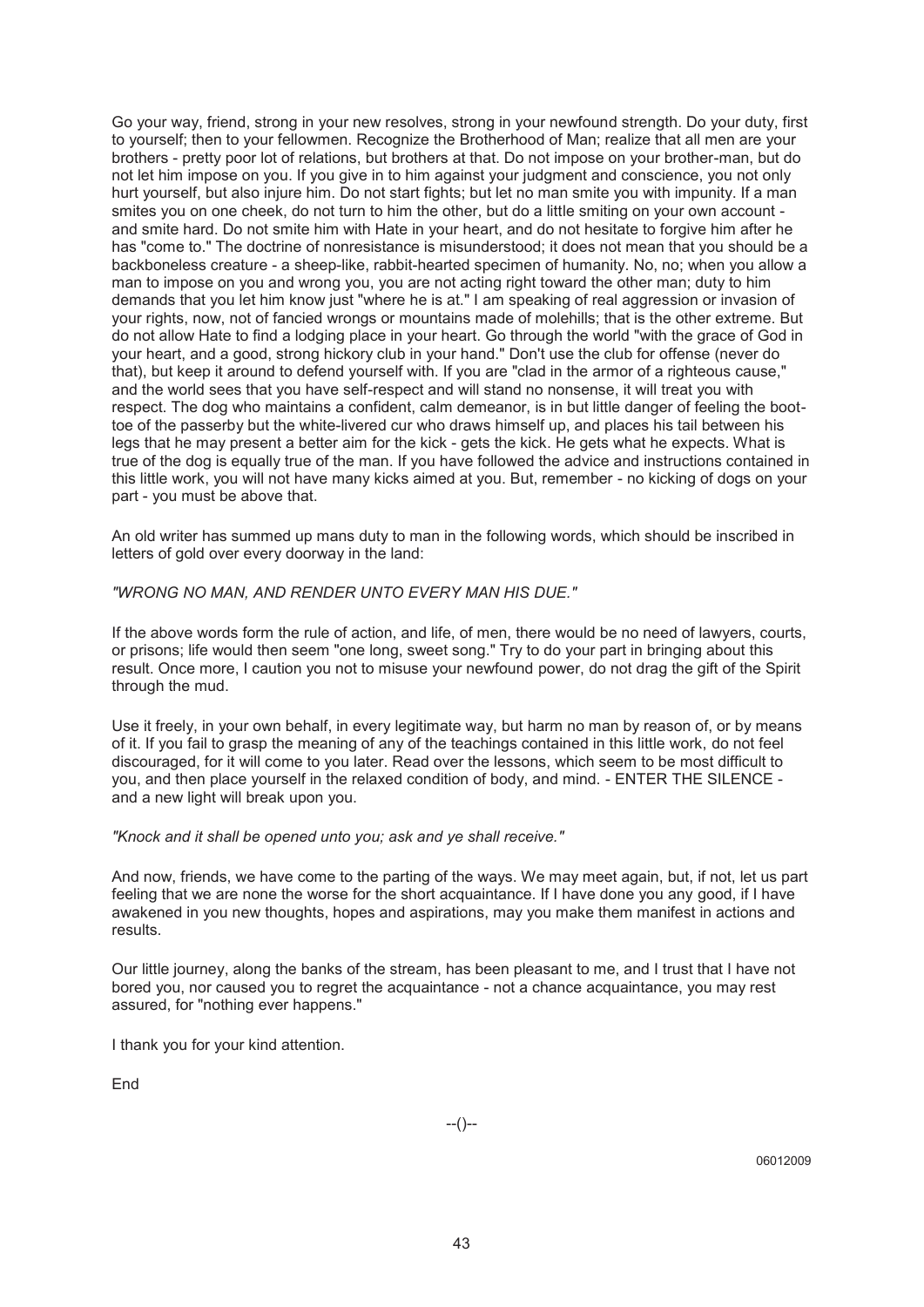Go your way, friend, strong in your new resolves, strong in your newfound strength. Do your duty, first to yourself; then to your fellowmen. Recognize the Brotherhood of Man; realize that all men are your brothers - pretty poor lot of relations, but brothers at that. Do not impose on your brother-man, but do not let him impose on you. If you give in to him against your judgment and conscience, you not only hurt yourself, but also injure him. Do not start fights; but let no man smite you with impunity. If a man smites you on one cheek, do not turn to him the other, but do a little smiting on your own account - and smite hard. Do not smite him with Hate in your heart, and do not hesitate to forgive him after he has "come to." The doctrine of nonresistance is misunderstood; it does not mean that you should be a backboneless creature - a sheep-like, rabbit-hearted specimen of humanity. No, no; when you allow a man to impose on you and wrong you, you are not acting right toward the other man; duty to him demands that you let him know just "where he is at." I am speaking of real aggression or invasion of your rights, now, not of fancied wrongs or mountains made of molehills; that is the other extreme. But do not allow Hate to find a lodging place in your heart. Go through the world "with the grace of God in your heart, and a good, strong hickory club in your hand." Don't use the club for offense (never do that), but keep it around to defend yourself with. If you are "clad in the armor of a righteous cause," and the world sees that you have self-respect and will stand no nonsense, it will treat you with respect. The dog who maintains a confident, calm demeanor, is in but little danger of feeling the boot-toe of the passerby but the white-livered cur who draws himself up, and places his tail between his legs that he may present a better aim for the kick - gets the kick. He gets what he expects. What is true of the dog is equally true of the man. If you have followed the advice and instructions contained in this little work, you will not have many kicks aimed at you. But, remember - no kicking of dogs on your part - you must be above that.

An old writer has summed up mans duty to man in the following words, which should be inscribed in letters of gold over every doorway in the land:

*"WRONG NO MAN, AND RENDER UNTO EVERY MAN HIS DUE."*

If the above words form the rule of action, and life, of men, there would be no need of lawyers, courts, or prisons; life would then seem "one long, sweet song." Try to do your part in bringing about this result. Once more, I caution you not to misuse your newfound power, do not drag the gift of the Spirit through the mud.

Use it freely, in your own behalf, in every legitimate way, but harm no man by reason of, or by means of it. If you fail to grasp the meaning of any of the teachings contained in this little work, do not feel discouraged, for it will come to you later. Read over the lessons, which seem to be most difficult to you, and then place yourself in the relaxed condition of body, and mind. - ENTER THE SILENCE - and a new light will break upon you.

*"Knock and it shall be opened unto you; ask and ye shall receive."*

And now, friends, we have come to the parting of the ways. We may meet again, but, if not, let us part feeling that we are none the worse for the short acquaintance. If I have done you any good, if I have awakened in you new thoughts, hopes and aspirations, may you make them manifest in actions and results.

Our little journey, along the banks of the stream, has been pleasant to me, and I trust that I have not bored you, nor caused you to regret the acquaintance - not a chance acquaintance, you may rest assured, for "nothing ever happens."

I thank you for your kind attention.

End

--()--

06012009